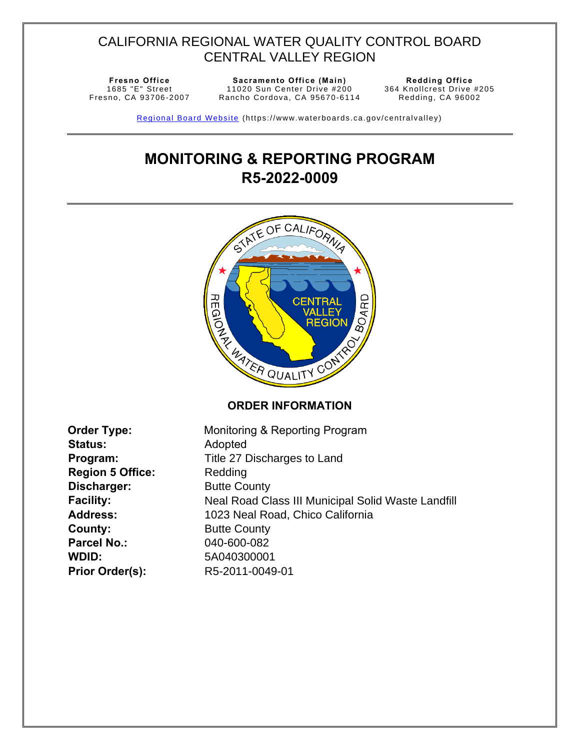# CALIFORNIA REGIONAL WATER QUALITY CONTROL BOARD
# CENTRAL VALLEY REGION

| **Fresno Office** | **Sacramento Office (Main)** | **Redding Office** |
| --- | --- | --- |
| 1685 "E" Street | 11020 Sun Center Drive #200 | 364 Knollcrest Drive #205 |
| Fresno, CA 93706-2007 | Rancho Cordova, CA 95670-6114 | Redding, CA 96002 |

[Regional Board Website](https://www.waterboards.ca.gov/centralvalley) (https://www.waterboards.ca.gov/centralvalley)

# MONITORING & REPORTING PROGRAM
# R5-2022-0009

## ORDER INFORMATION

**Order Type:** Monitoring & Reporting Program
**Status:** Adopted
**Program:** Title 27 Discharges to Land
**Region 5 Office:** Redding
**Discharger:** Butte County
**Facility:** Neal Road Class III Municipal Solid Waste Landfill
**Address:** 1023 Neal Road, Chico California
**County:** Butte County
**Parcel No.:** 040-600-082
**WDID:** 5A040300001
**Prior Order(s):** R5-2011-0049-01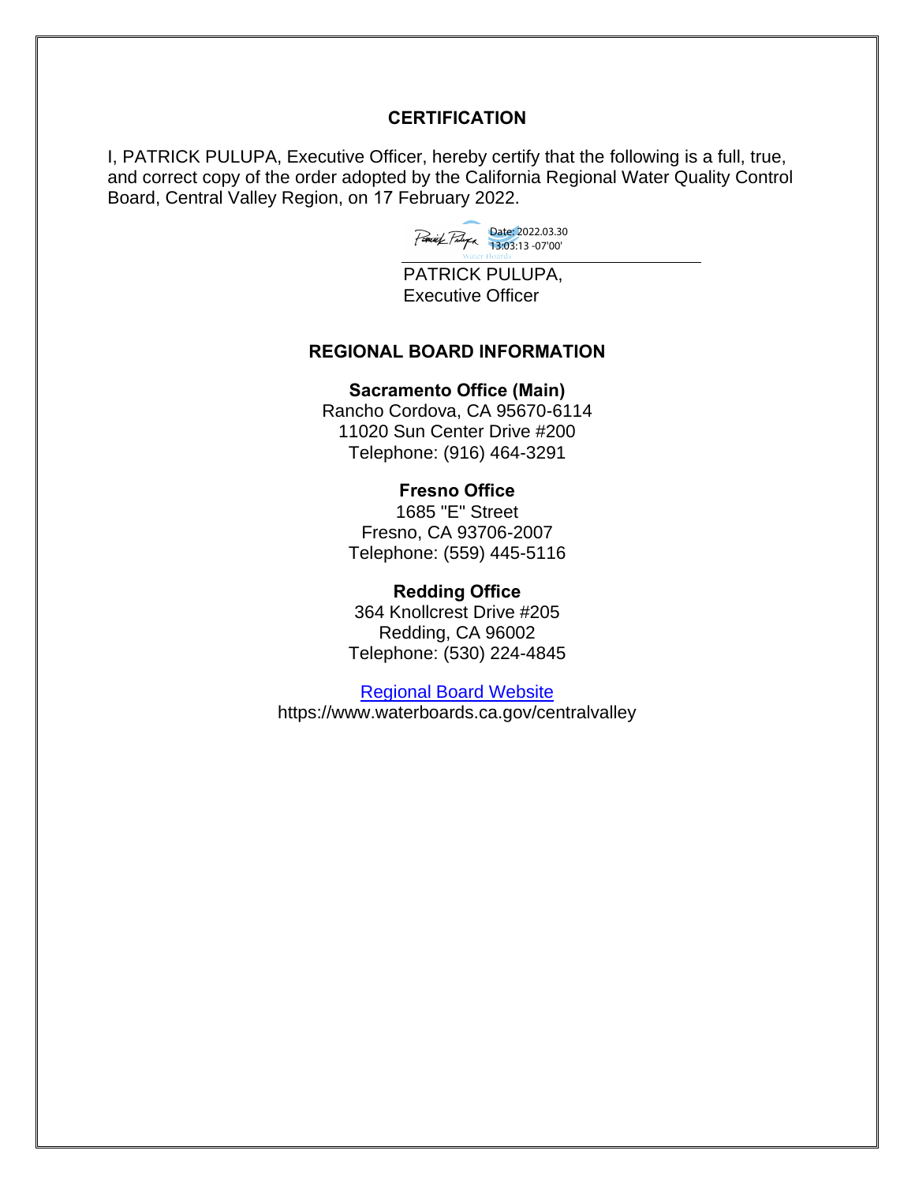## CERTIFICATION

I, PATRICK PULUPA, Executive Officer, hereby certify that the following is a full, true, and correct copy of the order adopted by the California Regional Water Quality Control Board, Central Valley Region, on 17 February 2022.

Date: 2022.03.30 13:03:13 -07'00'

PATRICK PULUPA,
Executive Officer

## REGIONAL BOARD INFORMATION

**Sacramento Office (Main)**
Rancho Cordova, CA 95670-6114
11020 Sun Center Drive #200
Telephone: (916) 464-3291

**Fresno Office**
1685 "E" Street
Fresno, CA 93706-2007
Telephone: (559) 445-5116

**Redding Office**
364 Knollcrest Drive #205
Redding, CA 96002
Telephone: (530) 224-4845

[Regional Board Website](https://www.waterboards.ca.gov/centralvalley)
https://www.waterboards.ca.gov/centralvalley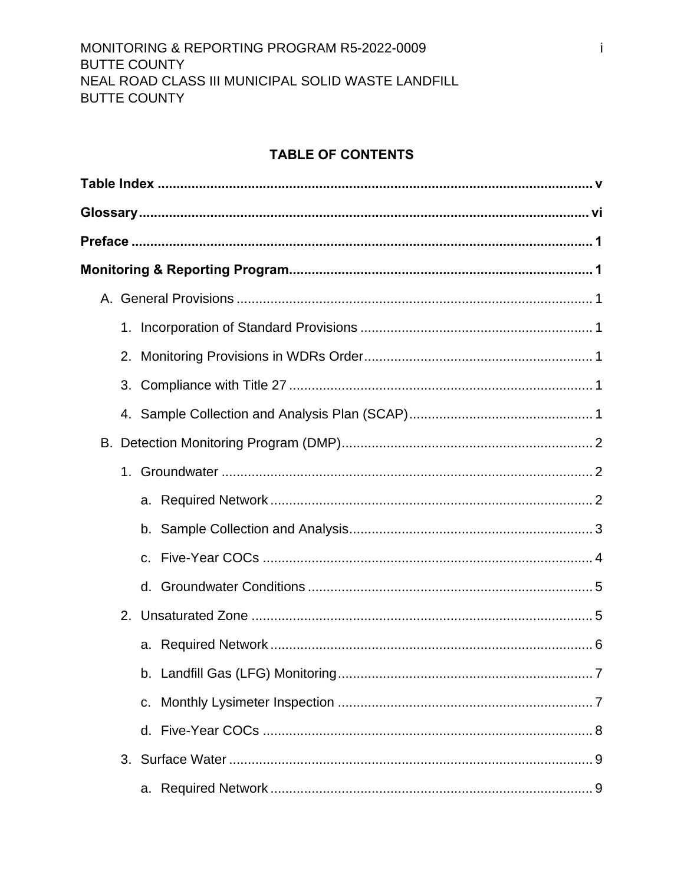## TABLE OF CONTENTS

**Table Index** .......... v

**Glossary** .......... vi

**Preface** .......... 1

**Monitoring & Reporting Program** .......... 1

- A. General Provisions .......... 1
  - 1. Incorporation of Standard Provisions .......... 1
  - 2. Monitoring Provisions in WDRs Order .......... 1
  - 3. Compliance with Title 27 .......... 1
  - 4. Sample Collection and Analysis Plan (SCAP) .......... 1
- B. Detection Monitoring Program (DMP) .......... 2
  - 1. Groundwater .......... 2
    - a. Required Network .......... 2
    - b. Sample Collection and Analysis .......... 3
    - c. Five-Year COCs .......... 4
    - d. Groundwater Conditions .......... 5
  - 2. Unsaturated Zone .......... 5
    - a. Required Network .......... 6
    - b. Landfill Gas (LFG) Monitoring .......... 7
    - c. Monthly Lysimeter Inspection .......... 7
    - d. Five-Year COCs .......... 8
  - 3. Surface Water .......... 9
    - a. Required Network .......... 9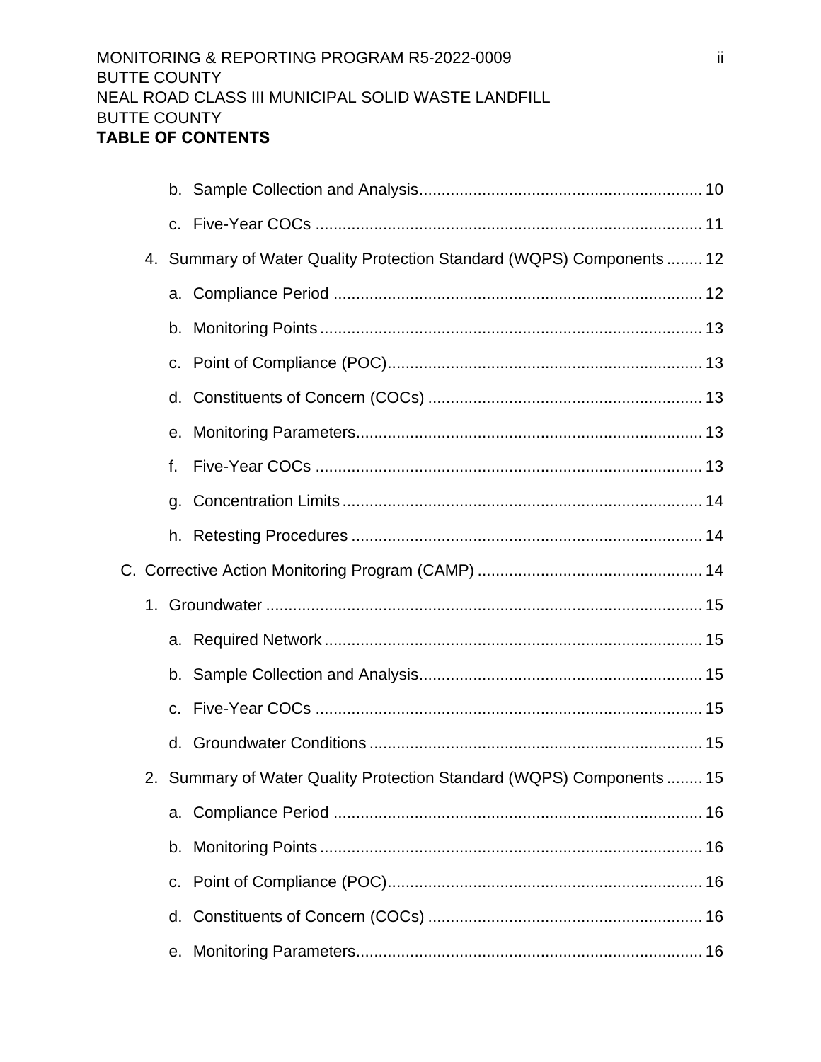**TABLE OF CONTENTS**

- b. Sample Collection and Analysis.............................................................. 10
- c. Five-Year COCs ..................................................................................... 11

4. Summary of Water Quality Protection Standard (WQPS) Components ........ 12
   - a. Compliance Period ................................................................................ 12
   - b. Monitoring Points .................................................................................. 13
   - c. Point of Compliance (POC).................................................................... 13
   - d. Constituents of Concern (COCs) ........................................................... 13
   - e. Monitoring Parameters........................................................................... 13
   - f. Five-Year COCs ..................................................................................... 13
   - g. Concentration Limits .............................................................................. 14
   - h. Retesting Procedures ............................................................................ 14

C. Corrective Action Monitoring Program (CAMP) ................................................. 14

1. Groundwater ................................................................................................ 15
   - a. Required Network .................................................................................. 15
   - b. Sample Collection and Analysis.............................................................. 15
   - c. Five-Year COCs ..................................................................................... 15
   - d. Groundwater Conditions ........................................................................ 15

2. Summary of Water Quality Protection Standard (WQPS) Components ........ 15
   - a. Compliance Period ................................................................................ 16
   - b. Monitoring Points .................................................................................. 16
   - c. Point of Compliance (POC).................................................................... 16
   - d. Constituents of Concern (COCs) ........................................................... 16
   - e. Monitoring Parameters........................................................................... 16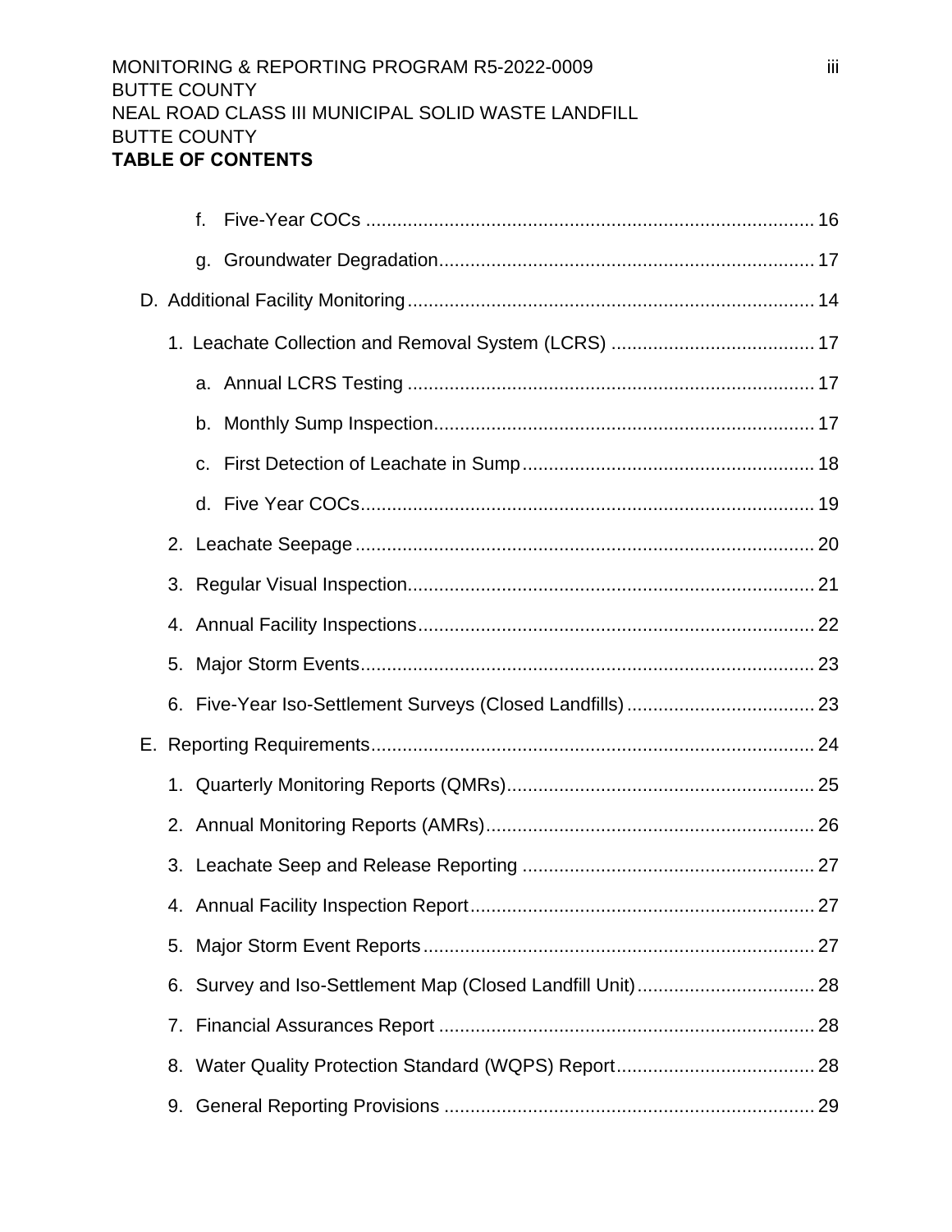MONITORING & REPORTING PROGRAM R5-2022-0009
BUTTE COUNTY
NEAL ROAD CLASS III MUNICIPAL SOLID WASTE LANDFILL
BUTTE COUNTY

**TABLE OF CONTENTS**

- f. Five-Year COCs ..................... 16
- g. Groundwater Degradation ..................... 17

D. Additional Facility Monitoring ..................... 14

1. Leachate Collection and Removal System (LCRS) ..................... 17
   - a. Annual LCRS Testing ..................... 17
   - b. Monthly Sump Inspection ..................... 17
   - c. First Detection of Leachate in Sump ..................... 18
   - d. Five Year COCs ..................... 19
2. Leachate Seepage ..................... 20
3. Regular Visual Inspection ..................... 21
4. Annual Facility Inspections ..................... 22
5. Major Storm Events ..................... 23
6. Five-Year Iso-Settlement Surveys (Closed Landfills) ..................... 23

E. Reporting Requirements ..................... 24

1. Quarterly Monitoring Reports (QMRs) ..................... 25
2. Annual Monitoring Reports (AMRs) ..................... 26
3. Leachate Seep and Release Reporting ..................... 27
4. Annual Facility Inspection Report ..................... 27
5. Major Storm Event Reports ..................... 27
6. Survey and Iso-Settlement Map (Closed Landfill Unit) ..................... 28
7. Financial Assurances Report ..................... 28
8. Water Quality Protection Standard (WQPS) Report ..................... 28
9. General Reporting Provisions ..................... 29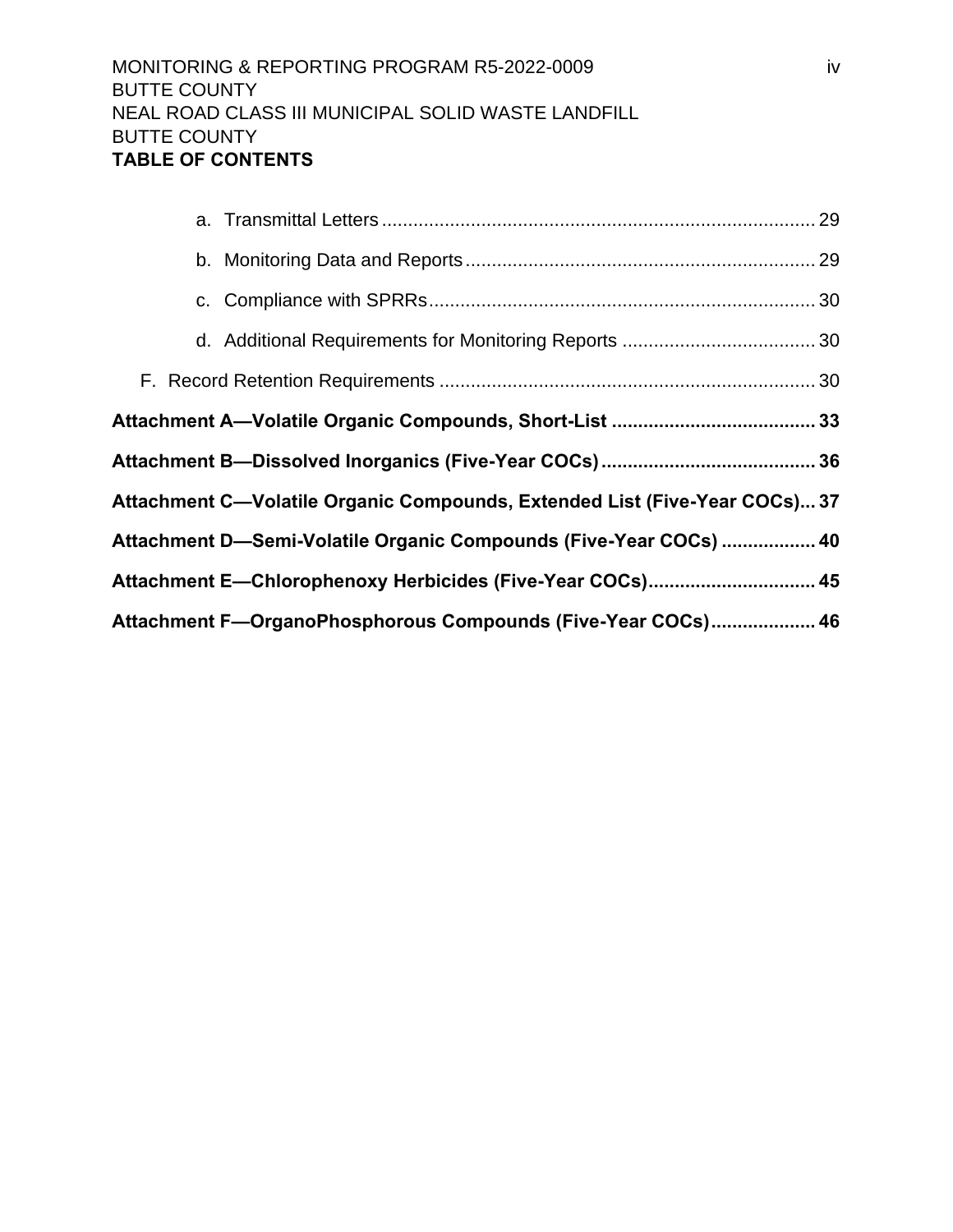**TABLE OF CONTENTS**

- a. Transmittal Letters ..... 29
- b. Monitoring Data and Reports ..... 29
- c. Compliance with SPRRs ..... 30
- d. Additional Requirements for Monitoring Reports ..... 30

F. Record Retention Requirements ..... 30

**Attachment A—Volatile Organic Compounds, Short-List ..... 33**

**Attachment B—Dissolved Inorganics (Five-Year COCs) ..... 36**

**Attachment C—Volatile Organic Compounds, Extended List (Five-Year COCs) ..... 37**

**Attachment D—Semi-Volatile Organic Compounds (Five-Year COCs) ..... 40**

**Attachment E—Chlorophenoxy Herbicides (Five-Year COCs) ..... 45**

**Attachment F—OrganoPhosphorous Compounds (Five-Year COCs) ..... 46**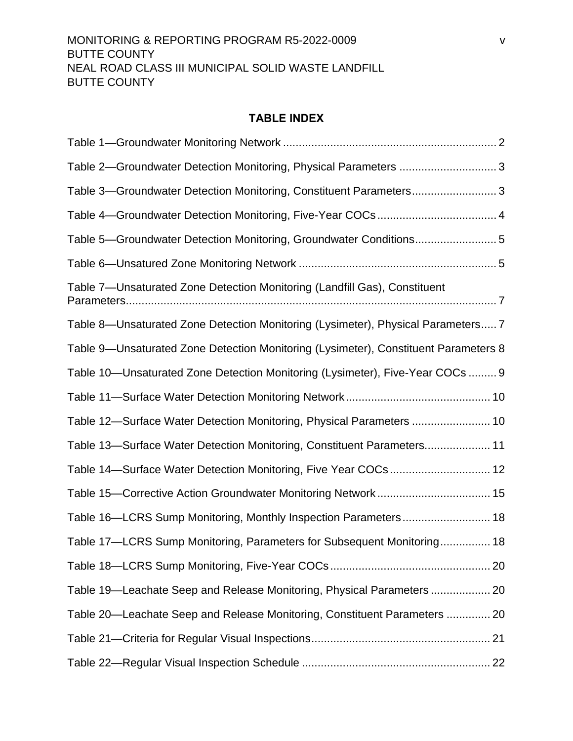## TABLE INDEX

Table 1—Groundwater Monitoring Network .................................................................... 2

Table 2—Groundwater Detection Monitoring, Physical Parameters ............................... 3

Table 3—Groundwater Detection Monitoring, Constituent Parameters........................... 3

Table 4—Groundwater Detection Monitoring, Five-Year COCs...................................... 4

Table 5—Groundwater Detection Monitoring, Groundwater Conditions.......................... 5

Table 6—Unsatured Zone Monitoring Network ............................................................... 5

Table 7—Unsaturated Zone Detection Monitoring (Landfill Gas), Constituent Parameters....................................................................................................................... 7

Table 8—Unsaturated Zone Detection Monitoring (Lysimeter), Physical Parameters..... 7

Table 9—Unsaturated Zone Detection Monitoring (Lysimeter), Constituent Parameters 8

Table 10—Unsaturated Zone Detection Monitoring (Lysimeter), Five-Year COCs ......... 9

Table 11—Surface Water Detection Monitoring Network.............................................. 10

Table 12—Surface Water Detection Monitoring, Physical Parameters ......................... 10

Table 13—Surface Water Detection Monitoring, Constituent Parameters..................... 11

Table 14—Surface Water Detection Monitoring, Five Year COCs................................ 12

Table 15—Corrective Action Groundwater Monitoring Network .................................... 15

Table 16—LCRS Sump Monitoring, Monthly Inspection Parameters............................ 18

Table 17—LCRS Sump Monitoring, Parameters for Subsequent Monitoring................ 18

Table 18—LCRS Sump Monitoring, Five-Year COCs................................................... 20

Table 19—Leachate Seep and Release Monitoring, Physical Parameters ................... 20

Table 20—Leachate Seep and Release Monitoring, Constituent Parameters .............. 20

Table 21—Criteria for Regular Visual Inspections......................................................... 21

Table 22—Regular Visual Inspection Schedule ............................................................ 22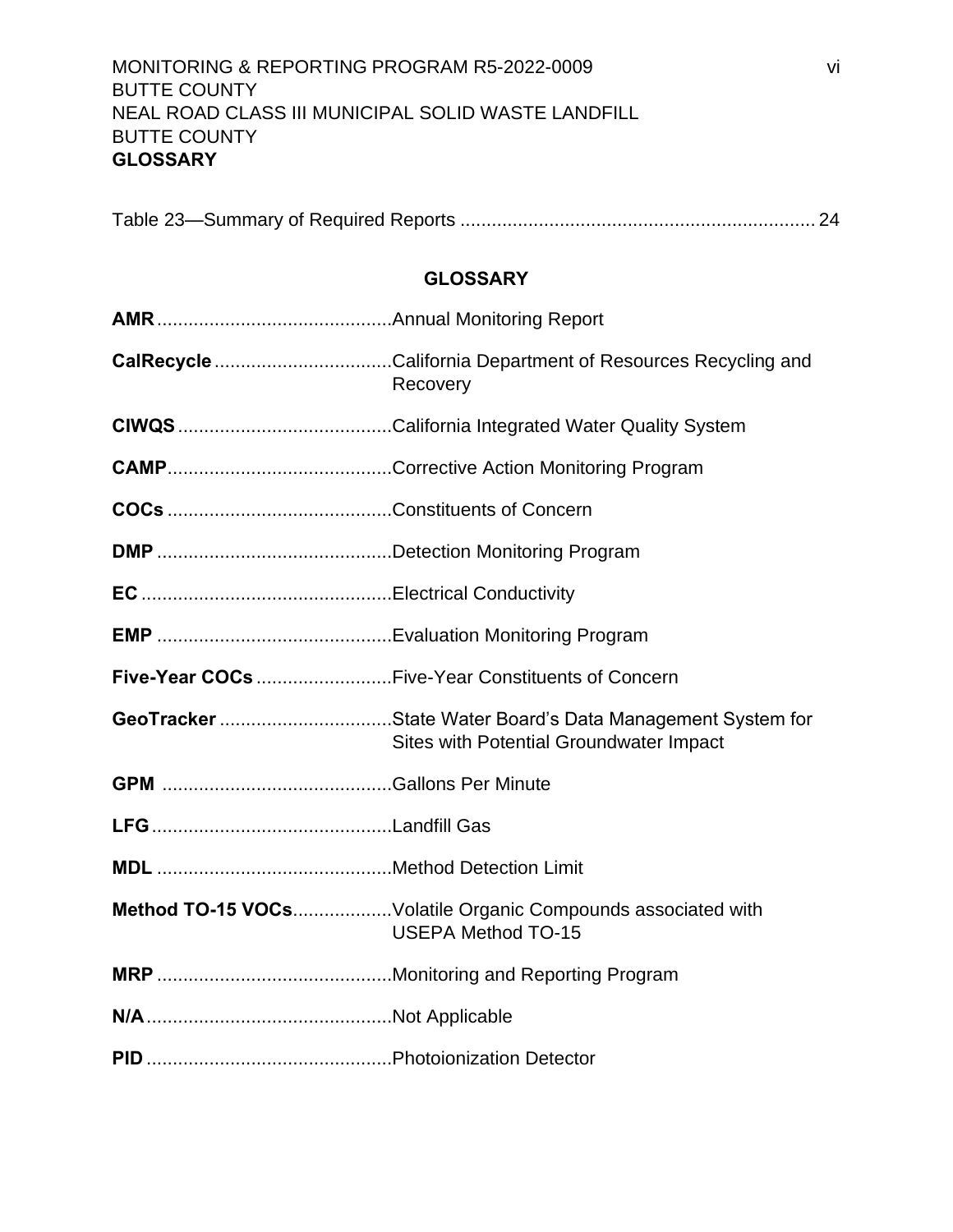Table 23—Summary of Required Reports .................................................................... 24

## GLOSSARY

**AMR** ............................................Annual Monitoring Report

**CalRecycle** ..................................California Department of Resources Recycling and Recovery

**CIWQS** ........................................California Integrated Water Quality System

**CAMP**..........................................Corrective Action Monitoring Program

**COCs** ..........................................Constituents of Concern

**DMP** ............................................Detection Monitoring Program

**EC** ...............................................Electrical Conductivity

**EMP** ............................................Evaluation Monitoring Program

**Five-Year COCs** ..........................Five-Year Constituents of Concern

**GeoTracker** .................................State Water Board's Data Management System for Sites with Potential Groundwater Impact

**GPM** ............................................Gallons Per Minute

**LFG** .............................................Landfill Gas

**MDL** ............................................Method Detection Limit

**Method TO-15 VOCs**...................Volatile Organic Compounds associated with USEPA Method TO-15

**MRP** ............................................Monitoring and Reporting Program

**N/A** ..............................................Not Applicable

**PID** ..............................................Photoionization Detector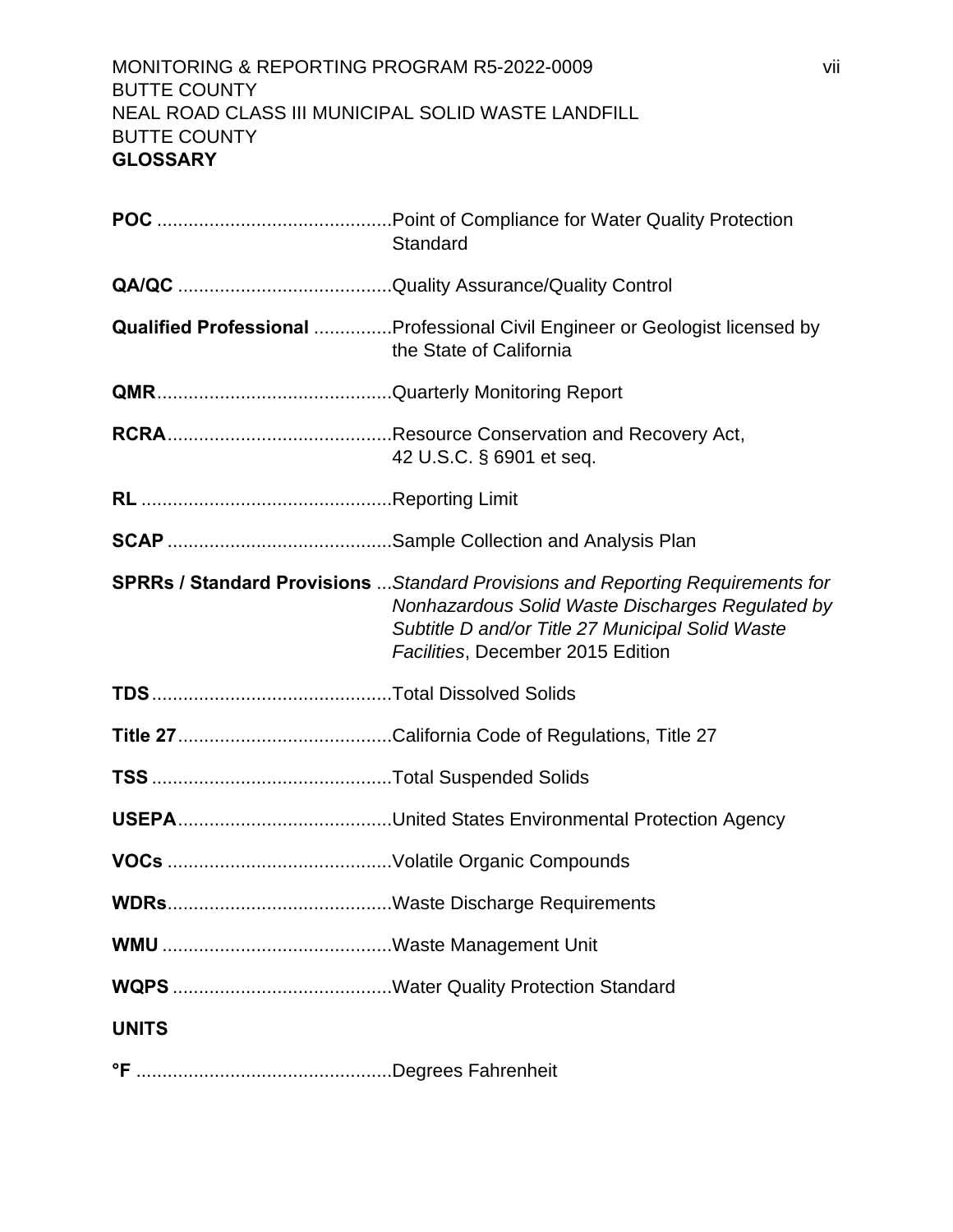**GLOSSARY**

**POC** ............................................Point of Compliance for Water Quality Protection Standard

**QA/QC** ........................................Quality Assurance/Quality Control

**Qualified Professional** ...............Professional Civil Engineer or Geologist licensed by the State of California

**QMR**............................................Quarterly Monitoring Report

**RCRA**..........................................Resource Conservation and Recovery Act, 42 U.S.C. § 6901 et seq.

**RL** ................................................Reporting Limit

**SCAP** ..........................................Sample Collection and Analysis Plan

**SPRRs / Standard Provisions** ...*Standard Provisions and Reporting Requirements for Nonhazardous Solid Waste Discharges Regulated by Subtitle D and/or Title 27 Municipal Solid Waste Facilities*, December 2015 Edition

**TDS**.............................................Total Dissolved Solids

**Title 27**........................................California Code of Regulations, Title 27

**TSS** .............................................Total Suspended Solids

**USEPA**........................................United States Environmental Protection Agency

**VOCs** ..........................................Volatile Organic Compounds

**WDRs**..........................................Waste Discharge Requirements

**WMU** ...........................................Waste Management Unit

**WQPS** .........................................Water Quality Protection Standard

**UNITS**

**°F** ................................................Degrees Fahrenheit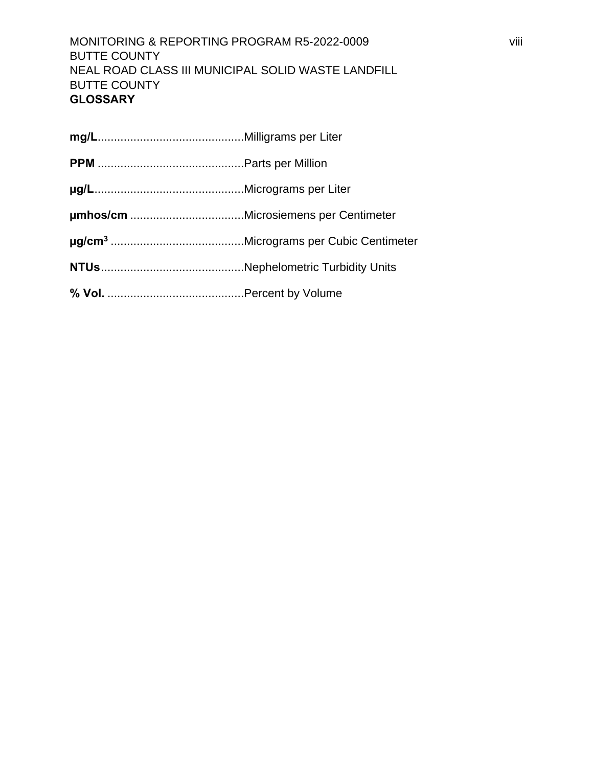**GLOSSARY**

**mg/L**............................................Milligrams per Liter

**PPM** ............................................Parts per Million

**µg/L**.............................................Micrograms per Liter

**µmhos/cm** ..................................Microsiemens per Centimeter

**µg/cm$^3$** ........................................Micrograms per Cubic Centimeter

**NTUs**............................................Nephelometric Turbidity Units

**% Vol.** ..........................................Percent by Volume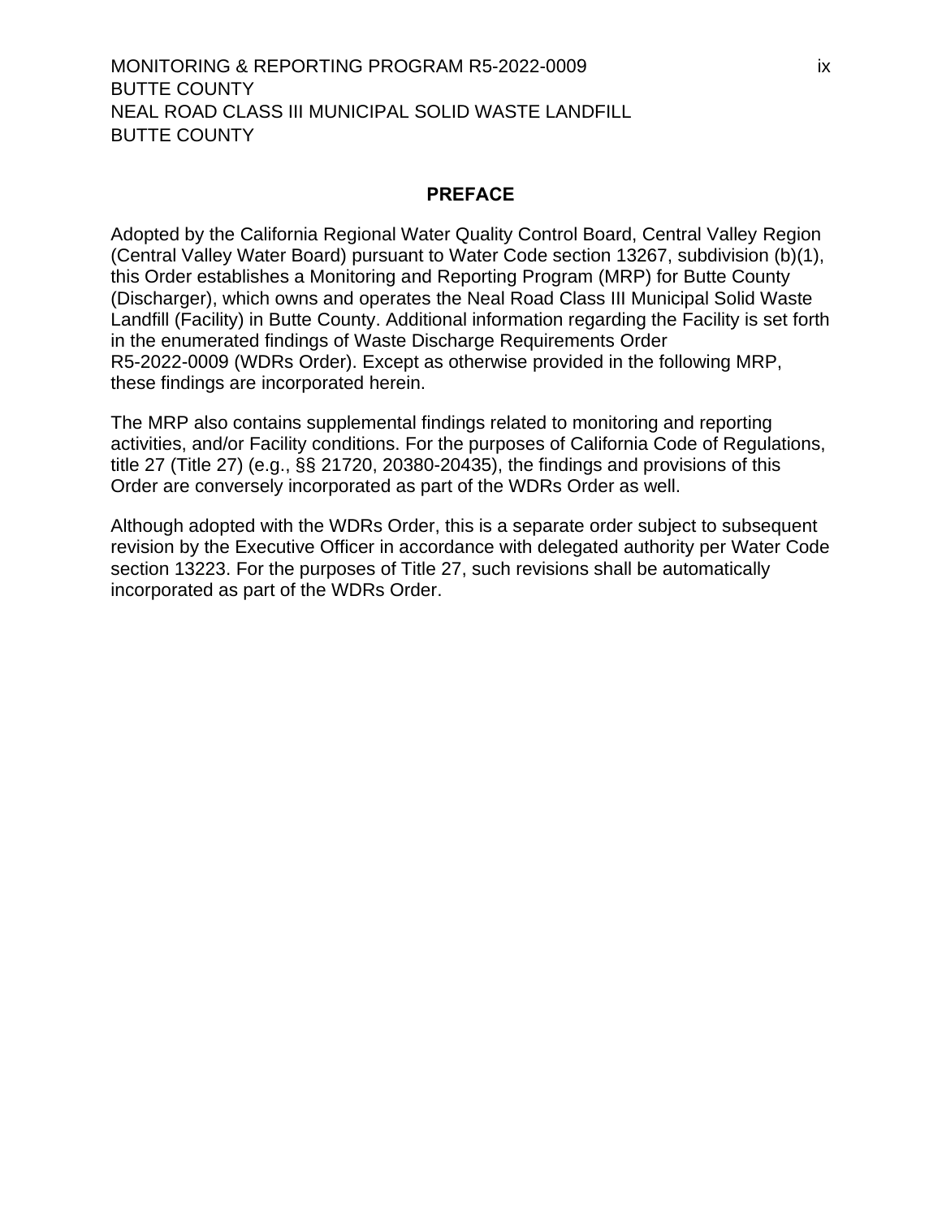## PREFACE

Adopted by the California Regional Water Quality Control Board, Central Valley Region (Central Valley Water Board) pursuant to Water Code section 13267, subdivision (b)(1), this Order establishes a Monitoring and Reporting Program (MRP) for Butte County (Discharger), which owns and operates the Neal Road Class III Municipal Solid Waste Landfill (Facility) in Butte County. Additional information regarding the Facility is set forth in the enumerated findings of Waste Discharge Requirements Order R5-2022-0009 (WDRs Order). Except as otherwise provided in the following MRP, these findings are incorporated herein.

The MRP also contains supplemental findings related to monitoring and reporting activities, and/or Facility conditions. For the purposes of California Code of Regulations, title 27 (Title 27) (e.g., §§ 21720, 20380-20435), the findings and provisions of this Order are conversely incorporated as part of the WDRs Order as well.

Although adopted with the WDRs Order, this is a separate order subject to subsequent revision by the Executive Officer in accordance with delegated authority per Water Code section 13223. For the purposes of Title 27, such revisions shall be automatically incorporated as part of the WDRs Order.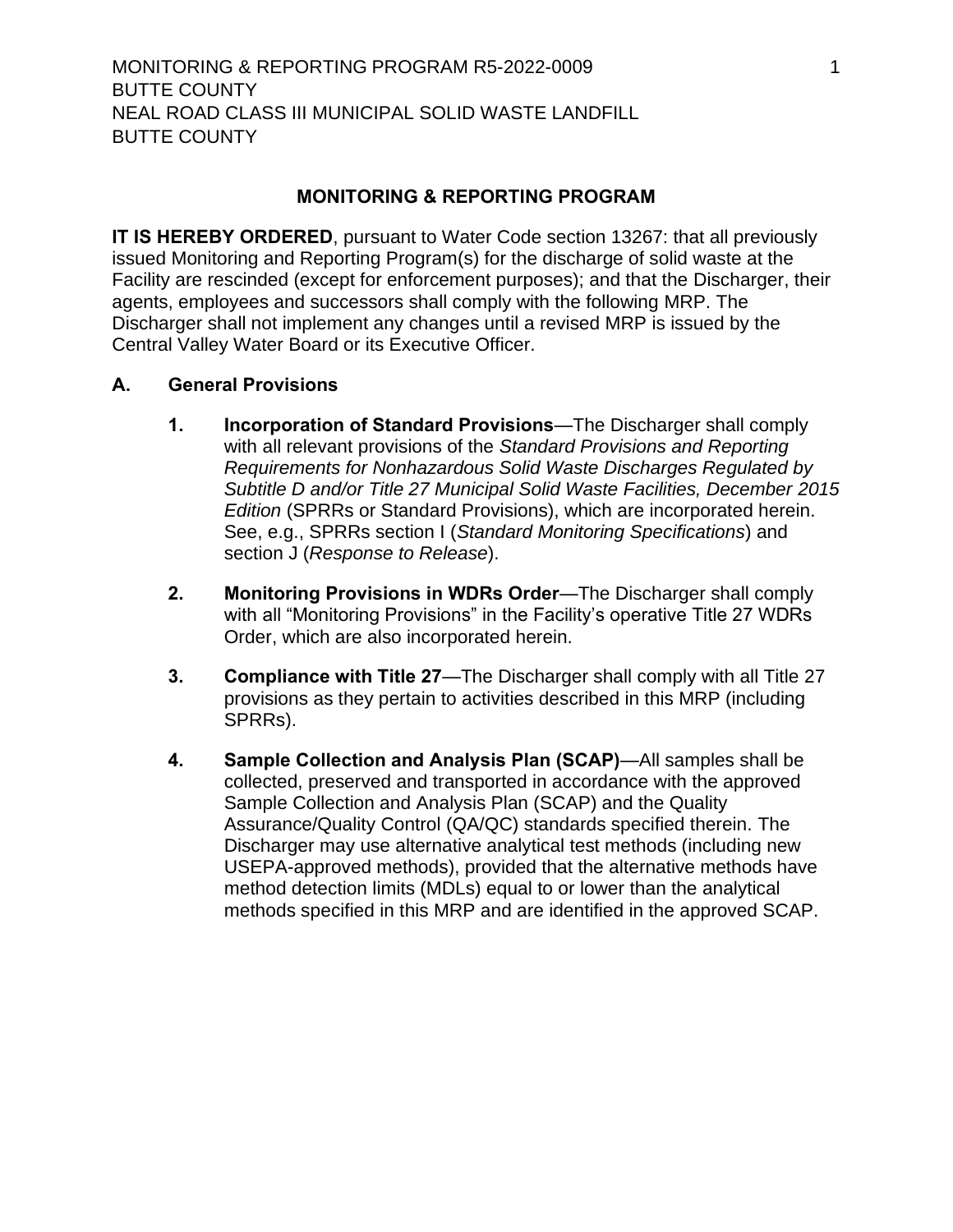## MONITORING & REPORTING PROGRAM

**IT IS HEREBY ORDERED**, pursuant to Water Code section 13267: that all previously issued Monitoring and Reporting Program(s) for the discharge of solid waste at the Facility are rescinded (except for enforcement purposes); and that the Discharger, their agents, employees and successors shall comply with the following MRP. The Discharger shall not implement any changes until a revised MRP is issued by the Central Valley Water Board or its Executive Officer.

### A. General Provisions

1. **Incorporation of Standard Provisions**—The Discharger shall comply with all relevant provisions of the *Standard Provisions and Reporting Requirements for Nonhazardous Solid Waste Discharges Regulated by Subtitle D and/or Title 27 Municipal Solid Waste Facilities, December 2015 Edition* (SPRRs or Standard Provisions), which are incorporated herein. See, e.g., SPRRs section I (*Standard Monitoring Specifications*) and section J (*Response to Release*).

2. **Monitoring Provisions in WDRs Order**—The Discharger shall comply with all "Monitoring Provisions" in the Facility's operative Title 27 WDRs Order, which are also incorporated herein.

3. **Compliance with Title 27**—The Discharger shall comply with all Title 27 provisions as they pertain to activities described in this MRP (including SPRRs).

4. **Sample Collection and Analysis Plan (SCAP)**—All samples shall be collected, preserved and transported in accordance with the approved Sample Collection and Analysis Plan (SCAP) and the Quality Assurance/Quality Control (QA/QC) standards specified therein. The Discharger may use alternative analytical test methods (including new USEPA-approved methods), provided that the alternative methods have method detection limits (MDLs) equal to or lower than the analytical methods specified in this MRP and are identified in the approved SCAP.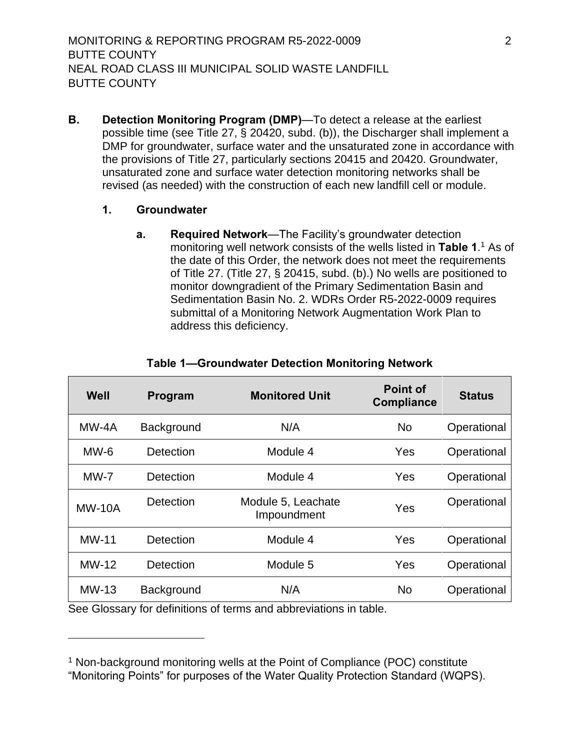**B. Detection Monitoring Program (DMP)**—To detect a release at the earliest possible time (see Title 27, § 20420, subd. (b)), the Discharger shall implement a DMP for groundwater, surface water and the unsaturated zone in accordance with the provisions of Title 27, particularly sections 20415 and 20420. Groundwater, unsaturated zone and surface water detection monitoring networks shall be revised (as needed) with the construction of each new landfill cell or module.

**1. Groundwater**

**a. Required Network**—The Facility's groundwater detection monitoring well network consists of the wells listed in **Table 1**.[1] As of the date of this Order, the network does not meet the requirements of Title 27. (Title 27, § 20415, subd. (b).) No wells are positioned to monitor downgradient of the Primary Sedimentation Basin and Sedimentation Basin No. 2. WDRs Order R5-2022-0009 requires submittal of a Monitoring Network Augmentation Work Plan to address this deficiency.

**Table 1—Groundwater Detection Monitoring Network**

| Well | Program | Monitored Unit | Point of Compliance | Status |
|---|---|---|---|---|
| MW-4A | Background | N/A | No | Operational |
| MW-6 | Detection | Module 4 | Yes | Operational |
| MW-7 | Detection | Module 4 | Yes | Operational |
| MW-10A | Detection | Module 5, Leachate Impoundment | Yes | Operational |
| MW-11 | Detection | Module 4 | Yes | Operational |
| MW-12 | Detection | Module 5 | Yes | Operational |
| MW-13 | Background | N/A | No | Operational |

See Glossary for definitions of terms and abbreviations in table.

[1] Non-background monitoring wells at the Point of Compliance (POC) constitute "Monitoring Points" for purposes of the Water Quality Protection Standard (WQPS).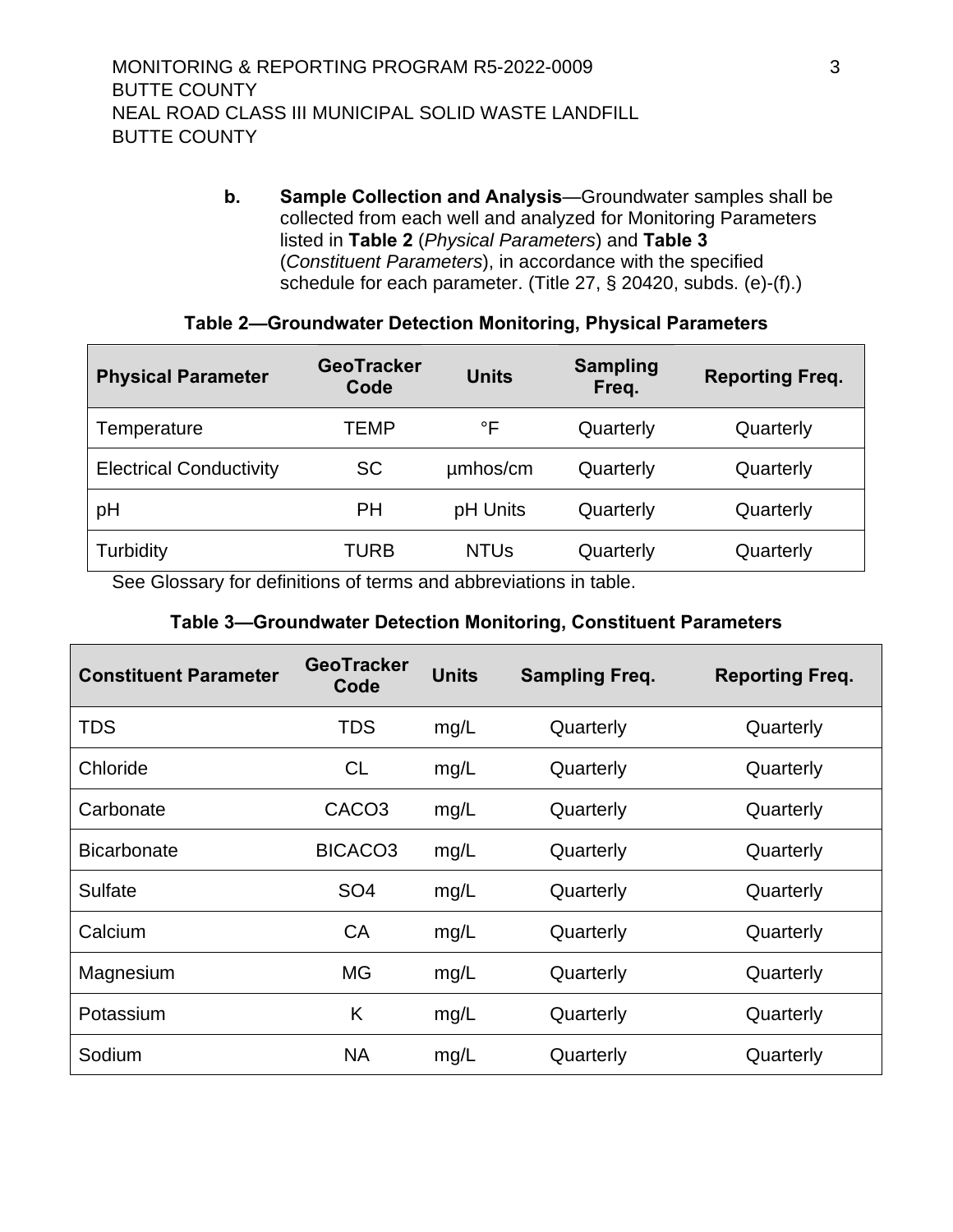**b. Sample Collection and Analysis**—Groundwater samples shall be collected from each well and analyzed for Monitoring Parameters listed in **Table 2** (*Physical Parameters*) and **Table 3** (*Constituent Parameters*), in accordance with the specified schedule for each parameter. (Title 27, § 20420, subds. (e)-(f).)

**Table 2—Groundwater Detection Monitoring, Physical Parameters**

| Physical Parameter | GeoTracker Code | Units | Sampling Freq. | Reporting Freq. |
|---|---|---|---|---|
| Temperature | TEMP | °F | Quarterly | Quarterly |
| Electrical Conductivity | SC | µmhos/cm | Quarterly | Quarterly |
| pH | PH | pH Units | Quarterly | Quarterly |
| Turbidity | TURB | NTUs | Quarterly | Quarterly |

See Glossary for definitions of terms and abbreviations in table.

**Table 3—Groundwater Detection Monitoring, Constituent Parameters**

| Constituent Parameter | GeoTracker Code | Units | Sampling Freq. | Reporting Freq. |
|---|---|---|---|---|
| TDS | TDS | mg/L | Quarterly | Quarterly |
| Chloride | CL | mg/L | Quarterly | Quarterly |
| Carbonate | CACO3 | mg/L | Quarterly | Quarterly |
| Bicarbonate | BICACO3 | mg/L | Quarterly | Quarterly |
| Sulfate | SO4 | mg/L | Quarterly | Quarterly |
| Calcium | CA | mg/L | Quarterly | Quarterly |
| Magnesium | MG | mg/L | Quarterly | Quarterly |
| Potassium | K | mg/L | Quarterly | Quarterly |
| Sodium | NA | mg/L | Quarterly | Quarterly |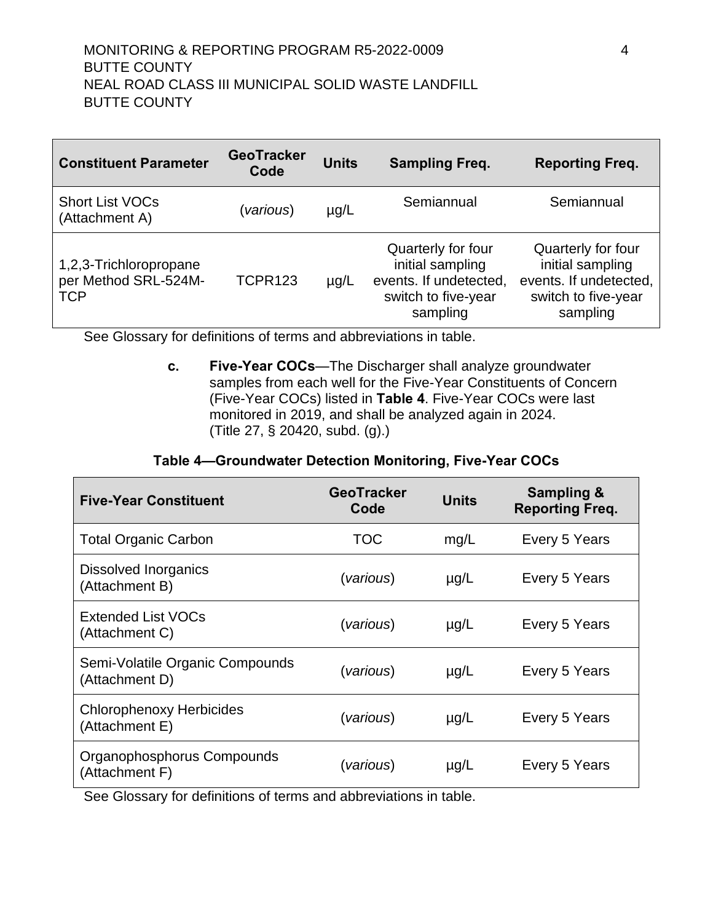| Constituent Parameter | GeoTracker Code | Units | Sampling Freq. | Reporting Freq. |
|---|---|---|---|---|
| Short List VOCs (Attachment A) | (*various*) | µg/L | Semiannual | Semiannual |
| 1,2,3-Trichloropropane per Method SRL-524M-TCP | TCPR123 | µg/L | Quarterly for four initial sampling events. If undetected, switch to five-year sampling | Quarterly for four initial sampling events. If undetected, switch to five-year sampling |

See Glossary for definitions of terms and abbreviations in table.

**c. Five-Year COCs**—The Discharger shall analyze groundwater samples from each well for the Five-Year Constituents of Concern (Five-Year COCs) listed in **Table 4**. Five-Year COCs were last monitored in 2019, and shall be analyzed again in 2024. (Title 27, § 20420, subd. (g).)

**Table 4—Groundwater Detection Monitoring, Five-Year COCs**

| Five-Year Constituent | GeoTracker Code | Units | Sampling & Reporting Freq. |
|---|---|---|---|
| Total Organic Carbon | TOC | mg/L | Every 5 Years |
| Dissolved Inorganics (Attachment B) | (*various*) | µg/L | Every 5 Years |
| Extended List VOCs (Attachment C) | (*various*) | µg/L | Every 5 Years |
| Semi-Volatile Organic Compounds (Attachment D) | (*various*) | µg/L | Every 5 Years |
| Chlorophenoxy Herbicides (Attachment E) | (*various*) | µg/L | Every 5 Years |
| Organophosphorus Compounds (Attachment F) | (*various*) | µg/L | Every 5 Years |

See Glossary for definitions of terms and abbreviations in table.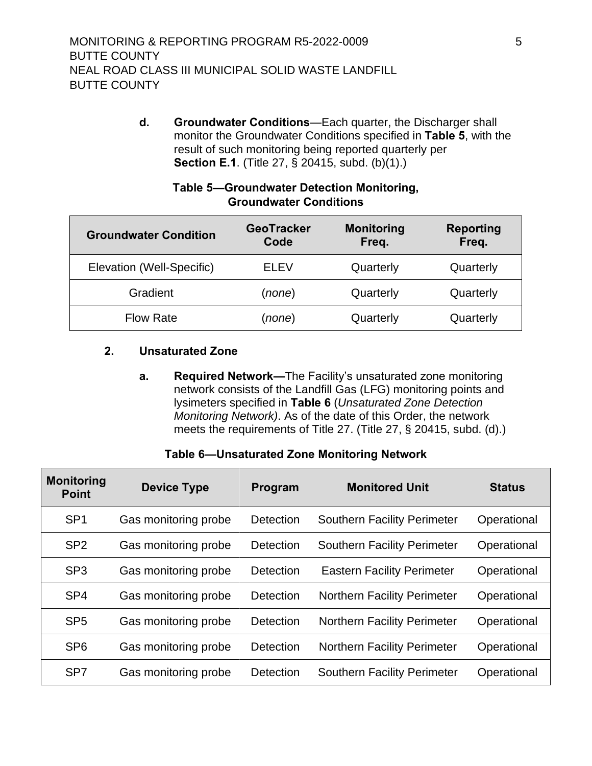**d. Groundwater Conditions**—Each quarter, the Discharger shall monitor the Groundwater Conditions specified in **Table 5**, with the result of such monitoring being reported quarterly per **Section E.1**. (Title 27, § 20415, subd. (b)(1).)

**Table 5—Groundwater Detection Monitoring, Groundwater Conditions**

| Groundwater Condition | GeoTracker Code | Monitoring Freq. | Reporting Freq. |
|---|---|---|---|
| Elevation (Well-Specific) | ELEV | Quarterly | Quarterly |
| Gradient | (*none*) | Quarterly | Quarterly |
| Flow Rate | (*none*) | Quarterly | Quarterly |

**2. Unsaturated Zone**

**a. Required Network—**The Facility's unsaturated zone monitoring network consists of the Landfill Gas (LFG) monitoring points and lysimeters specified in **Table 6** (*Unsaturated Zone Detection Monitoring Network)*. As of the date of this Order, the network meets the requirements of Title 27. (Title 27, § 20415, subd. (d).)

**Table 6—Unsaturated Zone Monitoring Network**

| Monitoring Point | Device Type | Program | Monitored Unit | Status |
|---|---|---|---|---|
| SP1 | Gas monitoring probe | Detection | Southern Facility Perimeter | Operational |
| SP2 | Gas monitoring probe | Detection | Southern Facility Perimeter | Operational |
| SP3 | Gas monitoring probe | Detection | Eastern Facility Perimeter | Operational |
| SP4 | Gas monitoring probe | Detection | Northern Facility Perimeter | Operational |
| SP5 | Gas monitoring probe | Detection | Northern Facility Perimeter | Operational |
| SP6 | Gas monitoring probe | Detection | Northern Facility Perimeter | Operational |
| SP7 | Gas monitoring probe | Detection | Southern Facility Perimeter | Operational |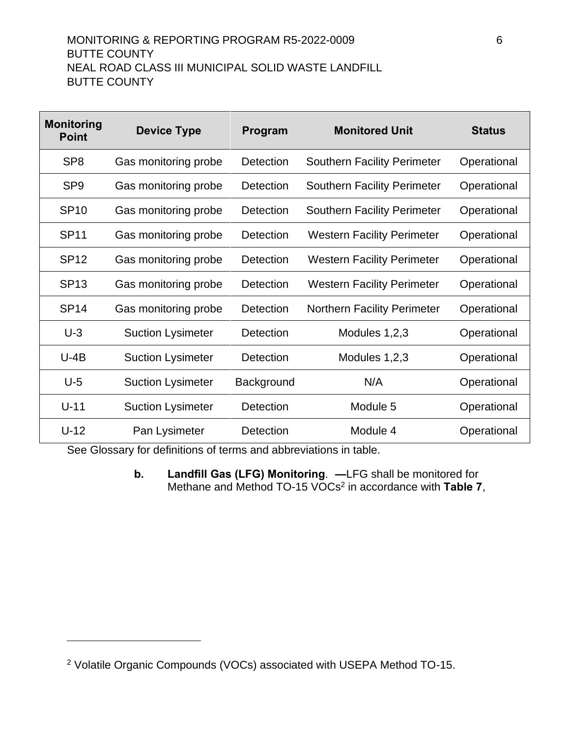| Monitoring Point | Device Type | Program | Monitored Unit | Status |
|---|---|---|---|---|
| SP8 | Gas monitoring probe | Detection | Southern Facility Perimeter | Operational |
| SP9 | Gas monitoring probe | Detection | Southern Facility Perimeter | Operational |
| SP10 | Gas monitoring probe | Detection | Southern Facility Perimeter | Operational |
| SP11 | Gas monitoring probe | Detection | Western Facility Perimeter | Operational |
| SP12 | Gas monitoring probe | Detection | Western Facility Perimeter | Operational |
| SP13 | Gas monitoring probe | Detection | Western Facility Perimeter | Operational |
| SP14 | Gas monitoring probe | Detection | Northern Facility Perimeter | Operational |
| U-3 | Suction Lysimeter | Detection | Modules 1,2,3 | Operational |
| U-4B | Suction Lysimeter | Detection | Modules 1,2,3 | Operational |
| U-5 | Suction Lysimeter | Background | N/A | Operational |
| U-11 | Suction Lysimeter | Detection | Module 5 | Operational |
| U-12 | Pan Lysimeter | Detection | Module 4 | Operational |

See Glossary for definitions of terms and abbreviations in table.

**b. Landfill Gas (LFG) Monitoring**. **—**LFG shall be monitored for Methane and Method TO-15 VOCs[2] in accordance with **Table 7**,

[2] Volatile Organic Compounds (VOCs) associated with USEPA Method TO-15.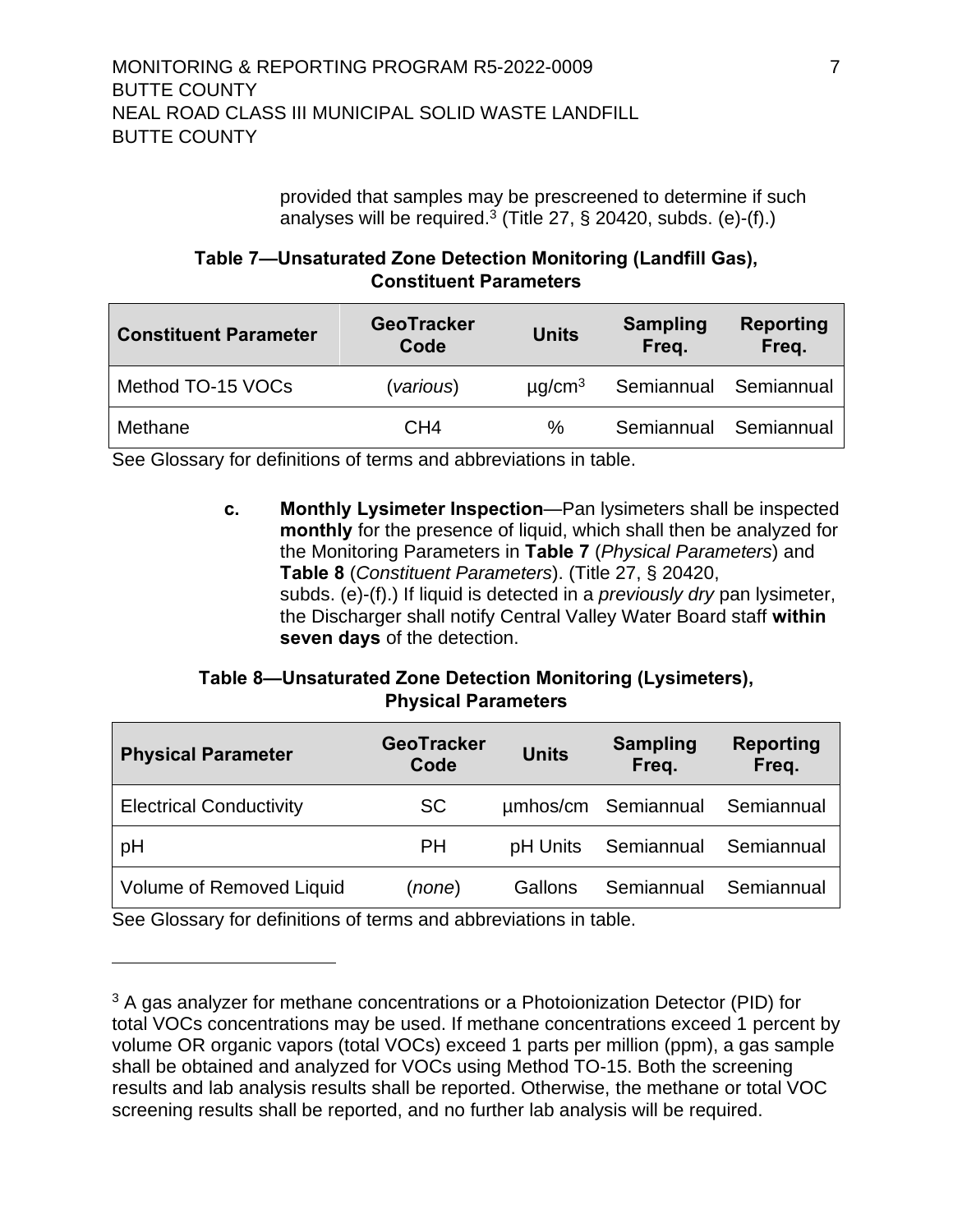provided that samples may be prescreened to determine if such analyses will be required.[3] (Title 27, § 20420, subds. (e)-(f).)

**Table 7—Unsaturated Zone Detection Monitoring (Landfill Gas), Constituent Parameters**

| Constituent Parameter | GeoTracker Code | Units | Sampling Freq. | Reporting Freq. |
|---|---|---|---|---|
| Method TO-15 VOCs | (*various*) | $\mu g/cm^3$ | Semiannual | Semiannual |
| Methane | CH4 | % | Semiannual | Semiannual |

See Glossary for definitions of terms and abbreviations in table.

**c.** **Monthly Lysimeter Inspection**—Pan lysimeters shall be inspected **monthly** for the presence of liquid, which shall then be analyzed for the Monitoring Parameters in **Table 7** (*Physical Parameters*) and **Table 8** (*Constituent Parameters*). (Title 27, § 20420, subds. (e)-(f).) If liquid is detected in a *previously dry* pan lysimeter, the Discharger shall notify Central Valley Water Board staff **within seven days** of the detection.

**Table 8—Unsaturated Zone Detection Monitoring (Lysimeters), Physical Parameters**

| Physical Parameter | GeoTracker Code | Units | Sampling Freq. | Reporting Freq. |
|---|---|---|---|---|
| Electrical Conductivity | SC | µmhos/cm | Semiannual | Semiannual |
| pH | PH | pH Units | Semiannual | Semiannual |
| Volume of Removed Liquid | (*none*) | Gallons | Semiannual | Semiannual |

See Glossary for definitions of terms and abbreviations in table.

---

[3] A gas analyzer for methane concentrations or a Photoionization Detector (PID) for total VOCs concentrations may be used. If methane concentrations exceed 1 percent by volume OR organic vapors (total VOCs) exceed 1 parts per million (ppm), a gas sample shall be obtained and analyzed for VOCs using Method TO-15. Both the screening results and lab analysis results shall be reported. Otherwise, the methane or total VOC screening results shall be reported, and no further lab analysis will be required.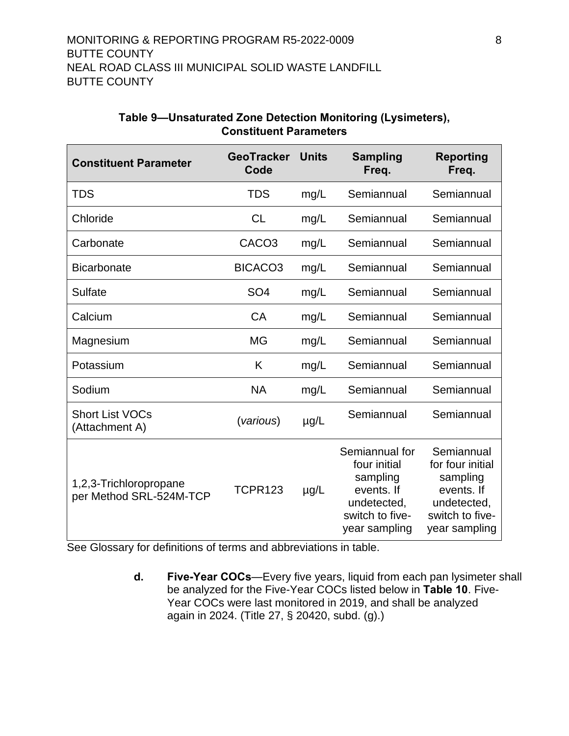**Table 9—Unsaturated Zone Detection Monitoring (Lysimeters), Constituent Parameters**

| Constituent Parameter | GeoTracker Code | Units | Sampling Freq. | Reporting Freq. |
|---|---|---|---|---|
| TDS | TDS | mg/L | Semiannual | Semiannual |
| Chloride | CL | mg/L | Semiannual | Semiannual |
| Carbonate | CACO3 | mg/L | Semiannual | Semiannual |
| Bicarbonate | BICACO3 | mg/L | Semiannual | Semiannual |
| Sulfate | SO4 | mg/L | Semiannual | Semiannual |
| Calcium | CA | mg/L | Semiannual | Semiannual |
| Magnesium | MG | mg/L | Semiannual | Semiannual |
| Potassium | K | mg/L | Semiannual | Semiannual |
| Sodium | NA | mg/L | Semiannual | Semiannual |
| Short List VOCs (Attachment A) | (*various*) | µg/L | Semiannual | Semiannual |
| 1,2,3-Trichloropropane per Method SRL-524M-TCP | TCPR123 | µg/L | Semiannual for four initial sampling events. If undetected, switch to five-year sampling | Semiannual for four initial sampling events. If undetected, switch to five-year sampling |

See Glossary for definitions of terms and abbreviations in table.

**d. Five-Year COCs**—Every five years, liquid from each pan lysimeter shall be analyzed for the Five-Year COCs listed below in **Table 10**. Five-Year COCs were last monitored in 2019, and shall be analyzed again in 2024. (Title 27, § 20420, subd. (g).)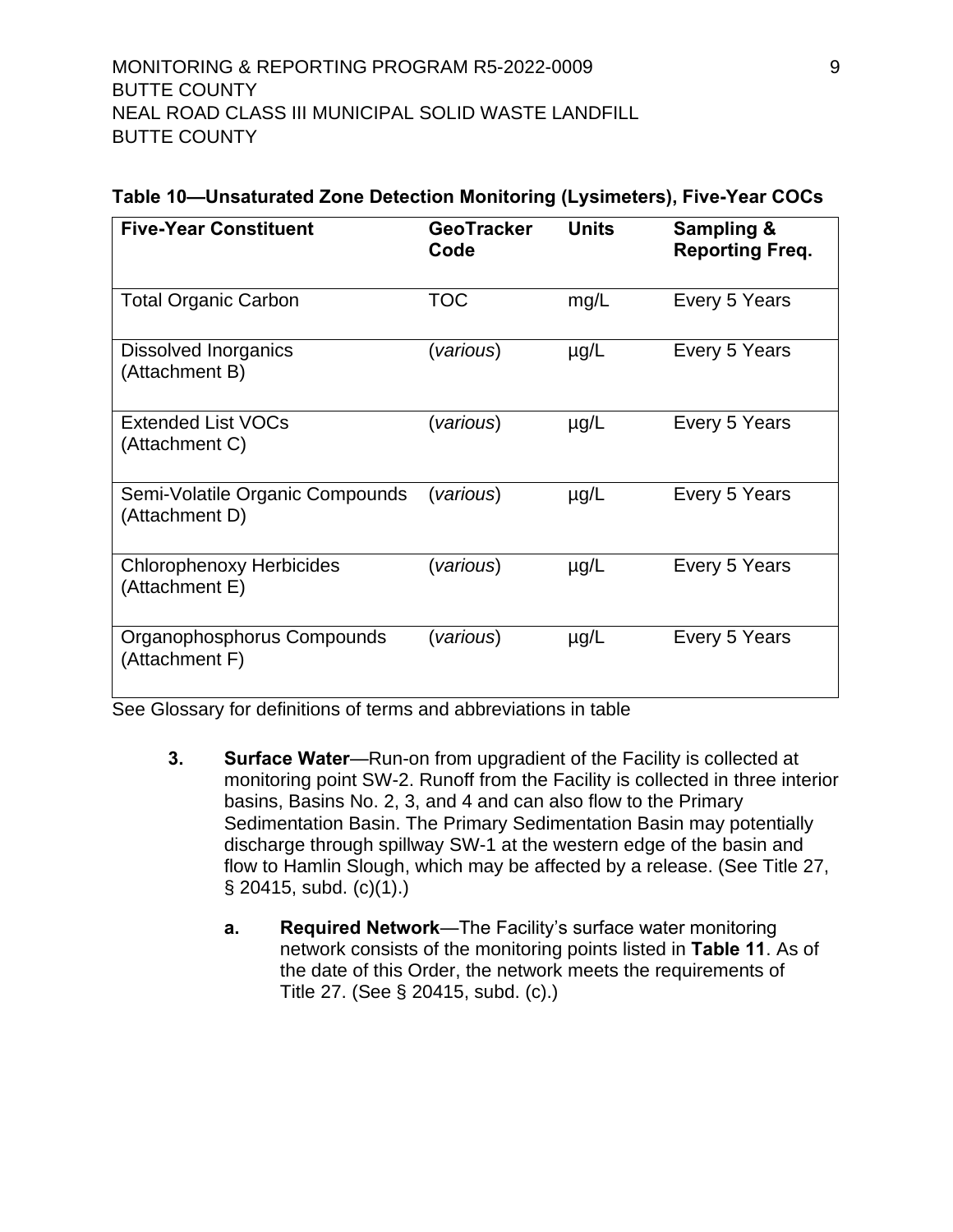**Table 10—Unsaturated Zone Detection Monitoring (Lysimeters), Five-Year COCs**

| Five-Year Constituent | GeoTracker Code | Units | Sampling & Reporting Freq. |
|---|---|---|---|
| Total Organic Carbon | TOC | mg/L | Every 5 Years |
| Dissolved Inorganics (Attachment B) | (*various*) | µg/L | Every 5 Years |
| Extended List VOCs (Attachment C) | (*various*) | µg/L | Every 5 Years |
| Semi-Volatile Organic Compounds (Attachment D) | (*various*) | µg/L | Every 5 Years |
| Chlorophenoxy Herbicides (Attachment E) | (*various*) | µg/L | Every 5 Years |
| Organophosphorus Compounds (Attachment F) | (*various*) | µg/L | Every 5 Years |

See Glossary for definitions of terms and abbreviations in table

3. **Surface Water**—Run-on from upgradient of the Facility is collected at monitoring point SW-2. Runoff from the Facility is collected in three interior basins, Basins No. 2, 3, and 4 and can also flow to the Primary Sedimentation Basin. The Primary Sedimentation Basin may potentially discharge through spillway SW-1 at the western edge of the basin and flow to Hamlin Slough, which may be affected by a release. (See Title 27, § 20415, subd. (c)(1).)

   a. **Required Network**—The Facility's surface water monitoring network consists of the monitoring points listed in **Table 11**. As of the date of this Order, the network meets the requirements of Title 27. (See § 20415, subd. (c).)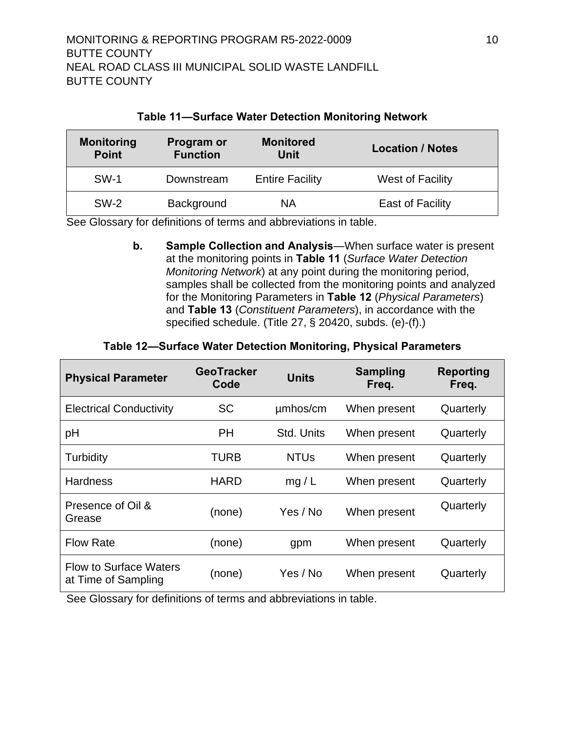**Table 11—Surface Water Detection Monitoring Network**

| Monitoring Point | Program or Function | Monitored Unit | Location / Notes |
| --- | --- | --- | --- |
| SW-1 | Downstream | Entire Facility | West of Facility |
| SW-2 | Background | NA | East of Facility |

See Glossary for definitions of terms and abbreviations in table.

**b. Sample Collection and Analysis**—When surface water is present at the monitoring points in **Table 11** (*Surface Water Detection Monitoring Network*) at any point during the monitoring period, samples shall be collected from the monitoring points and analyzed for the Monitoring Parameters in **Table 12** (*Physical Parameters*) and **Table 13** (*Constituent Parameters*), in accordance with the specified schedule. (Title 27, § 20420, subds. (e)-(f).)

**Table 12—Surface Water Detection Monitoring, Physical Parameters**

| Physical Parameter | GeoTracker Code | Units | Sampling Freq. | Reporting Freq. |
| --- | --- | --- | --- | --- |
| Electrical Conductivity | SC | µmhos/cm | When present | Quarterly |
| pH | PH | Std. Units | When present | Quarterly |
| Turbidity | TURB | NTUs | When present | Quarterly |
| Hardness | HARD | mg / L | When present | Quarterly |
| Presence of Oil & Grease | (none) | Yes / No | When present | Quarterly |
| Flow Rate | (none) | gpm | When present | Quarterly |
| Flow to Surface Waters at Time of Sampling | (none) | Yes / No | When present | Quarterly |

See Glossary for definitions of terms and abbreviations in table.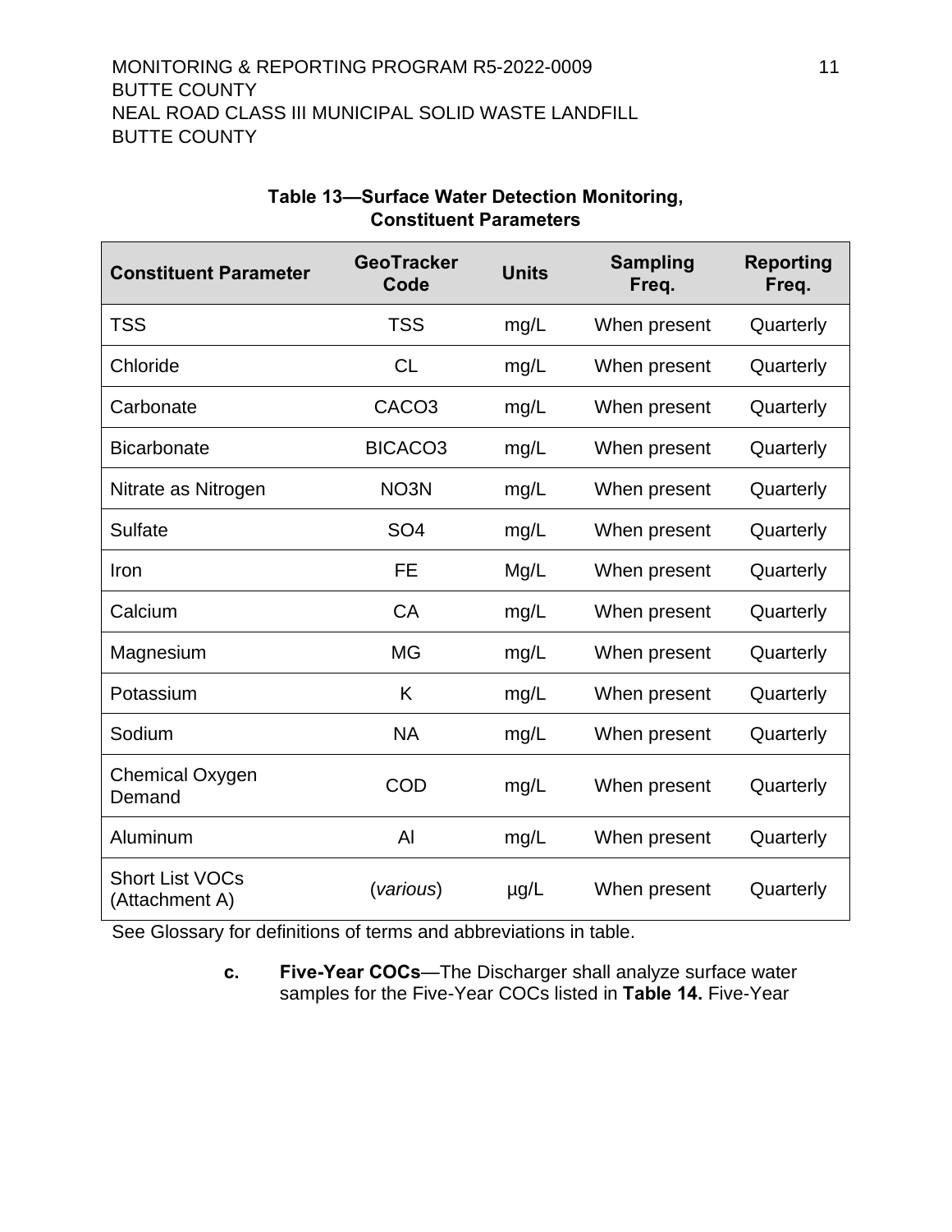**Table 13—Surface Water Detection Monitoring, Constituent Parameters**

| Constituent Parameter | GeoTracker Code | Units | Sampling Freq. | Reporting Freq. |
|---|---|---|---|---|
| TSS | TSS | mg/L | When present | Quarterly |
| Chloride | CL | mg/L | When present | Quarterly |
| Carbonate | CACO3 | mg/L | When present | Quarterly |
| Bicarbonate | BICACO3 | mg/L | When present | Quarterly |
| Nitrate as Nitrogen | NO3N | mg/L | When present | Quarterly |
| Sulfate | SO4 | mg/L | When present | Quarterly |
| Iron | FE | Mg/L | When present | Quarterly |
| Calcium | CA | mg/L | When present | Quarterly |
| Magnesium | MG | mg/L | When present | Quarterly |
| Potassium | K | mg/L | When present | Quarterly |
| Sodium | NA | mg/L | When present | Quarterly |
| Chemical Oxygen Demand | COD | mg/L | When present | Quarterly |
| Aluminum | Al | mg/L | When present | Quarterly |
| Short List VOCs (Attachment A) | (*various*) | µg/L | When present | Quarterly |

See Glossary for definitions of terms and abbreviations in table.

c. **Five-Year COCs**—The Discharger shall analyze surface water samples for the Five-Year COCs listed in **Table 14.** Five-Year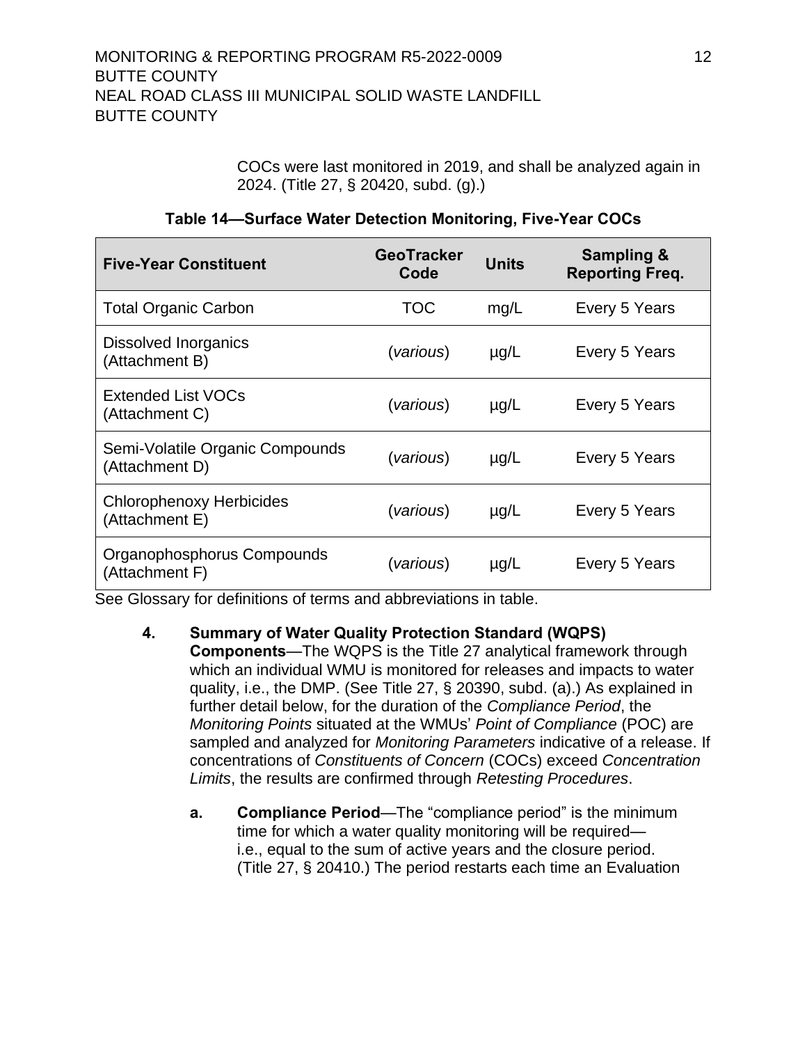COCs were last monitored in 2019, and shall be analyzed again in 2024. (Title 27, § 20420, subd. (g).)

**Table 14—Surface Water Detection Monitoring, Five-Year COCs**

| Five-Year Constituent | GeoTracker Code | Units | Sampling & Reporting Freq. |
|---|---|---|---|
| Total Organic Carbon | TOC | mg/L | Every 5 Years |
| Dissolved Inorganics (Attachment B) | (*various*) | µg/L | Every 5 Years |
| Extended List VOCs (Attachment C) | (*various*) | µg/L | Every 5 Years |
| Semi-Volatile Organic Compounds (Attachment D) | (*various*) | µg/L | Every 5 Years |
| Chlorophenoxy Herbicides (Attachment E) | (*various*) | µg/L | Every 5 Years |
| Organophosphorus Compounds (Attachment F) | (*various*) | µg/L | Every 5 Years |

See Glossary for definitions of terms and abbreviations in table.

4. **Summary of Water Quality Protection Standard (WQPS) Components**—The WQPS is the Title 27 analytical framework through which an individual WMU is monitored for releases and impacts to water quality, i.e., the DMP. (See Title 27, § 20390, subd. (a).) As explained in further detail below, for the duration of the *Compliance Period*, the *Monitoring Points* situated at the WMUs' *Point of Compliance* (POC) are sampled and analyzed for *Monitoring Parameters* indicative of a release. If concentrations of *Constituents of Concern* (COCs) exceed *Concentration Limits*, the results are confirmed through *Retesting Procedures*.

   a. **Compliance Period**—The "compliance period" is the minimum time for which a water quality monitoring will be required—i.e., equal to the sum of active years and the closure period. (Title 27, § 20410.) The period restarts each time an Evaluation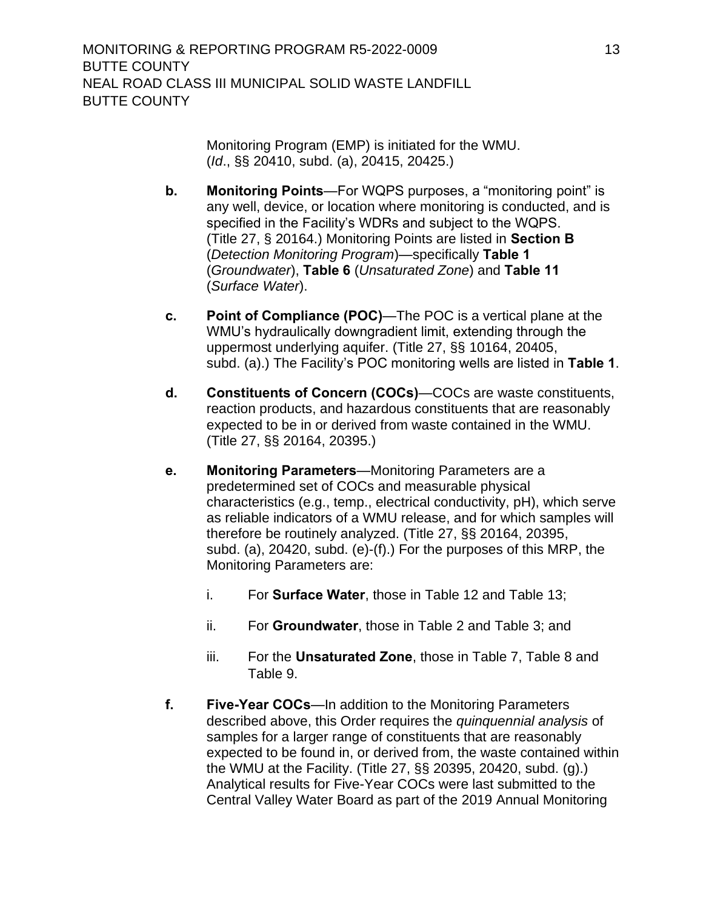Monitoring Program (EMP) is initiated for the WMU. (*Id*., §§ 20410, subd. (a), 20415, 20425.)

**b. Monitoring Points**—For WQPS purposes, a "monitoring point" is any well, device, or location where monitoring is conducted, and is specified in the Facility's WDRs and subject to the WQPS. (Title 27, § 20164.) Monitoring Points are listed in **Section B** (*Detection Monitoring Program*)—specifically **Table 1** (*Groundwater*), **Table 6** (*Unsaturated Zone*) and **Table 11** (*Surface Water*).

**c. Point of Compliance (POC)**—The POC is a vertical plane at the WMU's hydraulically downgradient limit, extending through the uppermost underlying aquifer. (Title 27, §§ 10164, 20405, subd. (a).) The Facility's POC monitoring wells are listed in **Table 1**.

**d. Constituents of Concern (COCs)**—COCs are waste constituents, reaction products, and hazardous constituents that are reasonably expected to be in or derived from waste contained in the WMU. (Title 27, §§ 20164, 20395.)

**e. Monitoring Parameters**—Monitoring Parameters are a predetermined set of COCs and measurable physical characteristics (e.g., temp., electrical conductivity, pH), which serve as reliable indicators of a WMU release, and for which samples will therefore be routinely analyzed. (Title 27, §§ 20164, 20395, subd. (a), 20420, subd. (e)-(f).) For the purposes of this MRP, the Monitoring Parameters are:

i. For **Surface Water**, those in Table 12 and Table 13;

ii. For **Groundwater**, those in Table 2 and Table 3; and

iii. For the **Unsaturated Zone**, those in Table 7, Table 8 and Table 9.

**f. Five-Year COCs**—In addition to the Monitoring Parameters described above, this Order requires the *quinquennial analysis* of samples for a larger range of constituents that are reasonably expected to be found in, or derived from, the waste contained within the WMU at the Facility. (Title 27, §§ 20395, 20420, subd. (g).) Analytical results for Five-Year COCs were last submitted to the Central Valley Water Board as part of the 2019 Annual Monitoring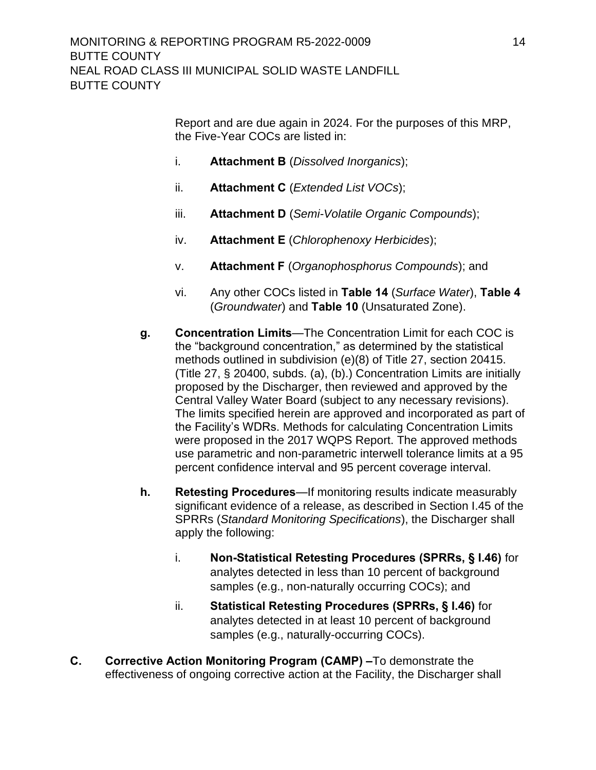Report and are due again in 2024. For the purposes of this MRP, the Five-Year COCs are listed in:

i. **Attachment B** (*Dissolved Inorganics*);

ii. **Attachment C** (*Extended List VOCs*);

iii. **Attachment D** (*Semi-Volatile Organic Compounds*);

iv. **Attachment E** (*Chlorophenoxy Herbicides*);

v. **Attachment F** (*Organophosphorus Compounds*); and

vi. Any other COCs listed in **Table 14** (*Surface Water*), **Table 4** (*Groundwater*) and **Table 10** (Unsaturated Zone).

**g. Concentration Limits**—The Concentration Limit for each COC is the "background concentration," as determined by the statistical methods outlined in subdivision (e)(8) of Title 27, section 20415. (Title 27, § 20400, subds. (a), (b).) Concentration Limits are initially proposed by the Discharger, then reviewed and approved by the Central Valley Water Board (subject to any necessary revisions). The limits specified herein are approved and incorporated as part of the Facility's WDRs. Methods for calculating Concentration Limits were proposed in the 2017 WQPS Report. The approved methods use parametric and non-parametric interwell tolerance limits at a 95 percent confidence interval and 95 percent coverage interval.

**h. Retesting Procedures**—If monitoring results indicate measurably significant evidence of a release, as described in Section I.45 of the SPRRs (*Standard Monitoring Specifications*), the Discharger shall apply the following:

i. **Non-Statistical Retesting Procedures (SPRRs, § I.46)** for analytes detected in less than 10 percent of background samples (e.g., non-naturally occurring COCs); and

ii. **Statistical Retesting Procedures (SPRRs, § I.46)** for analytes detected in at least 10 percent of background samples (e.g., naturally-occurring COCs).

**C. Corrective Action Monitoring Program (CAMP) –**To demonstrate the effectiveness of ongoing corrective action at the Facility, the Discharger shall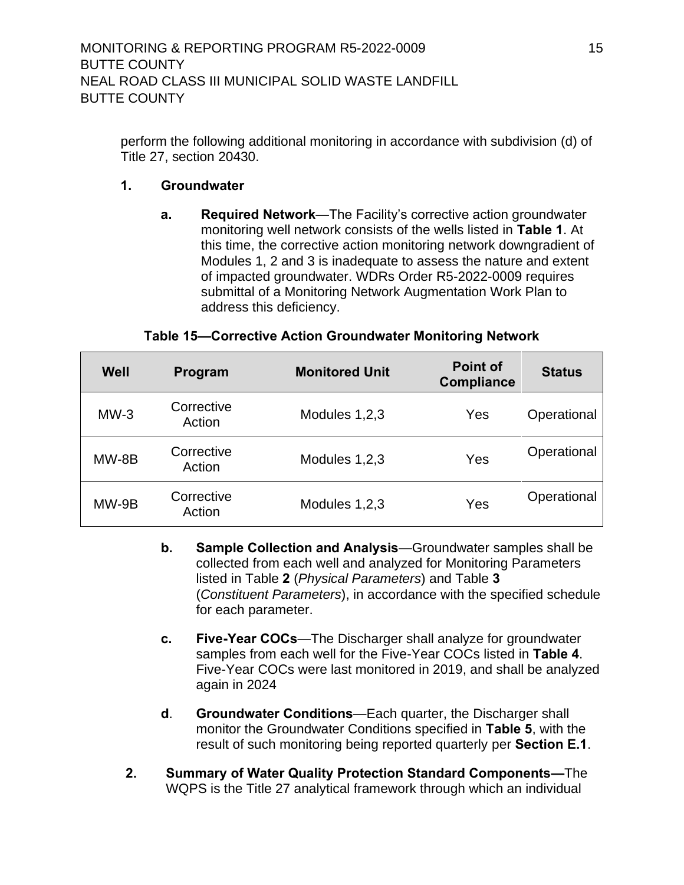perform the following additional monitoring in accordance with subdivision (d) of Title 27, section 20430.

**1. Groundwater**

**a. Required Network**—The Facility's corrective action groundwater monitoring well network consists of the wells listed in **Table 1**. At this time, the corrective action monitoring network downgradient of Modules 1, 2 and 3 is inadequate to assess the nature and extent of impacted groundwater. WDRs Order R5-2022-0009 requires submittal of a Monitoring Network Augmentation Work Plan to address this deficiency.

**Table 15—Corrective Action Groundwater Monitoring Network**

| Well | Program | Monitored Unit | Point of Compliance | Status |
|---|---|---|---|---|
| MW-3 | Corrective Action | Modules 1,2,3 | Yes | Operational |
| MW-8B | Corrective Action | Modules 1,2,3 | Yes | Operational |
| MW-9B | Corrective Action | Modules 1,2,3 | Yes | Operational |

**b. Sample Collection and Analysis**—Groundwater samples shall be collected from each well and analyzed for Monitoring Parameters listed in Table **2** (*Physical Parameters*) and Table **3** (*Constituent Parameters*), in accordance with the specified schedule for each parameter.

**c. Five-Year COCs**—The Discharger shall analyze for groundwater samples from each well for the Five-Year COCs listed in **Table 4**. Five-Year COCs were last monitored in 2019, and shall be analyzed again in 2024

**d**. **Groundwater Conditions**—Each quarter, the Discharger shall monitor the Groundwater Conditions specified in **Table 5**, with the result of such monitoring being reported quarterly per **Section E.1**.

**2. Summary of Water Quality Protection Standard Components—**The WQPS is the Title 27 analytical framework through which an individual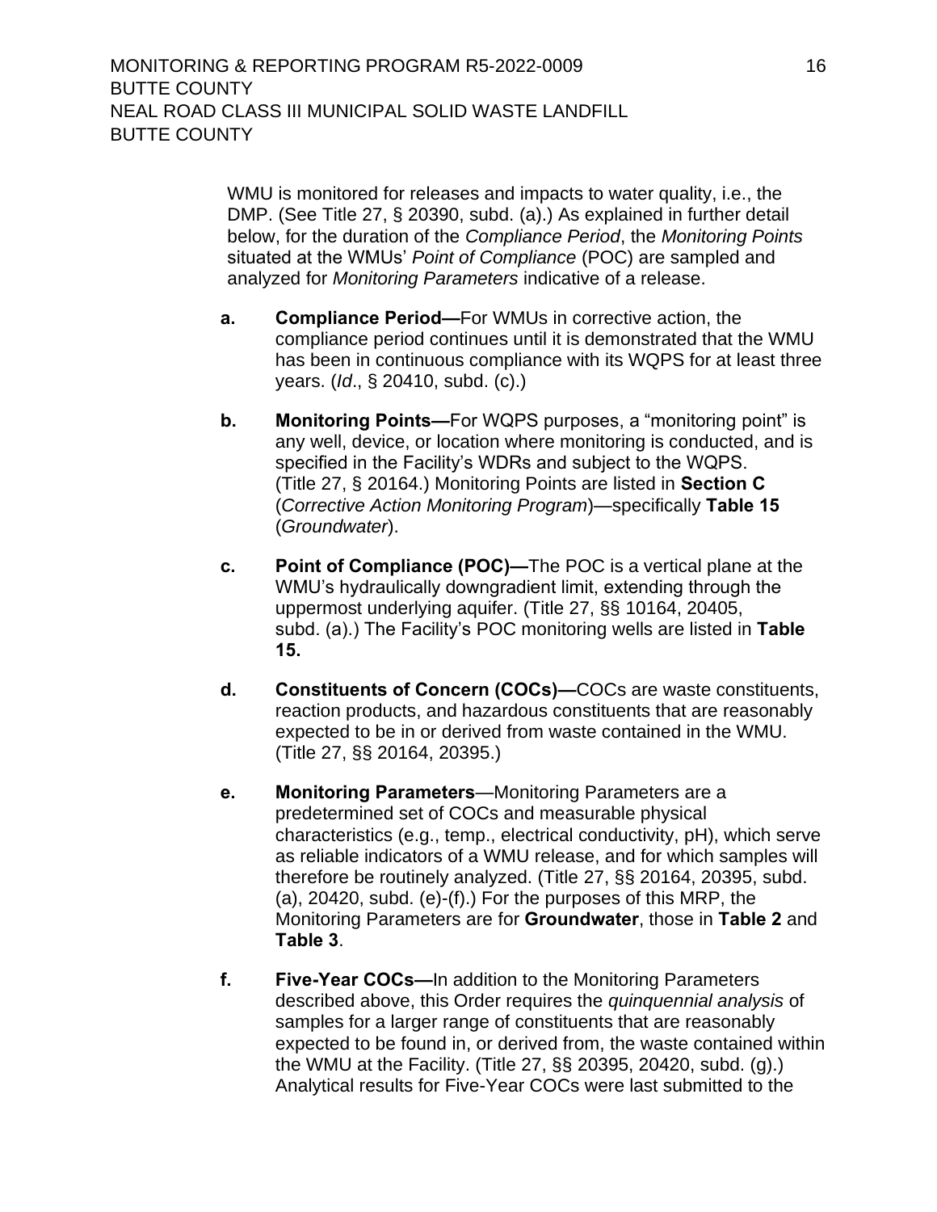WMU is monitored for releases and impacts to water quality, i.e., the DMP. (See Title 27, § 20390, subd. (a).) As explained in further detail below, for the duration of the *Compliance Period*, the *Monitoring Points* situated at the WMUs' *Point of Compliance* (POC) are sampled and analyzed for *Monitoring Parameters* indicative of a release.

**a. Compliance Period—**For WMUs in corrective action, the compliance period continues until it is demonstrated that the WMU has been in continuous compliance with its WQPS for at least three years. (*Id*., § 20410, subd. (c).)

**b. Monitoring Points—**For WQPS purposes, a "monitoring point" is any well, device, or location where monitoring is conducted, and is specified in the Facility's WDRs and subject to the WQPS. (Title 27, § 20164.) Monitoring Points are listed in **Section C** (*Corrective Action Monitoring Program*)—specifically **Table 15** (*Groundwater*).

**c. Point of Compliance (POC)—**The POC is a vertical plane at the WMU's hydraulically downgradient limit, extending through the uppermost underlying aquifer. (Title 27, §§ 10164, 20405, subd. (a).) The Facility's POC monitoring wells are listed in **Table 15.**

**d. Constituents of Concern (COCs)—**COCs are waste constituents, reaction products, and hazardous constituents that are reasonably expected to be in or derived from waste contained in the WMU. (Title 27, §§ 20164, 20395.)

**e. Monitoring Parameters**—Monitoring Parameters are a predetermined set of COCs and measurable physical characteristics (e.g., temp., electrical conductivity, pH), which serve as reliable indicators of a WMU release, and for which samples will therefore be routinely analyzed. (Title 27, §§ 20164, 20395, subd. (a), 20420, subd. (e)-(f).) For the purposes of this MRP, the Monitoring Parameters are for **Groundwater**, those in **Table 2** and **Table 3**.

**f. Five-Year COCs—**In addition to the Monitoring Parameters described above, this Order requires the *quinquennial analysis* of samples for a larger range of constituents that are reasonably expected to be found in, or derived from, the waste contained within the WMU at the Facility. (Title 27, §§ 20395, 20420, subd. (g).) Analytical results for Five-Year COCs were last submitted to the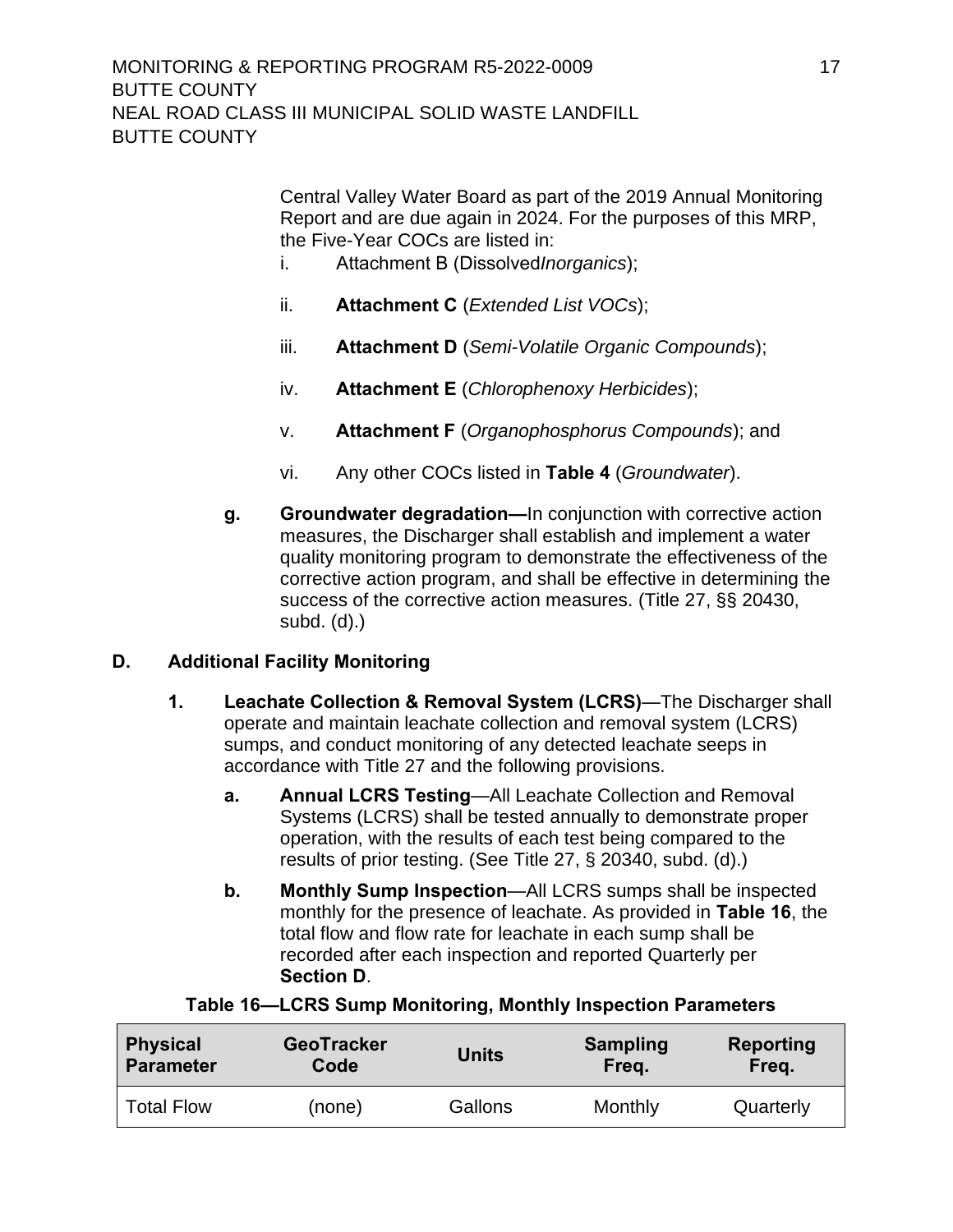Central Valley Water Board as part of the 2019 Annual Monitoring Report and are due again in 2024. For the purposes of this MRP, the Five-Year COCs are listed in:

i. Attachment B (Dissolved*Inorganics*);

ii. **Attachment C** (*Extended List VOCs*);

iii. **Attachment D** (*Semi-Volatile Organic Compounds*);

iv. **Attachment E** (*Chlorophenoxy Herbicides*);

v. **Attachment F** (*Organophosphorus Compounds*); and

vi. Any other COCs listed in **Table 4** (*Groundwater*).

**g. Groundwater degradation—**In conjunction with corrective action measures, the Discharger shall establish and implement a water quality monitoring program to demonstrate the effectiveness of the corrective action program, and shall be effective in determining the success of the corrective action measures. (Title 27, §§ 20430, subd. (d).)

## D. Additional Facility Monitoring

**1. Leachate Collection & Removal System (LCRS)**—The Discharger shall operate and maintain leachate collection and removal system (LCRS) sumps, and conduct monitoring of any detected leachate seeps in accordance with Title 27 and the following provisions.

**a. Annual LCRS Testing**—All Leachate Collection and Removal Systems (LCRS) shall be tested annually to demonstrate proper operation, with the results of each test being compared to the results of prior testing. (See Title 27, § 20340, subd. (d).)

**b. Monthly Sump Inspection**—All LCRS sumps shall be inspected monthly for the presence of leachate. As provided in **Table 16**, the total flow and flow rate for leachate in each sump shall be recorded after each inspection and reported Quarterly per **Section D**.

**Table 16—LCRS Sump Monitoring, Monthly Inspection Parameters**

| Physical Parameter | GeoTracker Code | Units | Sampling Freq. | Reporting Freq. |
|---|---|---|---|---|
| Total Flow | (none) | Gallons | Monthly | Quarterly |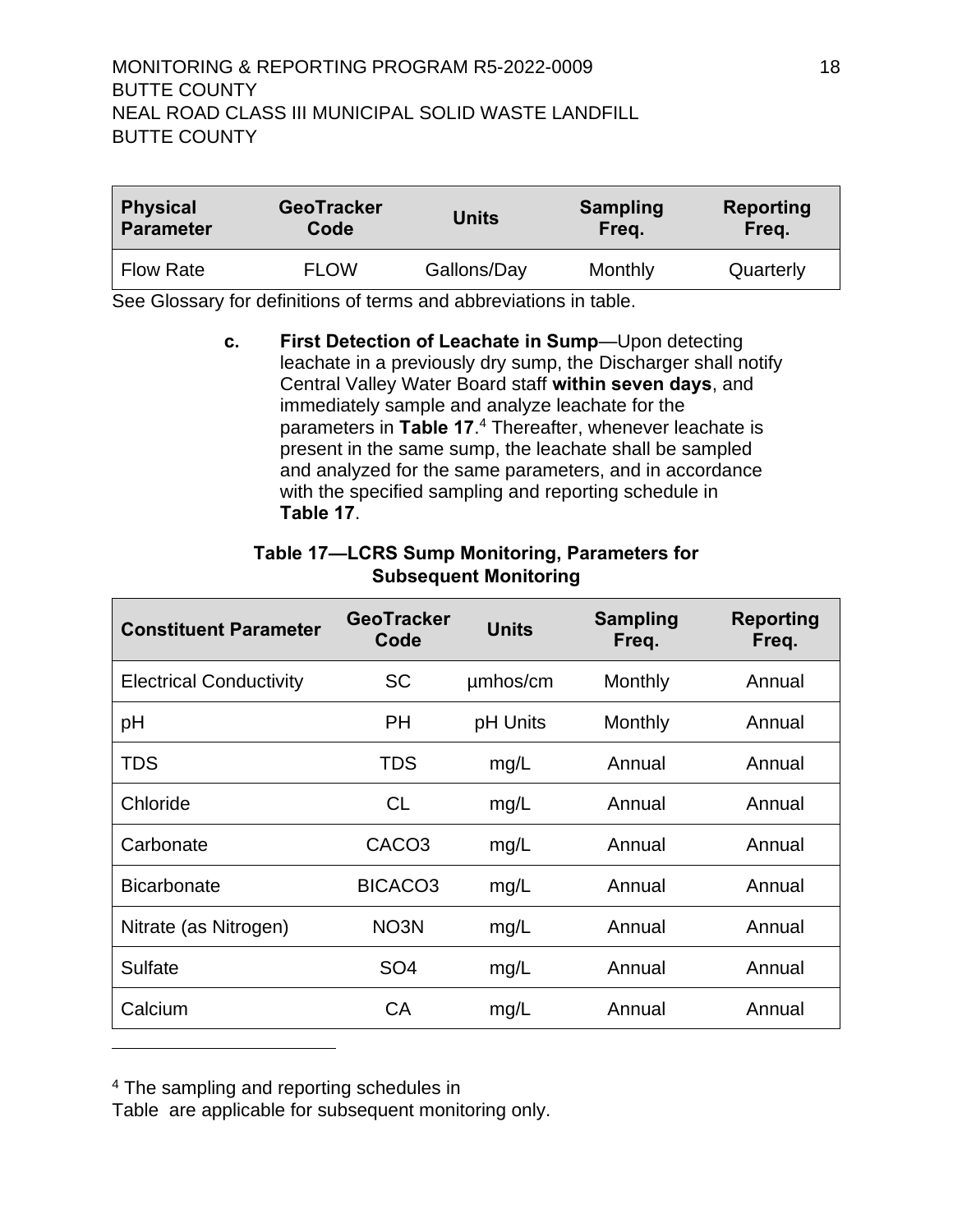| Physical Parameter | GeoTracker Code | Units | Sampling Freq. | Reporting Freq. |
|---|---|---|---|---|
| Flow Rate | FLOW | Gallons/Day | Monthly | Quarterly |

See Glossary for definitions of terms and abbreviations in table.

**c. First Detection of Leachate in Sump**—Upon detecting leachate in a previously dry sump, the Discharger shall notify Central Valley Water Board staff **within seven days**, and immediately sample and analyze leachate for the parameters in **Table 17**.[4] Thereafter, whenever leachate is present in the same sump, the leachate shall be sampled and analyzed for the same parameters, and in accordance with the specified sampling and reporting schedule in **Table 17**.

**Table 17—LCRS Sump Monitoring, Parameters for Subsequent Monitoring**

| Constituent Parameter | GeoTracker Code | Units | Sampling Freq. | Reporting Freq. |
|---|---|---|---|---|
| Electrical Conductivity | SC | µmhos/cm | Monthly | Annual |
| pH | PH | pH Units | Monthly | Annual |
| TDS | TDS | mg/L | Annual | Annual |
| Chloride | CL | mg/L | Annual | Annual |
| Carbonate | CACO3 | mg/L | Annual | Annual |
| Bicarbonate | BICACO3 | mg/L | Annual | Annual |
| Nitrate (as Nitrogen) | NO3N | mg/L | Annual | Annual |
| Sulfate | SO4 | mg/L | Annual | Annual |
| Calcium | CA | mg/L | Annual | Annual |

[4] The sampling and reporting schedules in Table  are applicable for subsequent monitoring only.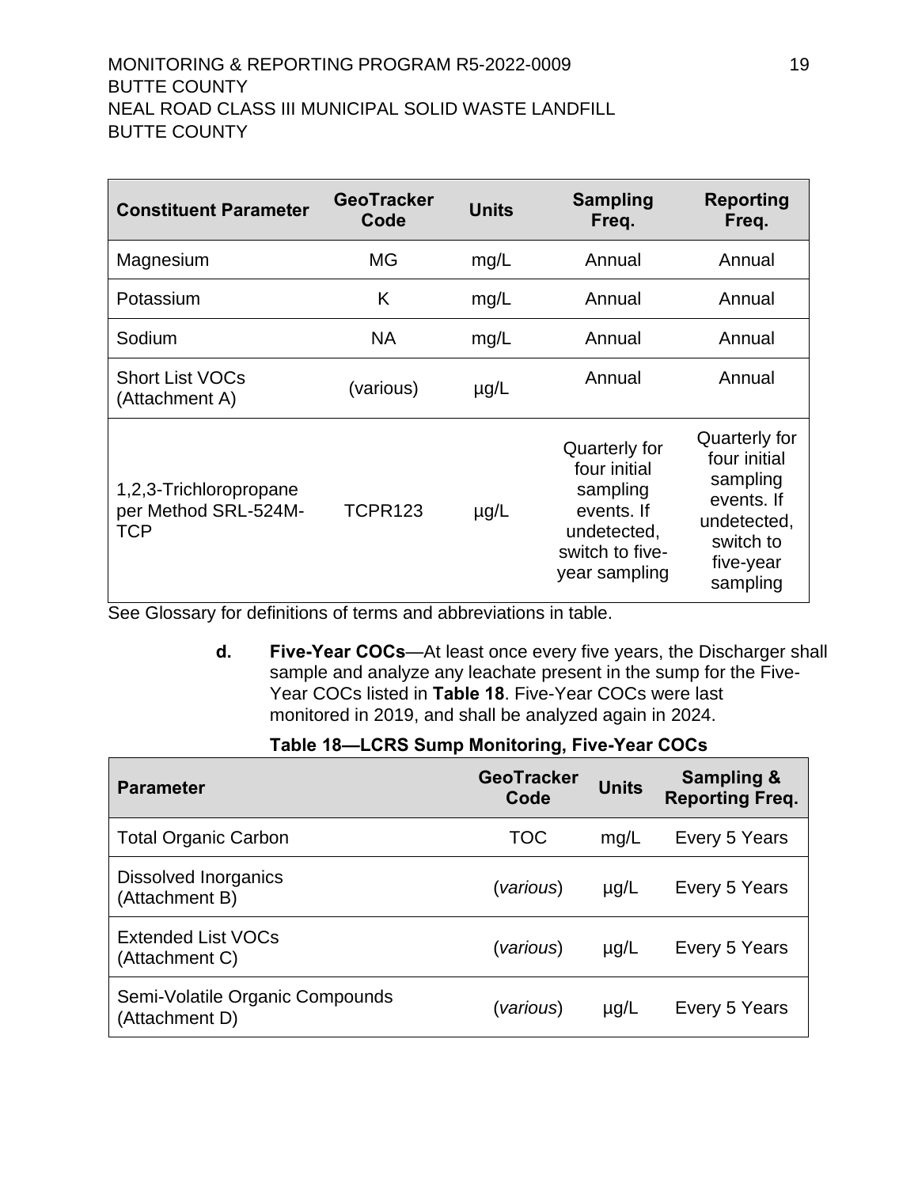| Constituent Parameter | GeoTracker Code | Units | Sampling Freq. | Reporting Freq. |
|---|---|---|---|---|
| Magnesium | MG | mg/L | Annual | Annual |
| Potassium | K | mg/L | Annual | Annual |
| Sodium | NA | mg/L | Annual | Annual |
| Short List VOCs (Attachment A) | (various) | µg/L | Annual | Annual |
| 1,2,3-Trichloropropane per Method SRL-524M-TCP | TCPR123 | µg/L | Quarterly for four initial sampling events. If undetected, switch to five-year sampling | Quarterly for four initial sampling events. If undetected, switch to five-year sampling |

See Glossary for definitions of terms and abbreviations in table.

**d. Five-Year COCs**—At least once every five years, the Discharger shall sample and analyze any leachate present in the sump for the Five-Year COCs listed in **Table 18**. Five-Year COCs were last monitored in 2019, and shall be analyzed again in 2024.

**Table 18—LCRS Sump Monitoring, Five-Year COCs**

| Parameter | GeoTracker Code | Units | Sampling & Reporting Freq. |
|---|---|---|---|
| Total Organic Carbon | TOC | mg/L | Every 5 Years |
| Dissolved Inorganics (Attachment B) | (*various*) | µg/L | Every 5 Years |
| Extended List VOCs (Attachment C) | (*various*) | µg/L | Every 5 Years |
| Semi-Volatile Organic Compounds (Attachment D) | (*various*) | µg/L | Every 5 Years |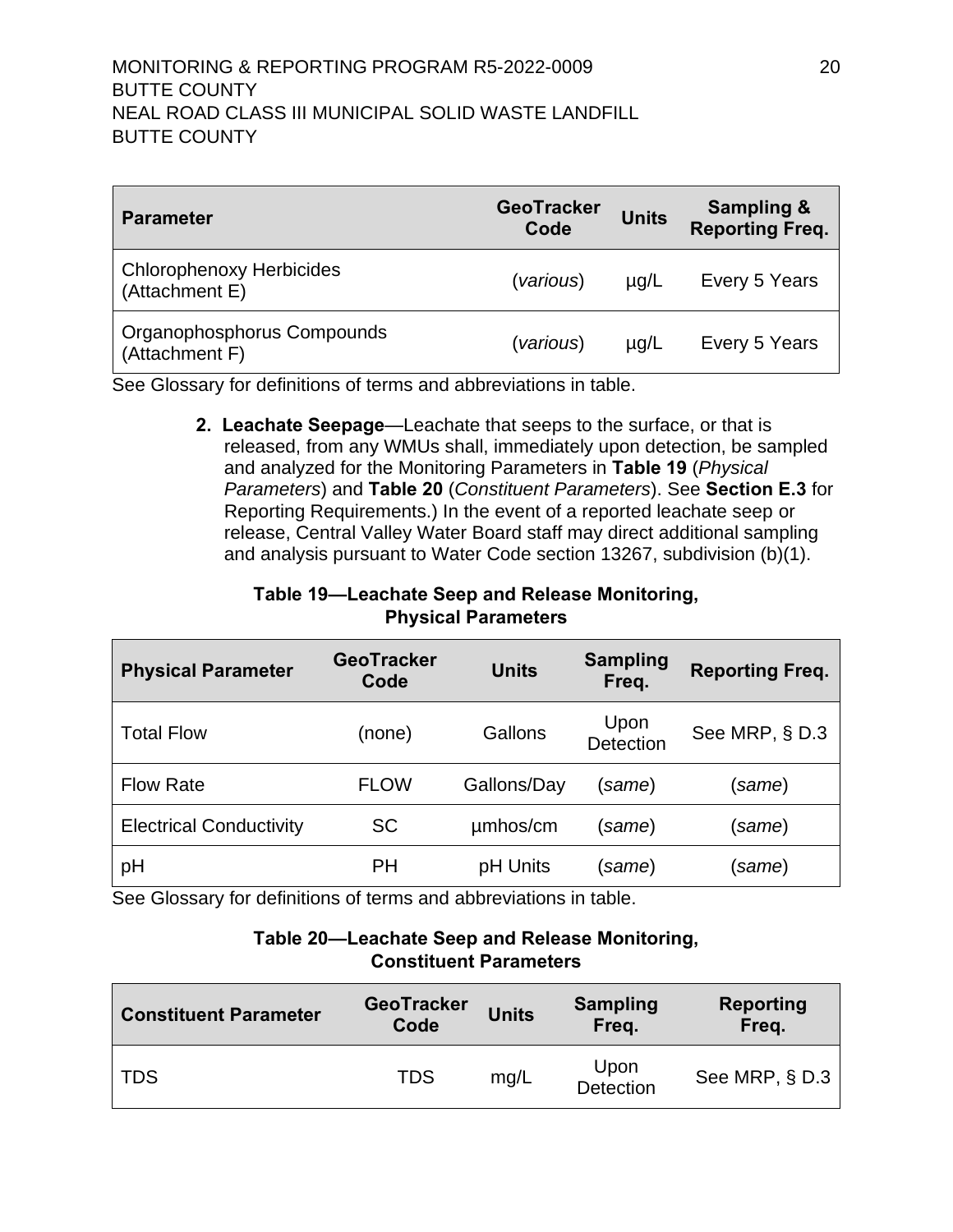| Parameter | GeoTracker Code | Units | Sampling & Reporting Freq. |
|---|---|---|---|
| Chlorophenoxy Herbicides (Attachment E) | (*various*) | µg/L | Every 5 Years |
| Organophosphorus Compounds (Attachment F) | (*various*) | µg/L | Every 5 Years |

See Glossary for definitions of terms and abbreviations in table.

2. **Leachate Seepage**—Leachate that seeps to the surface, or that is released, from any WMUs shall, immediately upon detection, be sampled and analyzed for the Monitoring Parameters in **Table 19** (*Physical Parameters*) and **Table 20** (*Constituent Parameters*). See **Section E.3** for Reporting Requirements.) In the event of a reported leachate seep or release, Central Valley Water Board staff may direct additional sampling and analysis pursuant to Water Code section 13267, subdivision (b)(1).

**Table 19—Leachate Seep and Release Monitoring, Physical Parameters**

| Physical Parameter | GeoTracker Code | Units | Sampling Freq. | Reporting Freq. |
|---|---|---|---|---|
| Total Flow | (none) | Gallons | Upon Detection | See MRP, § D.3 |
| Flow Rate | FLOW | Gallons/Day | (*same*) | (*same*) |
| Electrical Conductivity | SC | µmhos/cm | (*same*) | (*same*) |
| pH | PH | pH Units | (*same*) | (*same*) |

See Glossary for definitions of terms and abbreviations in table.

**Table 20—Leachate Seep and Release Monitoring, Constituent Parameters**

| Constituent Parameter | GeoTracker Code | Units | Sampling Freq. | Reporting Freq. |
|---|---|---|---|---|
| TDS | TDS | mg/L | Upon Detection | See MRP, § D.3 |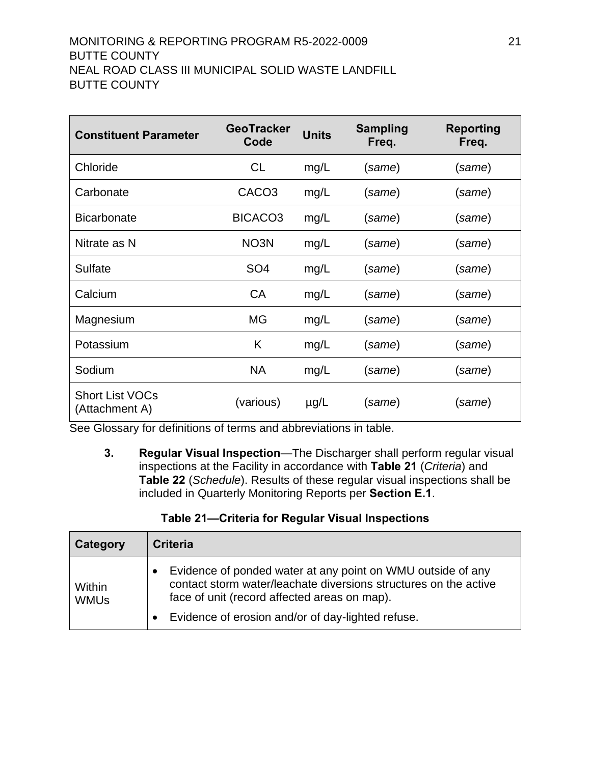| Constituent Parameter | GeoTracker Code | Units | Sampling Freq. | Reporting Freq. |
|---|---|---|---|---|
| Chloride | CL | mg/L | (*same*) | (*same*) |
| Carbonate | CACO3 | mg/L | (*same*) | (*same*) |
| Bicarbonate | BICACO3 | mg/L | (*same*) | (*same*) |
| Nitrate as N | NO3N | mg/L | (*same*) | (*same*) |
| Sulfate | SO4 | mg/L | (*same*) | (*same*) |
| Calcium | CA | mg/L | (*same*) | (*same*) |
| Magnesium | MG | mg/L | (*same*) | (*same*) |
| Potassium | K | mg/L | (*same*) | (*same*) |
| Sodium | NA | mg/L | (*same*) | (*same*) |
| Short List VOCs (Attachment A) | (various) | µg/L | (*same*) | (*same*) |

See Glossary for definitions of terms and abbreviations in table.

**3. Regular Visual Inspection**—The Discharger shall perform regular visual inspections at the Facility in accordance with **Table 21** (*Criteria*) and **Table 22** (*Schedule*). Results of these regular visual inspections shall be included in Quarterly Monitoring Reports per **Section E.1**.

**Table 21—Criteria for Regular Visual Inspections**

| Category | Criteria |
|---|---|
| Within WMUs | • Evidence of ponded water at any point on WMU outside of any contact storm water/leachate diversions structures on the active face of unit (record affected areas on map).<br>• Evidence of erosion and/or of day-lighted refuse. |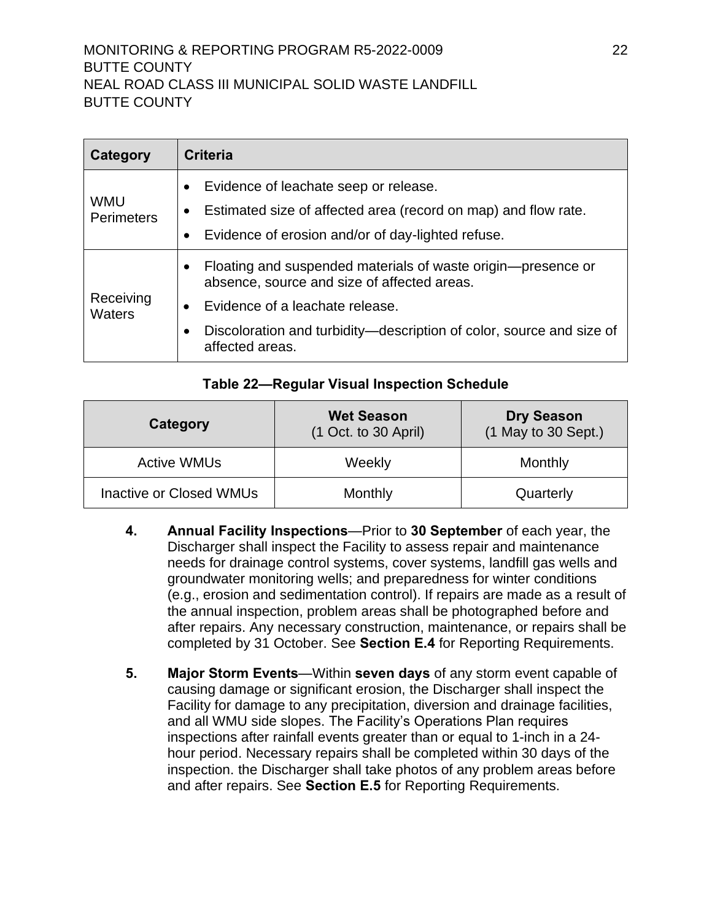| Category | Criteria |
| --- | --- |
| WMU Perimeters | • Evidence of leachate seep or release.<br>• Estimated size of affected area (record on map) and flow rate.<br>• Evidence of erosion and/or of day-lighted refuse. |
| Receiving Waters | • Floating and suspended materials of waste origin—presence or absence, source and size of affected areas.<br>• Evidence of a leachate release.<br>• Discoloration and turbidity—description of color, source and size of affected areas. |

**Table 22—Regular Visual Inspection Schedule**

| Category | Wet Season (1 Oct. to 30 April) | Dry Season (1 May to 30 Sept.) |
| --- | --- | --- |
| Active WMUs | Weekly | Monthly |
| Inactive or Closed WMUs | Monthly | Quarterly |

4. **Annual Facility Inspections**—Prior to **30 September** of each year, the Discharger shall inspect the Facility to assess repair and maintenance needs for drainage control systems, cover systems, landfill gas wells and groundwater monitoring wells; and preparedness for winter conditions (e.g., erosion and sedimentation control). If repairs are made as a result of the annual inspection, problem areas shall be photographed before and after repairs. Any necessary construction, maintenance, or repairs shall be completed by 31 October. See **Section E.4** for Reporting Requirements.

5. **Major Storm Events**—Within **seven days** of any storm event capable of causing damage or significant erosion, the Discharger shall inspect the Facility for damage to any precipitation, diversion and drainage facilities, and all WMU side slopes. The Facility's Operations Plan requires inspections after rainfall events greater than or equal to 1-inch in a 24-hour period. Necessary repairs shall be completed within 30 days of the inspection. the Discharger shall take photos of any problem areas before and after repairs. See **Section E.5** for Reporting Requirements.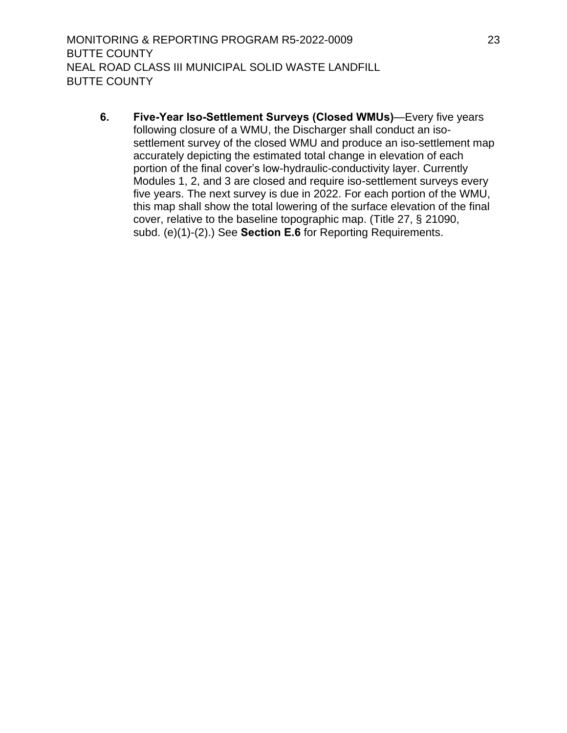6. **Five-Year Iso-Settlement Surveys (Closed WMUs)**—Every five years following closure of a WMU, the Discharger shall conduct an iso-settlement survey of the closed WMU and produce an iso-settlement map accurately depicting the estimated total change in elevation of each portion of the final cover's low-hydraulic-conductivity layer. Currently Modules 1, 2, and 3 are closed and require iso-settlement surveys every five years. The next survey is due in 2022. For each portion of the WMU, this map shall show the total lowering of the surface elevation of the final cover, relative to the baseline topographic map. (Title 27, § 21090, subd. (e)(1)-(2).) See **Section E.6** for Reporting Requirements.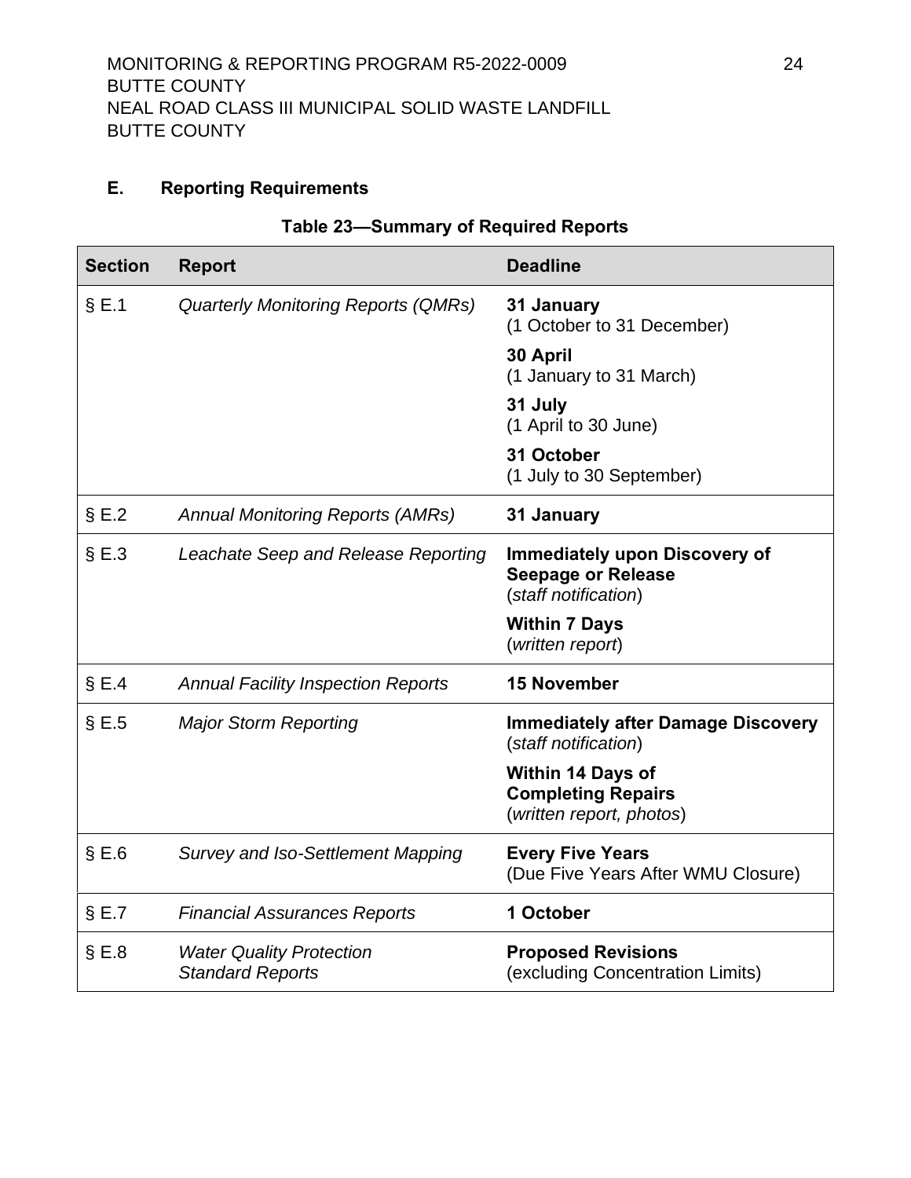## E. Reporting Requirements

**Table 23—Summary of Required Reports**

| Section | Report | Deadline |
|---|---|---|
| § E.1 | *Quarterly Monitoring Reports (QMRs)* | **31 January** (1 October to 31 December) |
| | | **30 April** (1 January to 31 March) |
| | | **31 July** (1 April to 30 June) |
| | | **31 October** (1 July to 30 September) |
| § E.2 | *Annual Monitoring Reports (AMRs)* | **31 January** |
| § E.3 | *Leachate Seep and Release Reporting* | **Immediately upon Discovery of Seepage or Release** (*staff notification*) |
| | | **Within 7 Days** (*written report*) |
| § E.4 | *Annual Facility Inspection Reports* | **15 November** |
| § E.5 | *Major Storm Reporting* | **Immediately after Damage Discovery** (*staff notification*) |
| | | **Within 14 Days of Completing Repairs** (*written report, photos*) |
| § E.6 | *Survey and Iso-Settlement Mapping* | **Every Five Years** (Due Five Years After WMU Closure) |
| § E.7 | *Financial Assurances Reports* | **1 October** |
| § E.8 | *Water Quality Protection Standard Reports* | **Proposed Revisions** (excluding Concentration Limits) |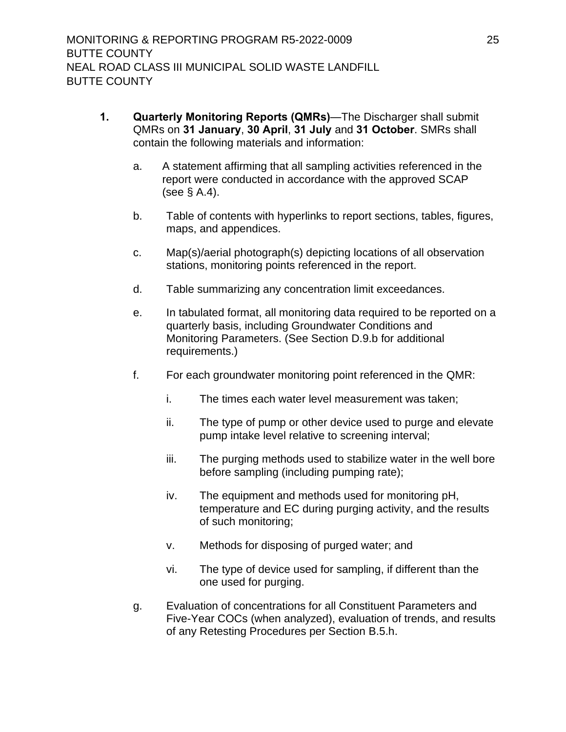1. **Quarterly Monitoring Reports (QMRs)**—The Discharger shall submit QMRs on **31 January**, **30 April**, **31 July** and **31 October**. SMRs shall contain the following materials and information:

   a. A statement affirming that all sampling activities referenced in the report were conducted in accordance with the approved SCAP (see § A.4).

   b. Table of contents with hyperlinks to report sections, tables, figures, maps, and appendices.

   c. Map(s)/aerial photograph(s) depicting locations of all observation stations, monitoring points referenced in the report.

   d. Table summarizing any concentration limit exceedances.

   e. In tabulated format, all monitoring data required to be reported on a quarterly basis, including Groundwater Conditions and Monitoring Parameters. (See Section D.9.b for additional requirements.)

   f. For each groundwater monitoring point referenced in the QMR:

      i. The times each water level measurement was taken;

      ii. The type of pump or other device used to purge and elevate pump intake level relative to screening interval;

      iii. The purging methods used to stabilize water in the well bore before sampling (including pumping rate);

      iv. The equipment and methods used for monitoring pH, temperature and EC during purging activity, and the results of such monitoring;

      v. Methods for disposing of purged water; and

      vi. The type of device used for sampling, if different than the one used for purging.

   g. Evaluation of concentrations for all Constituent Parameters and Five-Year COCs (when analyzed), evaluation of trends, and results of any Retesting Procedures per Section B.5.h.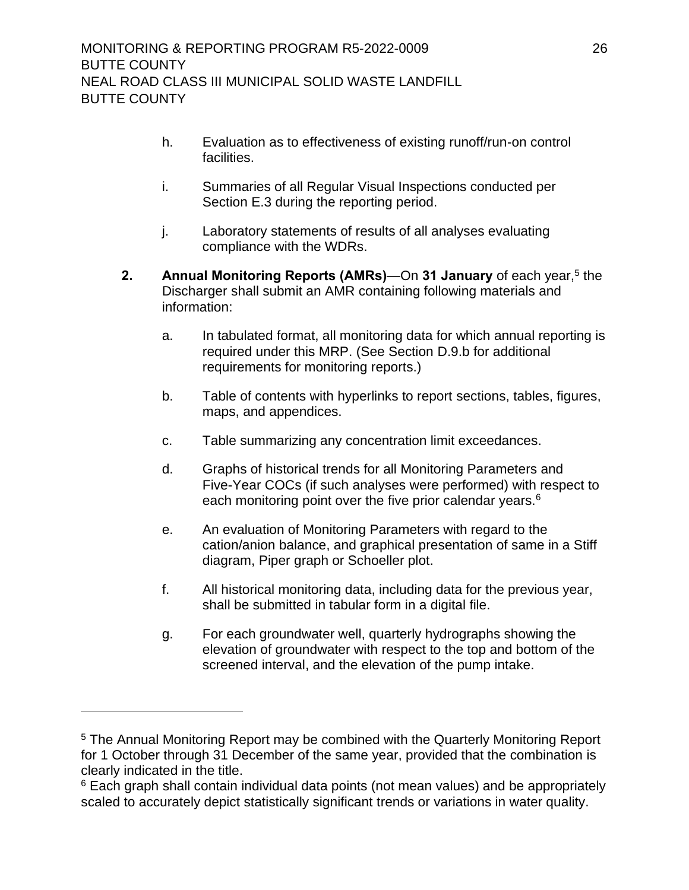h. Evaluation as to effectiveness of existing runoff/run-on control facilities.

i. Summaries of all Regular Visual Inspections conducted per Section E.3 during the reporting period.

j. Laboratory statements of results of all analyses evaluating compliance with the WDRs.

**2. Annual Monitoring Reports (AMRs)**—On **31 January** of each year,[5] the Discharger shall submit an AMR containing following materials and information:

a. In tabulated format, all monitoring data for which annual reporting is required under this MRP. (See Section D.9.b for additional requirements for monitoring reports.)

b. Table of contents with hyperlinks to report sections, tables, figures, maps, and appendices.

c. Table summarizing any concentration limit exceedances.

d. Graphs of historical trends for all Monitoring Parameters and Five-Year COCs (if such analyses were performed) with respect to each monitoring point over the five prior calendar years.[6]

e. An evaluation of Monitoring Parameters with regard to the cation/anion balance, and graphical presentation of same in a Stiff diagram, Piper graph or Schoeller plot.

f. All historical monitoring data, including data for the previous year, shall be submitted in tabular form in a digital file.

g. For each groundwater well, quarterly hydrographs showing the elevation of groundwater with respect to the top and bottom of the screened interval, and the elevation of the pump intake.

---

[5] The Annual Monitoring Report may be combined with the Quarterly Monitoring Report for 1 October through 31 December of the same year, provided that the combination is clearly indicated in the title.

[6] Each graph shall contain individual data points (not mean values) and be appropriately scaled to accurately depict statistically significant trends or variations in water quality.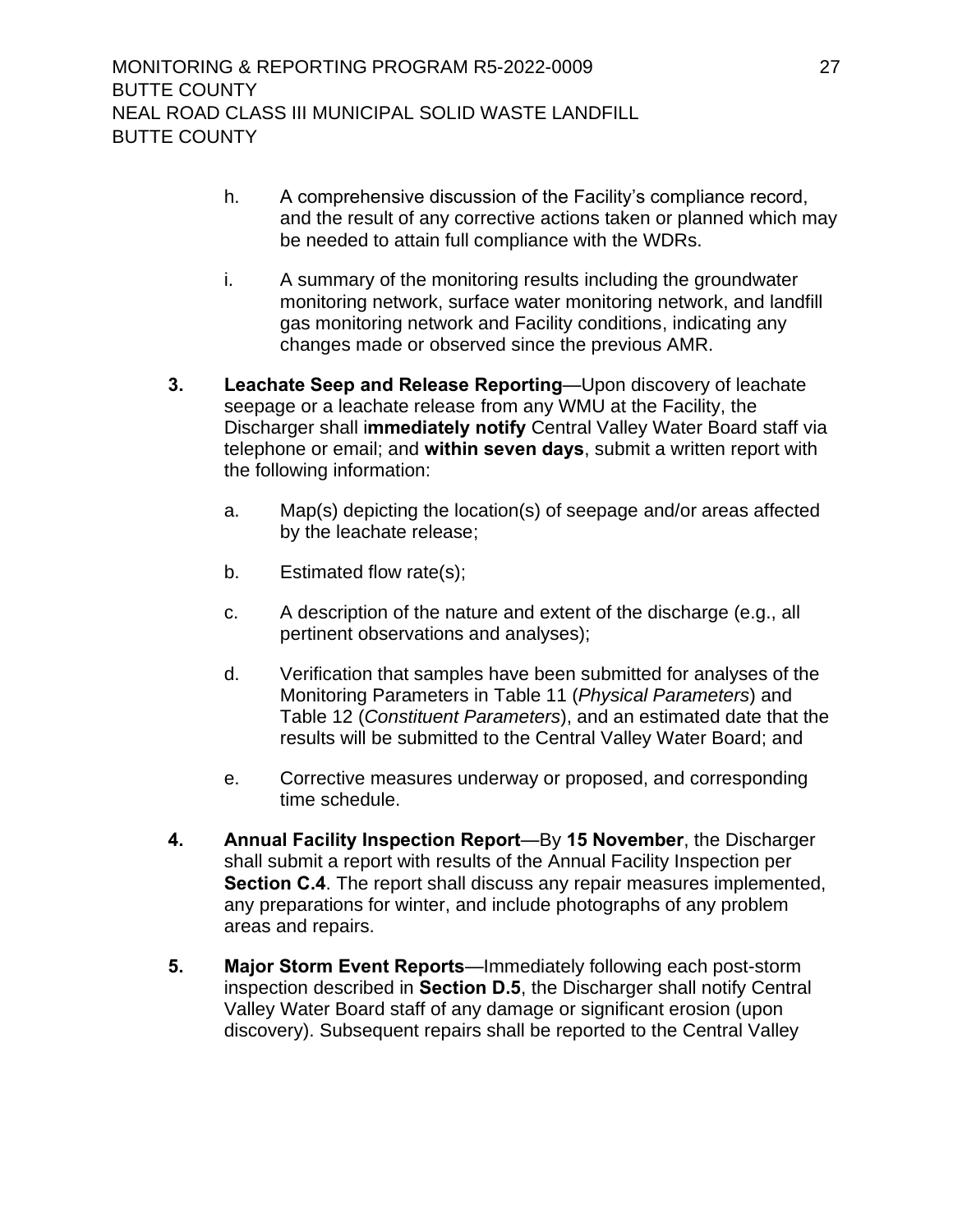h. A comprehensive discussion of the Facility's compliance record, and the result of any corrective actions taken or planned which may be needed to attain full compliance with the WDRs.

i. A summary of the monitoring results including the groundwater monitoring network, surface water monitoring network, and landfill gas monitoring network and Facility conditions, indicating any changes made or observed since the previous AMR.

**3. Leachate Seep and Release Reporting**—Upon discovery of leachate seepage or a leachate release from any WMU at the Facility, the Discharger shall i**mmediately notify** Central Valley Water Board staff via telephone or email; and **within seven days**, submit a written report with the following information:

a. Map(s) depicting the location(s) of seepage and/or areas affected by the leachate release;

b. Estimated flow rate(s);

c. A description of the nature and extent of the discharge (e.g., all pertinent observations and analyses);

d. Verification that samples have been submitted for analyses of the Monitoring Parameters in Table 11 (*Physical Parameters*) and Table 12 (*Constituent Parameters*), and an estimated date that the results will be submitted to the Central Valley Water Board; and

e. Corrective measures underway or proposed, and corresponding time schedule.

**4. Annual Facility Inspection Report**—By **15 November**, the Discharger shall submit a report with results of the Annual Facility Inspection per **Section C.4**. The report shall discuss any repair measures implemented, any preparations for winter, and include photographs of any problem areas and repairs.

**5. Major Storm Event Reports**—Immediately following each post-storm inspection described in **Section D.5**, the Discharger shall notify Central Valley Water Board staff of any damage or significant erosion (upon discovery). Subsequent repairs shall be reported to the Central Valley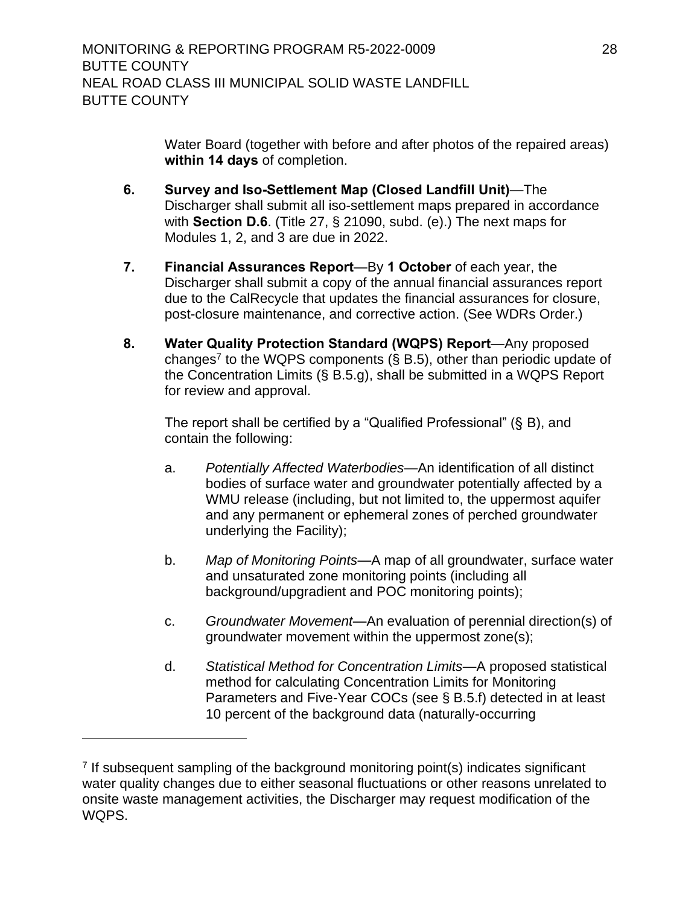Water Board (together with before and after photos of the repaired areas) **within 14 days** of completion.

6. **Survey and Iso-Settlement Map (Closed Landfill Unit)**—The Discharger shall submit all iso-settlement maps prepared in accordance with **Section D.6**. (Title 27, § 21090, subd. (e).) The next maps for Modules 1, 2, and 3 are due in 2022.

7. **Financial Assurances Report**—By **1 October** of each year, the Discharger shall submit a copy of the annual financial assurances report due to the CalRecycle that updates the financial assurances for closure, post-closure maintenance, and corrective action. (See WDRs Order.)

8. **Water Quality Protection Standard (WQPS) Report**—Any proposed changes[7] to the WQPS components (§ B.5), other than periodic update of the Concentration Limits (§ B.5.g), shall be submitted in a WQPS Report for review and approval.

   The report shall be certified by a "Qualified Professional" (§ B), and contain the following:

   a. *Potentially Affected Waterbodies*—An identification of all distinct bodies of surface water and groundwater potentially affected by a WMU release (including, but not limited to, the uppermost aquifer and any permanent or ephemeral zones of perched groundwater underlying the Facility);

   b. *Map of Monitoring Points*—A map of all groundwater, surface water and unsaturated zone monitoring points (including all background/upgradient and POC monitoring points);

   c. *Groundwater Movement*—An evaluation of perennial direction(s) of groundwater movement within the uppermost zone(s);

   d. *Statistical Method for Concentration Limits*—A proposed statistical method for calculating Concentration Limits for Monitoring Parameters and Five-Year COCs (see § B.5.f) detected in at least 10 percent of the background data (naturally-occurring

---

[7] If subsequent sampling of the background monitoring point(s) indicates significant water quality changes due to either seasonal fluctuations or other reasons unrelated to onsite waste management activities, the Discharger may request modification of the WQPS.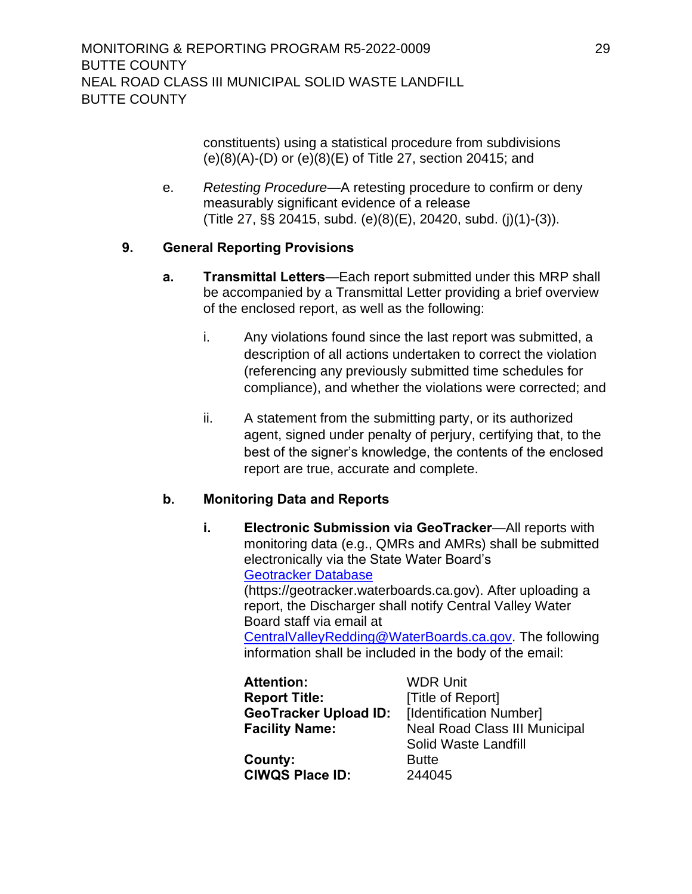constituents) using a statistical procedure from subdivisions (e)(8)(A)-(D) or (e)(8)(E) of Title 27, section 20415; and

e. *Retesting Procedure*—A retesting procedure to confirm or deny measurably significant evidence of a release (Title 27, §§ 20415, subd. (e)(8)(E), 20420, subd. (j)(1)-(3)).

### 9. General Reporting Provisions

**a. Transmittal Letters**—Each report submitted under this MRP shall be accompanied by a Transmittal Letter providing a brief overview of the enclosed report, as well as the following:

i. Any violations found since the last report was submitted, a description of all actions undertaken to correct the violation (referencing any previously submitted time schedules for compliance), and whether the violations were corrected; and

ii. A statement from the submitting party, or its authorized agent, signed under penalty of perjury, certifying that, to the best of the signer's knowledge, the contents of the enclosed report are true, accurate and complete.

**b. Monitoring Data and Reports**

**i. Electronic Submission via GeoTracker**—All reports with monitoring data (e.g., QMRs and AMRs) shall be submitted electronically via the State Water Board's [Geotracker Database](https://geotracker.waterboards.ca.gov) (https://geotracker.waterboards.ca.gov). After uploading a report, the Discharger shall notify Central Valley Water Board staff via email at CentralValleyRedding@WaterBoards.ca.gov. The following information shall be included in the body of the email:

| | |
|---|---|
| **Attention:** | WDR Unit |
| **Report Title:** | [Title of Report] |
| **GeoTracker Upload ID:** | [Identification Number] |
| **Facility Name:** | Neal Road Class III Municipal Solid Waste Landfill |
| **County:** | Butte |
| **CIWQS Place ID:** | 244045 |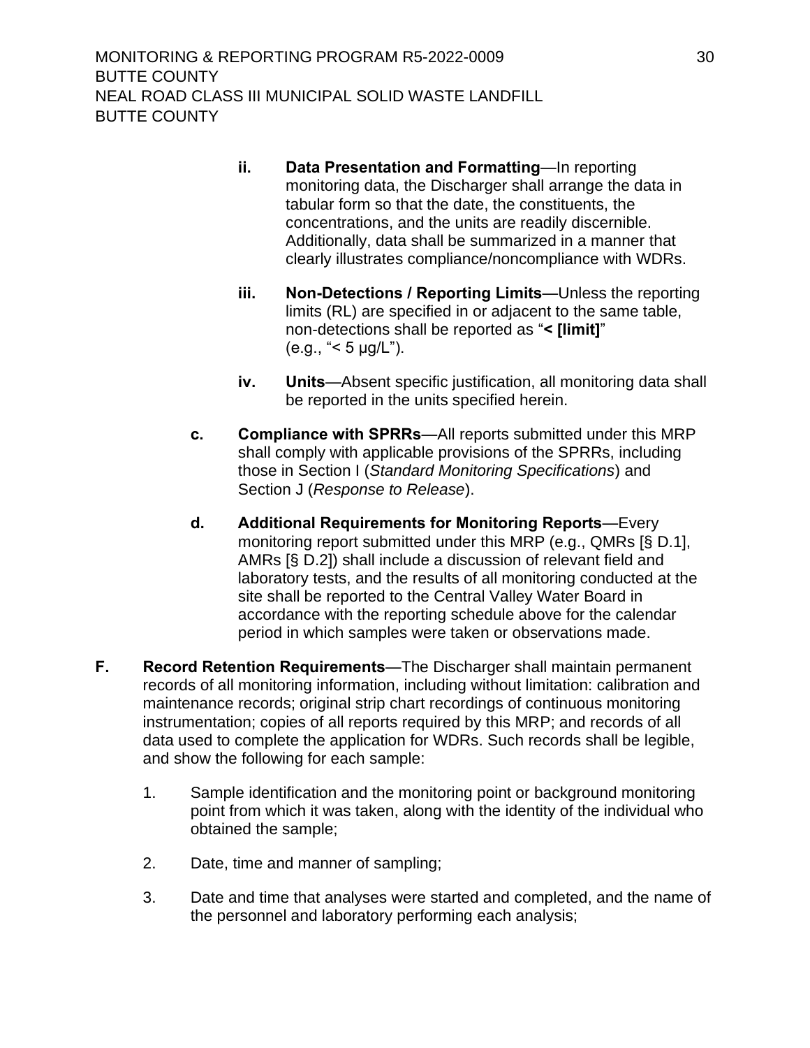ii. **Data Presentation and Formatting**—In reporting monitoring data, the Discharger shall arrange the data in tabular form so that the date, the constituents, the concentrations, and the units are readily discernible. Additionally, data shall be summarized in a manner that clearly illustrates compliance/noncompliance with WDRs.

iii. **Non-Detections / Reporting Limits**—Unless the reporting limits (RL) are specified in or adjacent to the same table, non-detections shall be reported as "**< [limit]**" (e.g., "< 5 µg/L").

iv. **Units**—Absent specific justification, all monitoring data shall be reported in the units specified herein.

c. **Compliance with SPRRs**—All reports submitted under this MRP shall comply with applicable provisions of the SPRRs, including those in Section I (*Standard Monitoring Specifications*) and Section J (*Response to Release*).

d. **Additional Requirements for Monitoring Reports**—Every monitoring report submitted under this MRP (e.g., QMRs [§ D.1], AMRs [§ D.2]) shall include a discussion of relevant field and laboratory tests, and the results of all monitoring conducted at the site shall be reported to the Central Valley Water Board in accordance with the reporting schedule above for the calendar period in which samples were taken or observations made.

**F. Record Retention Requirements**—The Discharger shall maintain permanent records of all monitoring information, including without limitation: calibration and maintenance records; original strip chart recordings of continuous monitoring instrumentation; copies of all reports required by this MRP; and records of all data used to complete the application for WDRs. Such records shall be legible, and show the following for each sample:

1. Sample identification and the monitoring point or background monitoring point from which it was taken, along with the identity of the individual who obtained the sample;

2. Date, time and manner of sampling;

3. Date and time that analyses were started and completed, and the name of the personnel and laboratory performing each analysis;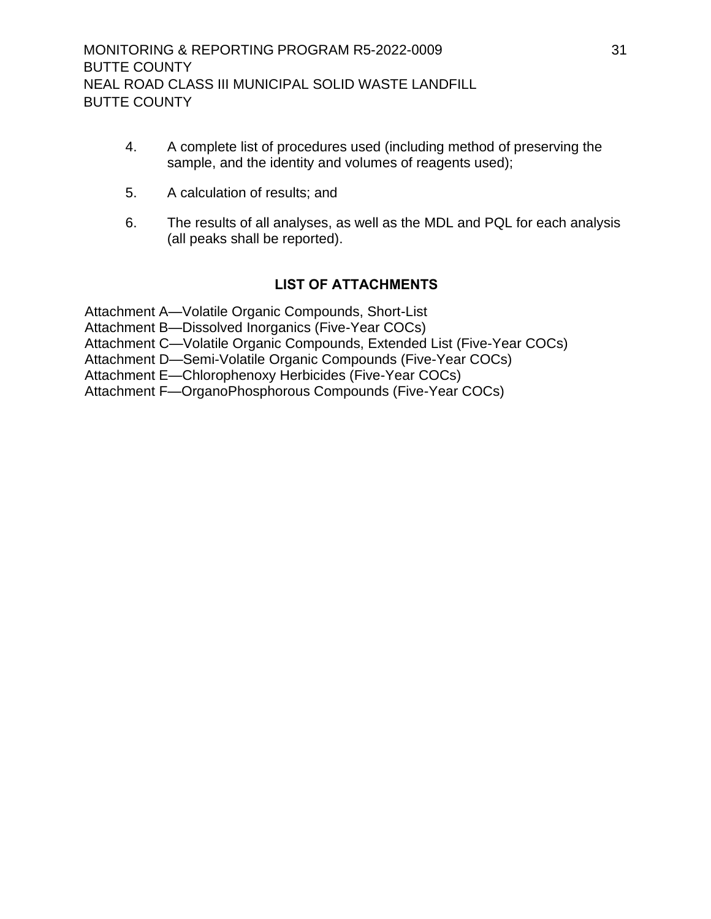4. A complete list of procedures used (including method of preserving the sample, and the identity and volumes of reagents used);

5. A calculation of results; and

6. The results of all analyses, as well as the MDL and PQL for each analysis (all peaks shall be reported).

## LIST OF ATTACHMENTS

Attachment A—Volatile Organic Compounds, Short-List
Attachment B—Dissolved Inorganics (Five-Year COCs)
Attachment C—Volatile Organic Compounds, Extended List (Five-Year COCs)
Attachment D—Semi-Volatile Organic Compounds (Five-Year COCs)
Attachment E—Chlorophenoxy Herbicides (Five-Year COCs)
Attachment F—OrganoPhosphorous Compounds (Five-Year COCs)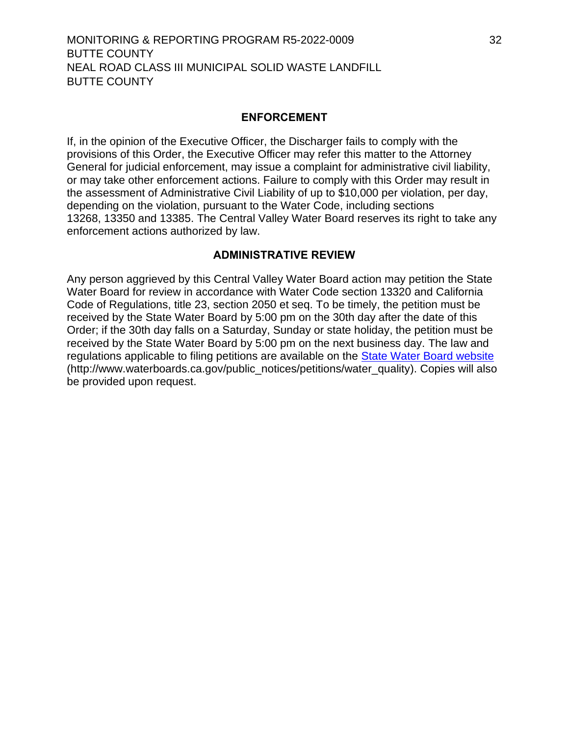## ENFORCEMENT

If, in the opinion of the Executive Officer, the Discharger fails to comply with the provisions of this Order, the Executive Officer may refer this matter to the Attorney General for judicial enforcement, may issue a complaint for administrative civil liability, or may take other enforcement actions. Failure to comply with this Order may result in the assessment of Administrative Civil Liability of up to $10,000 per violation, per day, depending on the violation, pursuant to the Water Code, including sections 13268, 13350 and 13385. The Central Valley Water Board reserves its right to take any enforcement actions authorized by law.

## ADMINISTRATIVE REVIEW

Any person aggrieved by this Central Valley Water Board action may petition the State Water Board for review in accordance with Water Code section 13320 and California Code of Regulations, title 23, section 2050 et seq. To be timely, the petition must be received by the State Water Board by 5:00 pm on the 30th day after the date of this Order; if the 30th day falls on a Saturday, Sunday or state holiday, the petition must be received by the State Water Board by 5:00 pm on the next business day. The law and regulations applicable to filing petitions are available on the [State Water Board website](http://www.waterboards.ca.gov/public_notices/petitions/water_quality) (http://www.waterboards.ca.gov/public_notices/petitions/water_quality). Copies will also be provided upon request.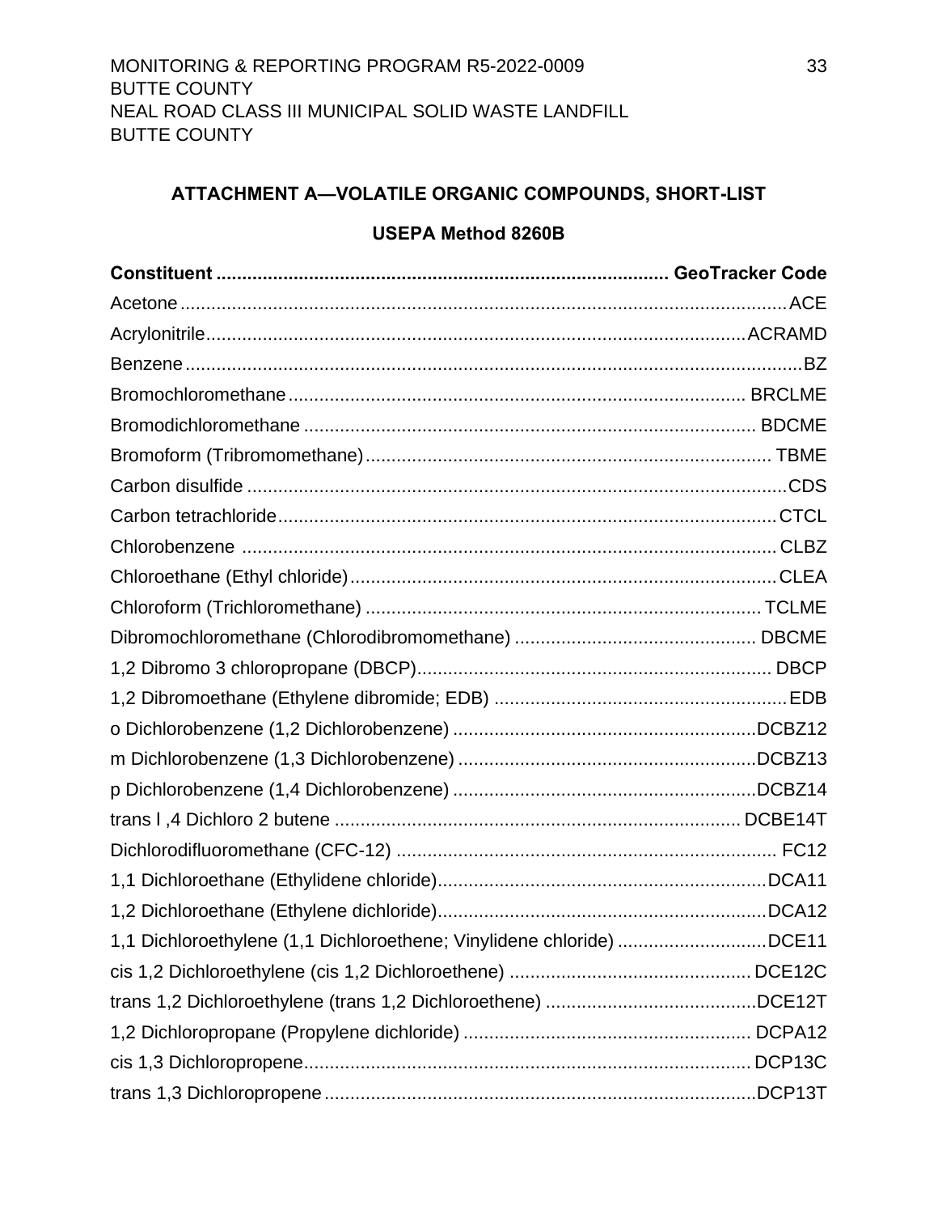## ATTACHMENT A—VOLATILE ORGANIC COMPOUNDS, SHORT-LIST

### USEPA Method 8260B

| Constituent | GeoTracker Code |
|---|---|
| Acetone | ACE |
| Acrylonitrile | ACRAMD |
| Benzene | BZ |
| Bromochloromethane | BRCLME |
| Bromodichloromethane | BDCME |
| Bromoform (Tribromomethane) | TBME |
| Carbon disulfide | CDS |
| Carbon tetrachloride | CTCL |
| Chlorobenzene | CLBZ |
| Chloroethane (Ethyl chloride) | CLEA |
| Chloroform (Trichloromethane) | TCLME |
| Dibromochloromethane (Chlorodibromomethane) | DBCME |
| 1,2 Dibromo 3 chloropropane (DBCP) | DBCP |
| 1,2 Dibromoethane (Ethylene dibromide; EDB) | EDB |
| o Dichlorobenzene (1,2 Dichlorobenzene) | DCBZ12 |
| m Dichlorobenzene (1,3 Dichlorobenzene) | DCBZ13 |
| p Dichlorobenzene (1,4 Dichlorobenzene) | DCBZ14 |
| trans l ,4 Dichloro 2 butene | DCBE14T |
| Dichlorodifluoromethane (CFC-12) | FC12 |
| 1,1 Dichloroethane (Ethylidene chloride) | DCA11 |
| 1,2 Dichloroethane (Ethylene dichloride) | DCA12 |
| 1,1 Dichloroethylene (1,1 Dichloroethene; Vinylidene chloride) | DCE11 |
| cis 1,2 Dichloroethylene (cis 1,2 Dichloroethene) | DCE12C |
| trans 1,2 Dichloroethylene (trans 1,2 Dichloroethene) | DCE12T |
| 1,2 Dichloropropane (Propylene dichloride) | DCPA12 |
| cis 1,3 Dichloropropene | DCP13C |
| trans 1,3 Dichloropropene | DCP13T |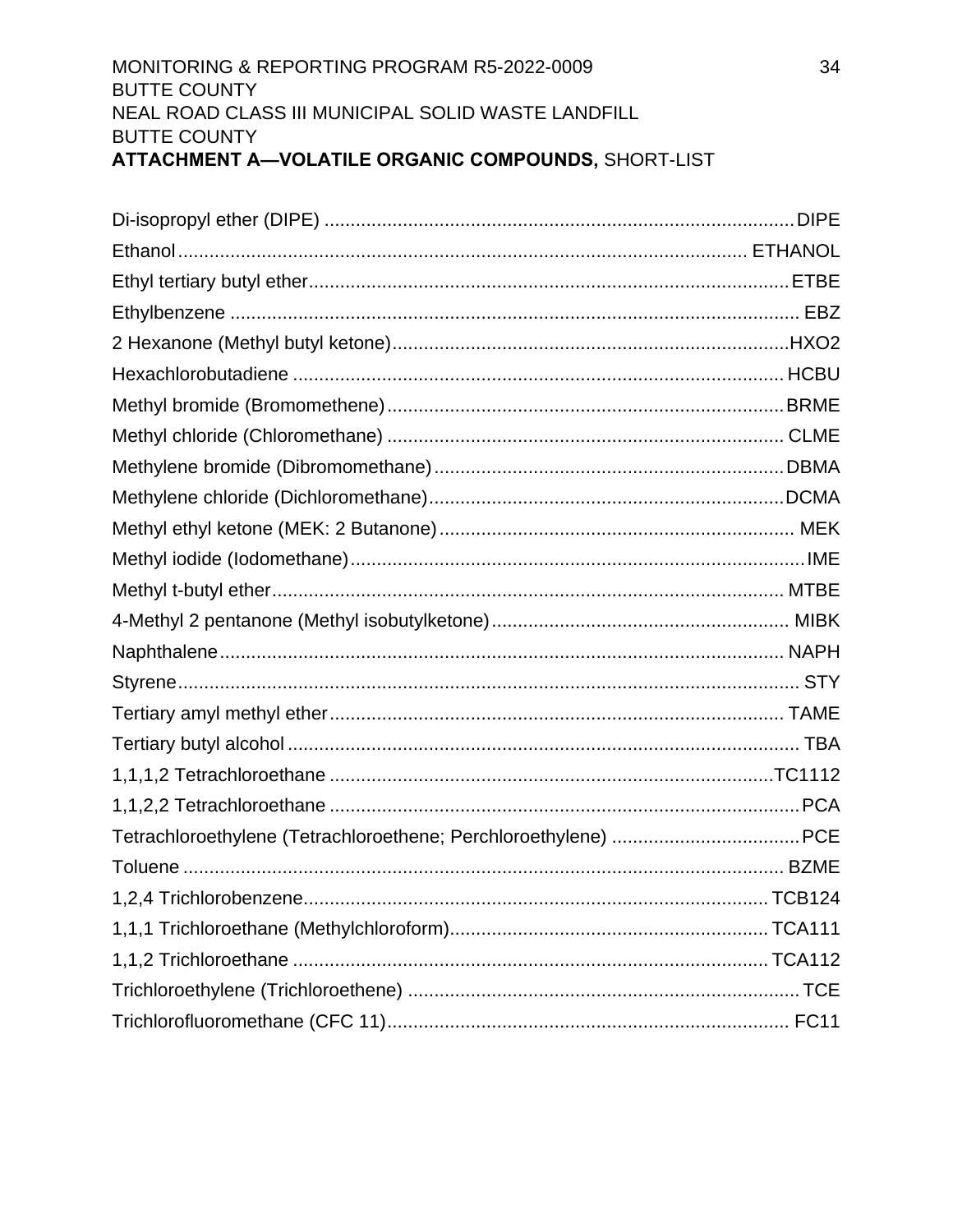**ATTACHMENT A—VOLATILE ORGANIC COMPOUNDS,** SHORT-LIST

| | |
|---|---|
| Di-isopropyl ether (DIPE) | DIPE |
| Ethanol | ETHANOL |
| Ethyl tertiary butyl ether | ETBE |
| Ethylbenzene | EBZ |
| 2 Hexanone (Methyl butyl ketone) | HXO2 |
| Hexachlorobutadiene | HCBU |
| Methyl bromide (Bromomethene) | BRME |
| Methyl chloride (Chloromethane) | CLME |
| Methylene bromide (Dibromomethane) | DBMA |
| Methylene chloride (Dichloromethane) | DCMA |
| Methyl ethyl ketone (MEK: 2 Butanone) | MEK |
| Methyl iodide (Iodomethane) | IME |
| Methyl t-butyl ether | MTBE |
| 4-Methyl 2 pentanone (Methyl isobutylketone) | MIBK |
| Naphthalene | NAPH |
| Styrene | STY |
| Tertiary amyl methyl ether | TAME |
| Tertiary butyl alcohol | TBA |
| 1,1,1,2 Tetrachloroethane | TC1112 |
| 1,1,2,2 Tetrachloroethane | PCA |
| Tetrachloroethylene (Tetrachloroethene; Perchloroethylene) | PCE |
| Toluene | BZME |
| 1,2,4 Trichlorobenzene | TCB124 |
| 1,1,1 Trichloroethane (Methylchloroform) | TCA111 |
| 1,1,2 Trichloroethane | TCA112 |
| Trichloroethylene (Trichloroethene) | TCE |
| Trichlorofluoromethane (CFC 11) | FC11 |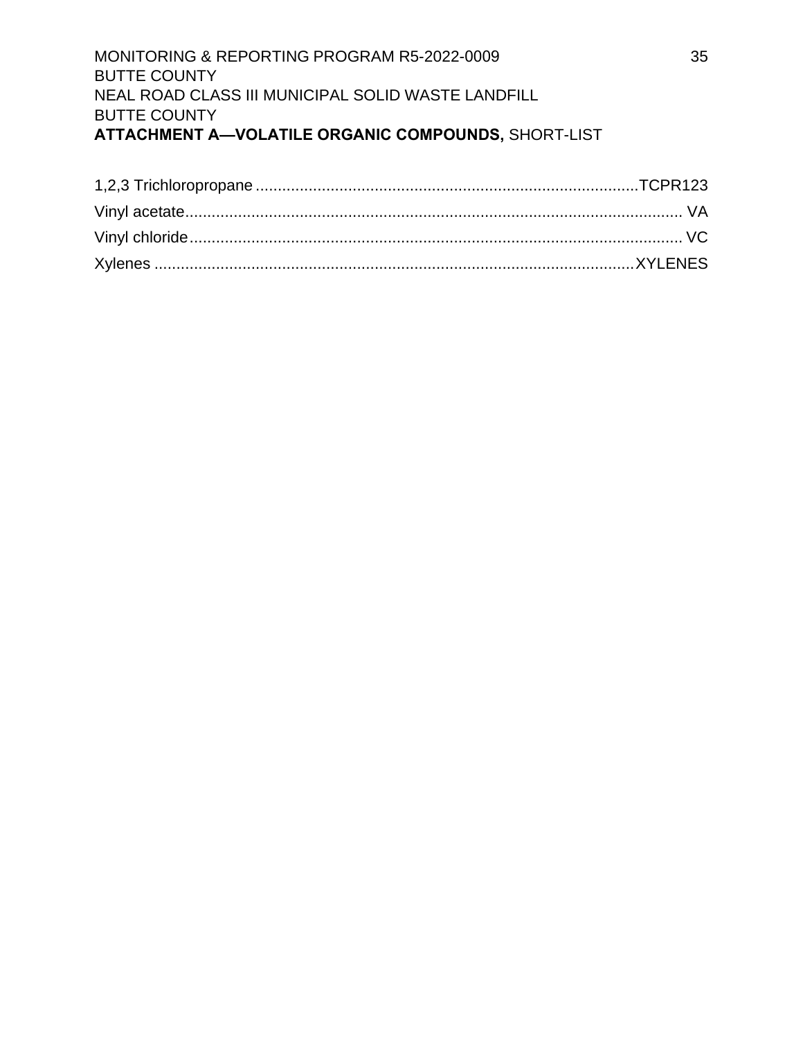1,2,3 Trichloropropane ........................................................................................TCPR123
Vinyl acetate................................................................................................................ VA
Vinyl chloride............................................................................................................... VC
Xylenes ...........................................................................................................XYLENES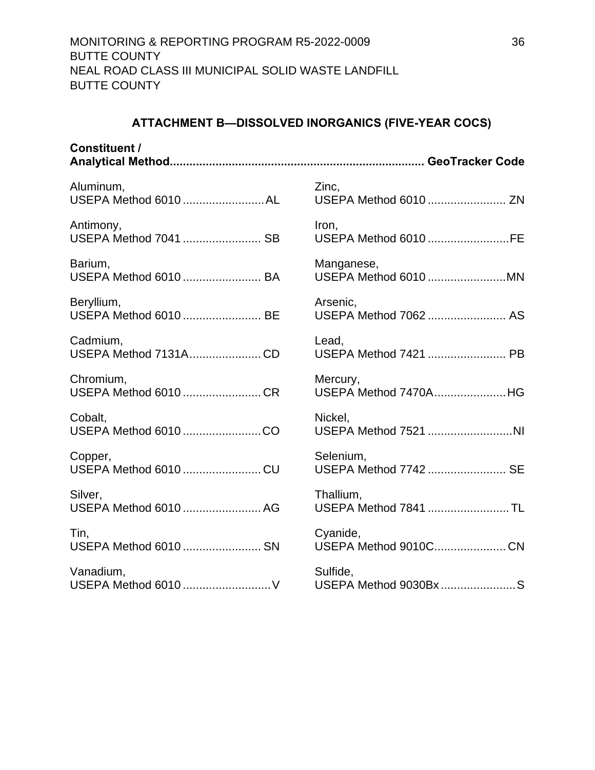## ATTACHMENT B—DISSOLVED INORGANICS (FIVE-YEAR COCS)

| Constituent / Analytical Method | GeoTracker Code |
| --- | --- |
| Aluminum, USEPA Method 6010 | AL |
| Antimony, USEPA Method 7041 | SB |
| Barium, USEPA Method 6010 | BA |
| Beryllium, USEPA Method 6010 | BE |
| Cadmium, USEPA Method 7131A | CD |
| Chromium, USEPA Method 6010 | CR |
| Cobalt, USEPA Method 6010 | CO |
| Copper, USEPA Method 6010 | CU |
| Silver, USEPA Method 6010 | AG |
| Tin, USEPA Method 6010 | SN |
| Vanadium, USEPA Method 6010 | V |
| Zinc, USEPA Method 6010 | ZN |
| Iron, USEPA Method 6010 | FE |
| Manganese, USEPA Method 6010 | MN |
| Arsenic, USEPA Method 7062 | AS |
| Lead, USEPA Method 7421 | PB |
| Mercury, USEPA Method 7470A | HG |
| Nickel, USEPA Method 7521 | NI |
| Selenium, USEPA Method 7742 | SE |
| Thallium, USEPA Method 7841 | TL |
| Cyanide, USEPA Method 9010C | CN |
| Sulfide, USEPA Method 9030Bx | S |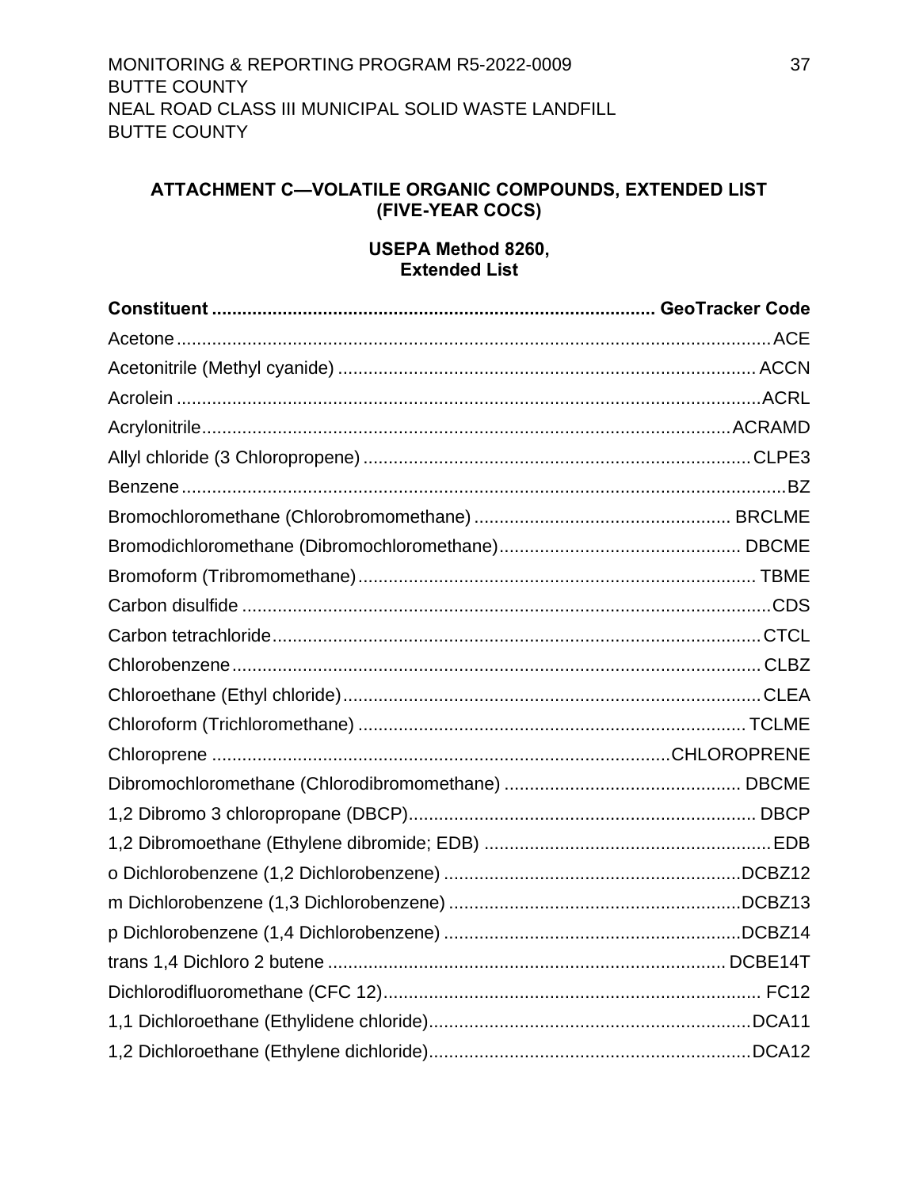## ATTACHMENT C—VOLATILE ORGANIC COMPOUNDS, EXTENDED LIST (FIVE-YEAR COCS)

### USEPA Method 8260, Extended List

| Constituent | GeoTracker Code |
|---|---|
| Acetone | ACE |
| Acetonitrile (Methyl cyanide) | ACCN |
| Acrolein | ACRL |
| Acrylonitrile | ACRAMD |
| Allyl chloride (3 Chloropropene) | CLPE3 |
| Benzene | BZ |
| Bromochloromethane (Chlorobromomethane) | BRCLME |
| Bromodichloromethane (Dibromochloromethane) | DBCME |
| Bromoform (Tribromomethane) | TBME |
| Carbon disulfide | CDS |
| Carbon tetrachloride | CTCL |
| Chlorobenzene | CLBZ |
| Chloroethane (Ethyl chloride) | CLEA |
| Chloroform (Trichloromethane) | TCLME |
| Chloroprene | CHLOROPRENE |
| Dibromochloromethane (Chlorodibromomethane) | DBCME |
| 1,2 Dibromo 3 chloropropane (DBCP) | DBCP |
| 1,2 Dibromoethane (Ethylene dibromide; EDB) | EDB |
| o Dichlorobenzene (1,2 Dichlorobenzene) | DCBZ12 |
| m Dichlorobenzene (1,3 Dichlorobenzene) | DCBZ13 |
| p Dichlorobenzene (1,4 Dichlorobenzene) | DCBZ14 |
| trans 1,4 Dichloro 2 butene | DCBE14T |
| Dichlorodifluoromethane (CFC 12) | FC12 |
| 1,1 Dichloroethane (Ethylidene chloride) | DCA11 |
| 1,2 Dichloroethane (Ethylene dichloride) | DCA12 |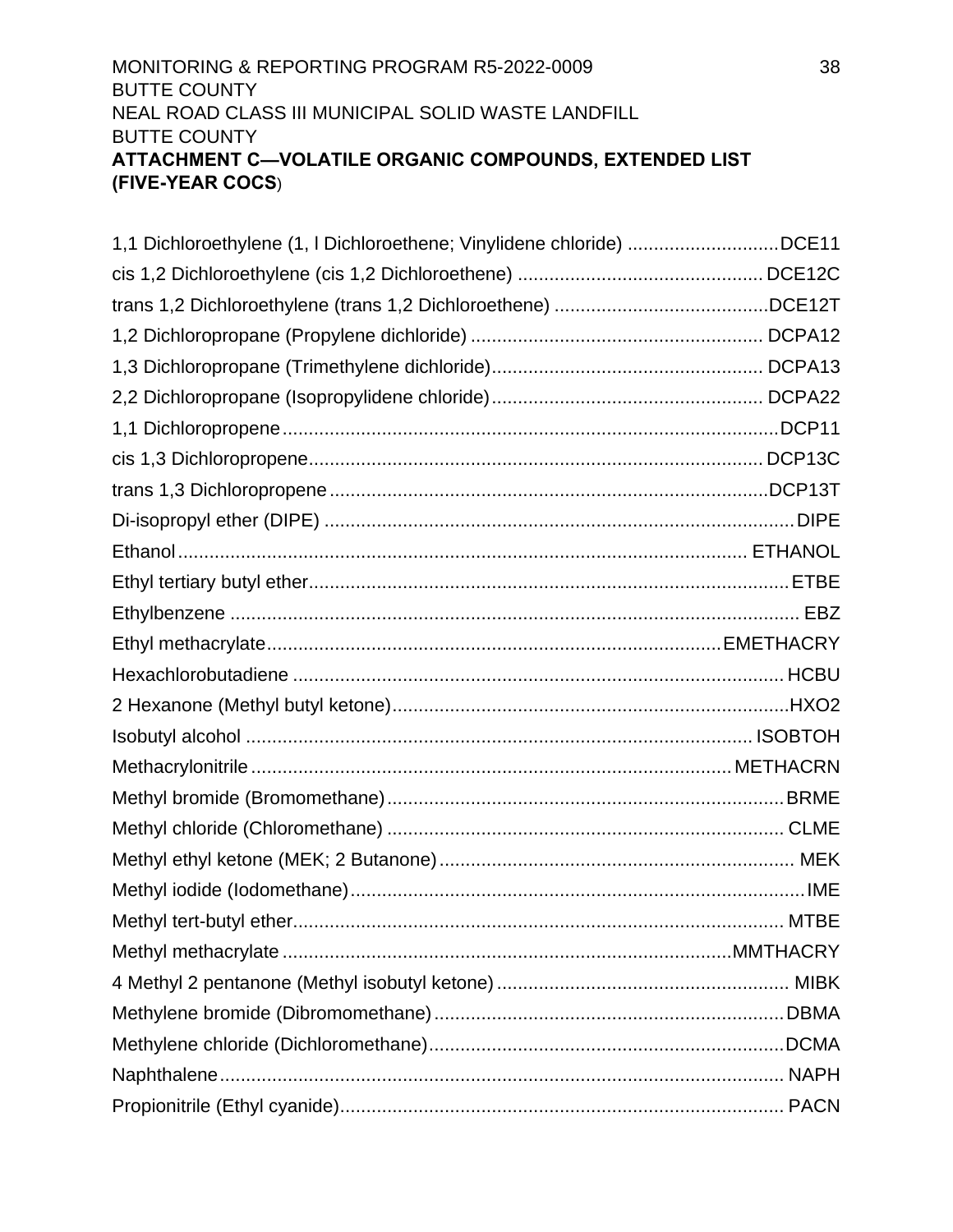## ATTACHMENT C—VOLATILE ORGANIC COMPOUNDS, EXTENDED LIST (FIVE-YEAR COCS)

1,1 Dichloroethylene (1, l Dichloroethene; Vinylidene chloride) ............................DCE11
cis 1,2 Dichloroethylene (cis 1,2 Dichloroethene) ............................................. DCE12C
trans 1,2 Dichloroethylene (trans 1,2 Dichloroethene) .........................................DCE12T
1,2 Dichloropropane (Propylene dichloride) ....................................................... DCPA12
1,3 Dichloropropane (Trimethylene dichloride).................................................... DCPA13
2,2 Dichloropropane (Isopropylidene chloride)..................................................... DCPA22
1,1 Dichloropropene..............................................................................................DCP11
cis 1,3 Dichloropropene....................................................................................... DCP13C
trans 1,3 Dichloropropene ...................................................................................DCP13T
Di-isopropyl ether (DIPE) ........................................................................................DIPE
Ethanol ........................................................................................................... ETHANOL
Ethyl tertiary butyl ether...........................................................................................ETBE
Ethylbenzene ........................................................................................................... EBZ
Ethyl methacrylate....................................................................................EMETHACRY
Hexachlorobutadiene ............................................................................................. HCBU
2 Hexanone (Methyl butyl ketone)...........................................................................HXO2
Isobutyl alcohol ............................................................................................. ISOBTOH
Methacrylonitrile ........................................................................................... METHACRN
Methyl bromide (Bromomethane)...........................................................................BRME
Methyl chloride (Chloromethane) ........................................................................... CLME
Methyl ethyl ketone (MEK; 2 Butanone).................................................................. MEK
Methyl iodide (Iodomethane).....................................................................................IME
Methyl tert-butyl ether............................................................................................. MTBE
Methyl methacrylate ...................................................................................MMTHACRY
4 Methyl 2 pentanone (Methyl isobutyl ketone) ....................................................... MIBK
Methylene bromide (Dibromomethane)..................................................................DBMA
Methylene chloride (Dichloromethane)...................................................................DCMA
Naphthalene........................................................................................................... NAPH
Propionitrile (Ethyl cyanide).................................................................................... PACN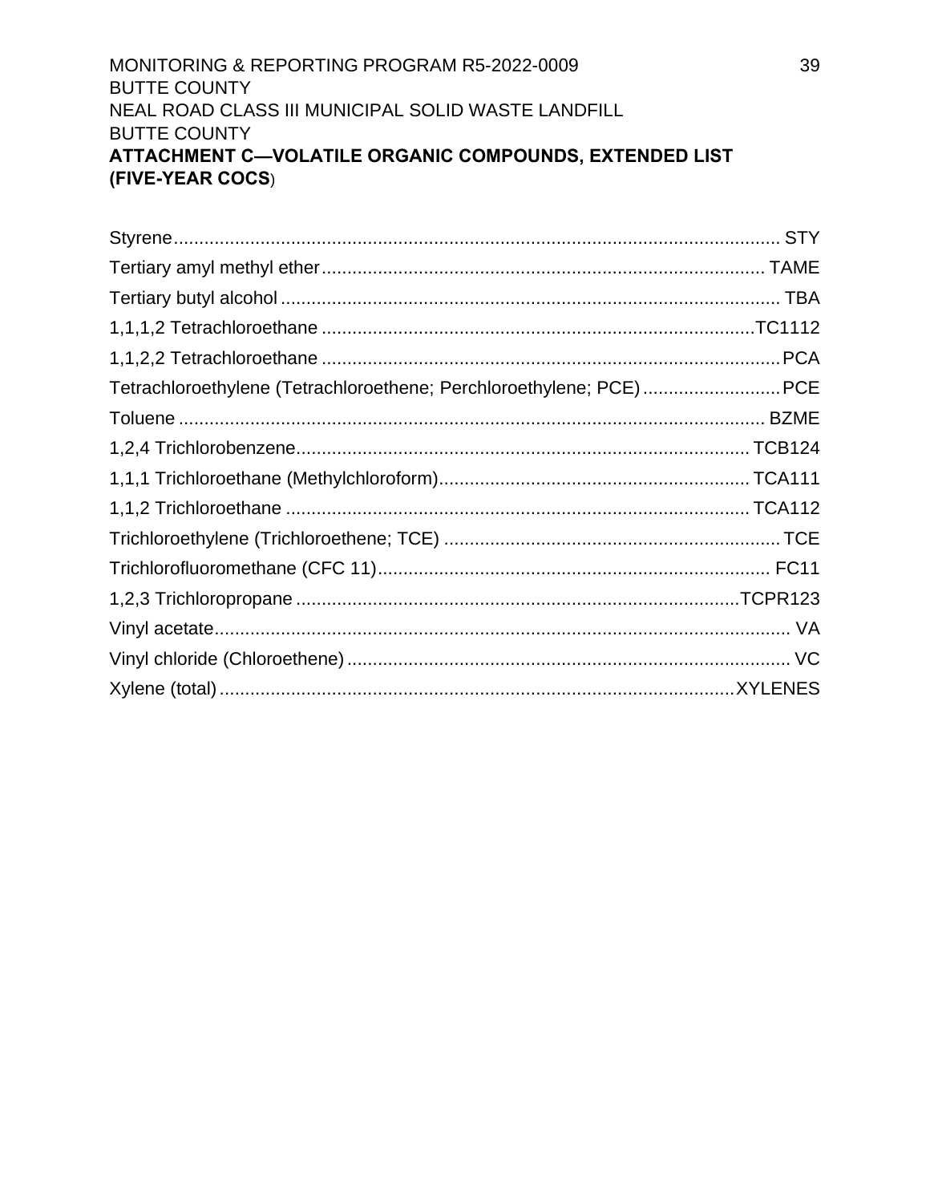### ATTACHMENT C—VOLATILE ORGANIC COMPOUNDS, EXTENDED LIST (FIVE-YEAR COCS)

Styrene........................................................................................................................ STY

Tertiary amyl methyl ether....................................................................................... TAME

Tertiary butyl alcohol ................................................................................................. TBA

1,1,1,2 Tetrachloroethane .....................................................................................TC1112

1,1,2,2 Tetrachloroethane .........................................................................................PCA

Tetrachloroethylene (Tetrachloroethene; Perchloroethylene; PCE) ...........................PCE

Toluene ................................................................................................................... BZME

1,2,4 Trichlorobenzene......................................................................................... TCB124

1,1,1 Trichloroethane (Methylchloroform)............................................................. TCA111

1,1,2 Trichloroethane ........................................................................................... TCA112

Trichloroethylene (Trichloroethene; TCE) ................................................................. TCE

Trichlorofluoromethane (CFC 11)............................................................................. FC11

1,2,3 Trichloropropane ......................................................................................TCPR123

Vinyl acetate................................................................................................................. VA

Vinyl chloride (Chloroethene) ....................................................................................... VC

Xylene (total) ....................................................................................................XYLENES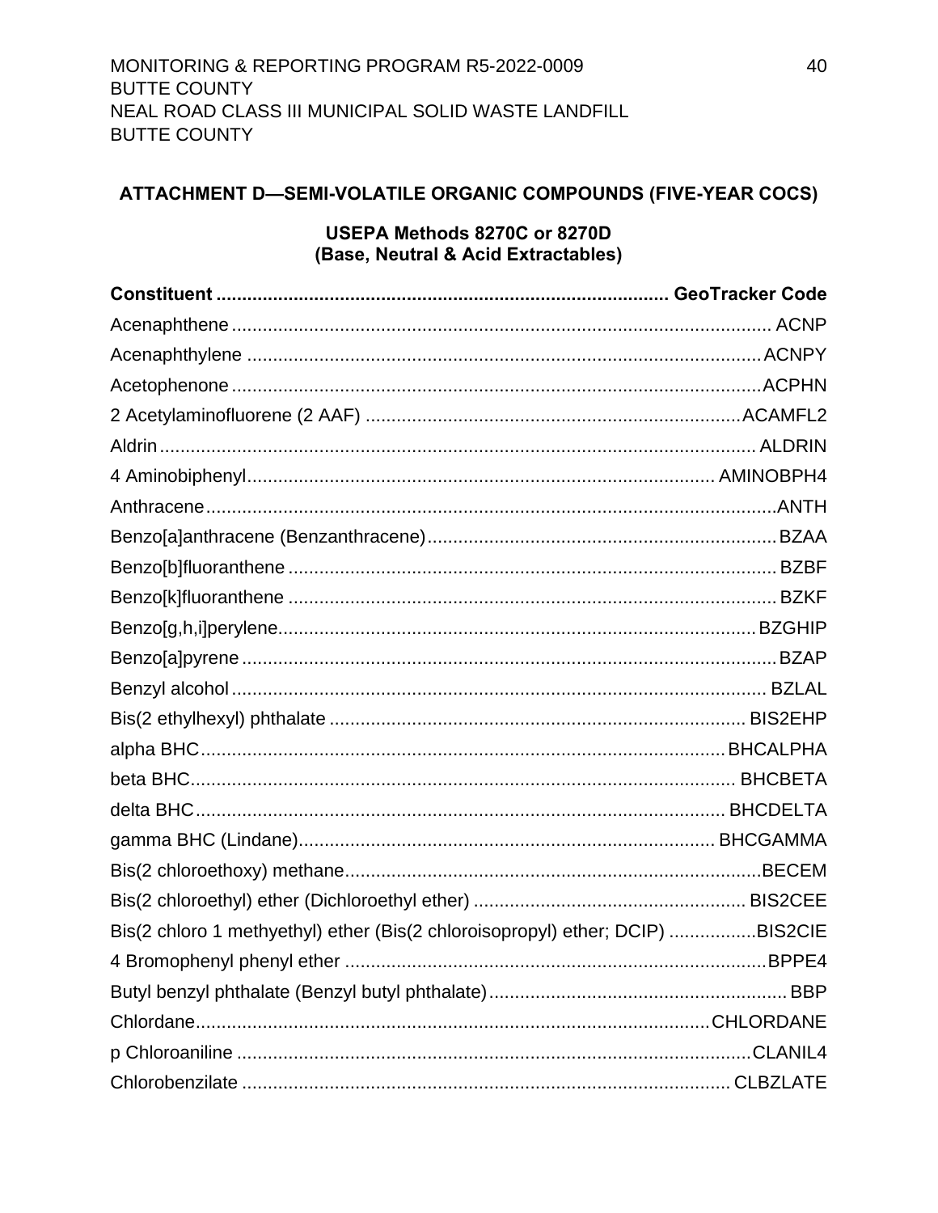## ATTACHMENT D—SEMI-VOLATILE ORGANIC COMPOUNDS (FIVE-YEAR COCS)

### USEPA Methods 8270C or 8270D
### (Base, Neutral & Acid Extractables)

| Constituent | GeoTracker Code |
|---|---|
| Acenaphthene | ACNP |
| Acenaphthylene | ACNPY |
| Acetophenone | ACPHN |
| 2 Acetylaminofluorene (2 AAF) | ACAMFL2 |
| Aldrin | ALDRIN |
| 4 Aminobiphenyl | AMINOBPH4 |
| Anthracene | ANTH |
| Benzo[a]anthracene (Benzanthracene) | BZAA |
| Benzo[b]fluoranthene | BZBF |
| Benzo[k]fluoranthene | BZKF |
| Benzo[g,h,i]perylene | BZGHIP |
| Benzo[a]pyrene | BZAP |
| Benzyl alcohol | BZLAL |
| Bis(2 ethylhexyl) phthalate | BIS2EHP |
| alpha BHC | BHCALPHA |
| beta BHC | BHCBETA |
| delta BHC | BHCDELTA |
| gamma BHC (Lindane) | BHCGAMMA |
| Bis(2 chloroethoxy) methane | BECEM |
| Bis(2 chloroethyl) ether (Dichloroethyl ether) | BIS2CEE |
| Bis(2 chloro 1 methyethyl) ether (Bis(2 chloroisopropyl) ether; DCIP) | BIS2CIE |
| 4 Bromophenyl phenyl ether | BPPE4 |
| Butyl benzyl phthalate (Benzyl butyl phthalate) | BBP |
| Chlordane | CHLORDANE |
| p Chloroaniline | CLANIL4 |
| Chlorobenzilate | CLBZLATE |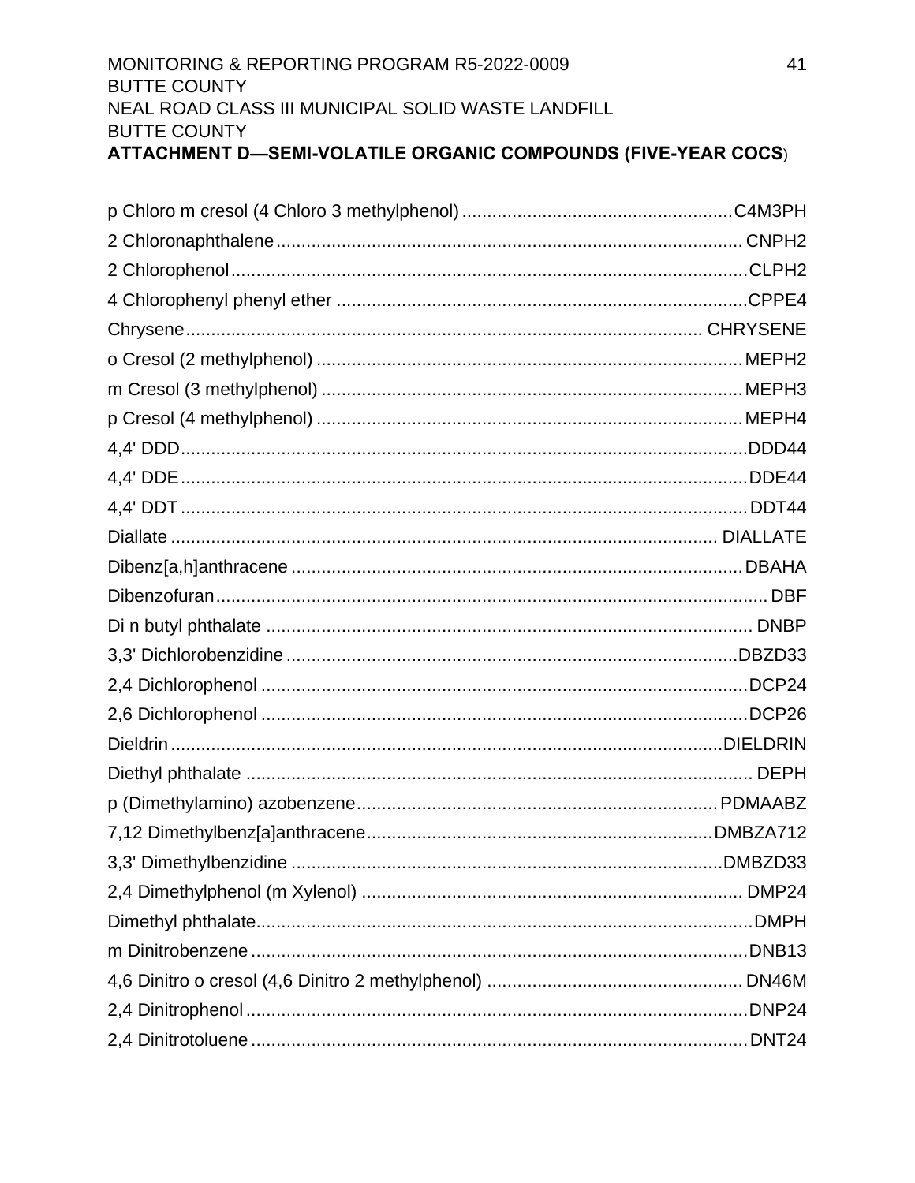## ATTACHMENT D—SEMI-VOLATILE ORGANIC COMPOUNDS (FIVE-YEAR COCS)

p Chloro m cresol (4 Chloro 3 methylphenol) .......... C4M3PH
2 Chloronaphthalene .......... CNPH2
2 Chlorophenol .......... CLPH2
4 Chlorophenyl phenyl ether .......... CPPE4
Chrysene .......... CHRYSENE
o Cresol (2 methylphenol) .......... MEPH2
m Cresol (3 methylphenol) .......... MEPH3
p Cresol (4 methylphenol) .......... MEPH4
4,4' DDD .......... DDD44
4,4' DDE .......... DDE44
4,4' DDT .......... DDT44
Diallate .......... DIALLATE
Dibenz[a,h]anthracene .......... DBAHA
Dibenzofuran .......... DBF
Di n butyl phthalate .......... DNBP
3,3' Dichlorobenzidine .......... DBZD33
2,4 Dichlorophenol .......... DCP24
2,6 Dichlorophenol .......... DCP26
Dieldrin .......... DIELDRIN
Diethyl phthalate .......... DEPH
p (Dimethylamino) azobenzene .......... PDMAABZ
7,12 Dimethylbenz[a]anthracene .......... DMBZA712
3,3' Dimethylbenzidine .......... DMBZD33
2,4 Dimethylphenol (m Xylenol) .......... DMP24
Dimethyl phthalate .......... DMPH
m Dinitrobenzene .......... DNB13
4,6 Dinitro o cresol (4,6 Dinitro 2 methylphenol) .......... DN46M
2,4 Dinitrophenol .......... DNP24
2,4 Dinitrotoluene .......... DNT24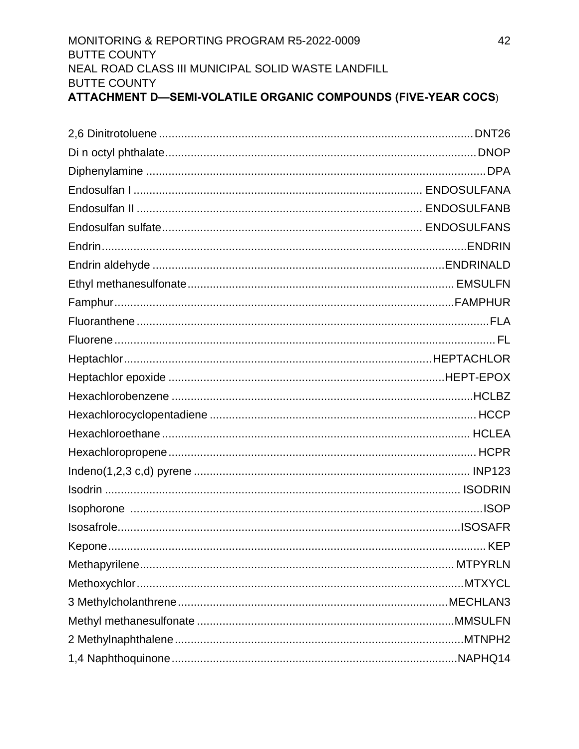## ATTACHMENT D—SEMI-VOLATILE ORGANIC COMPOUNDS (FIVE-YEAR COCS)

| Compound | Code |
|---|---|
| 2,6 Dinitrotoluene | DNT26 |
| Di n octyl phthalate | DNOP |
| Diphenylamine | DPA |
| Endosulfan I | ENDOSULFANA |
| Endosulfan II | ENDOSULFANB |
| Endosulfan sulfate | ENDOSULFANS |
| Endrin | ENDRIN |
| Endrin aldehyde | ENDRINALD |
| Ethyl methanesulfonate | EMSULFN |
| Famphur | FAMPHUR |
| Fluoranthene | FLA |
| Fluorene | FL |
| Heptachlor | HEPTACHLOR |
| Heptachlor epoxide | HEPT-EPOX |
| Hexachlorobenzene | HCLBZ |
| Hexachlorocyclopentadiene | HCCP |
| Hexachloroethane | HCLEA |
| Hexachloropropene | HCPR |
| Indeno(1,2,3 c,d) pyrene | INP123 |
| Isodrin | ISODRIN |
| Isophorone | ISOP |
| Isosafrole | ISOSAFR |
| Kepone | KEP |
| Methapyrilene | MTPYRLN |
| Methoxychlor | MTXYCL |
| 3 Methylcholanthrene | MECHLAN3 |
| Methyl methanesulfonate | MMSULFN |
| 2 Methylnaphthalene | MTNPH2 |
| 1,4 Naphthoquinone | NAPHQ14 |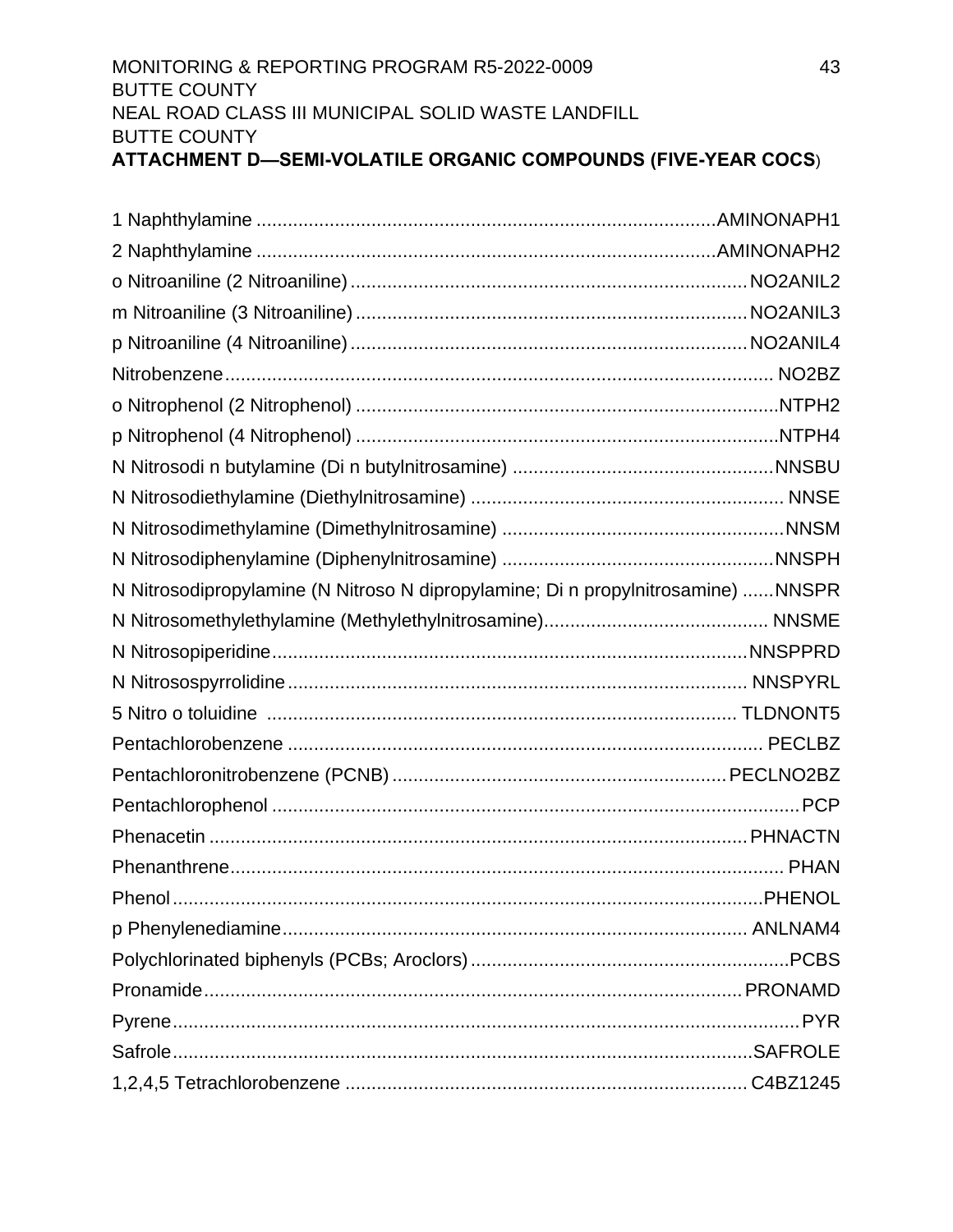**ATTACHMENT D—SEMI-VOLATILE ORGANIC COMPOUNDS (FIVE-YEAR COCS**)

1 Naphthylamine ........................................................................................AMINONAPH1
2 Naphthylamine ........................................................................................AMINONAPH2
o Nitroaniline (2 Nitroaniline) ............................................................................NO2ANIL2
m Nitroaniline (3 Nitroaniline) ...........................................................................NO2ANIL3
p Nitroaniline (4 Nitroaniline) ............................................................................NO2ANIL4
Nitrobenzene.......................................................................................................... NO2BZ
o Nitrophenol (2 Nitrophenol) ..................................................................................NTPH2
p Nitrophenol (4 Nitrophenol) ..................................................................................NTPH4
N Nitrosodi n butylamine (Di n butylnitrosamine) ..................................................NNSBU
N Nitrosodiethylamine (Diethylnitrosamine) ............................................................ NNSE
N Nitrosodimethylamine (Dimethylnitrosamine) ......................................................NNSM
N Nitrosodiphenylamine (Diphenylnitrosamine) ....................................................NNSPH
N Nitrosodipropylamine (N Nitroso N dipropylamine; Di n propylnitrosamine) ......NNSPR
N Nitrosomethylethylamine (Methylethylnitrosamine)........................................... NNSME
N Nitrosopiperidine..........................................................................................NNSPPRD
N Nitrosospyrrolidine........................................................................................ NNSPYRL
5 Nitro o toluidine ......................................................................................... TLDNONT5
Pentachlorobenzene ........................................................................................... PECLBZ
Pentachloronitrobenzene (PCNB) ................................................................PECLNO2BZ
Pentachlorophenol .....................................................................................................PCP
Phenacetin ......................................................................................................PHNACTN
Phenanthrene.......................................................................................................... PHAN
Phenol ...................................................................................................................PHENOL
p Phenylenediamine........................................................................................ ANLNAM4
Polychlorinated biphenyls (PCBs; Aroclors) .............................................................PCBS
Pronamide.......................................................................................................PRONAMD
Pyrene.........................................................................................................................PYR
Safrole..................................................................................................................SAFROLE
1,2,4,5 Tetrachlorobenzene ............................................................................. C4BZ1245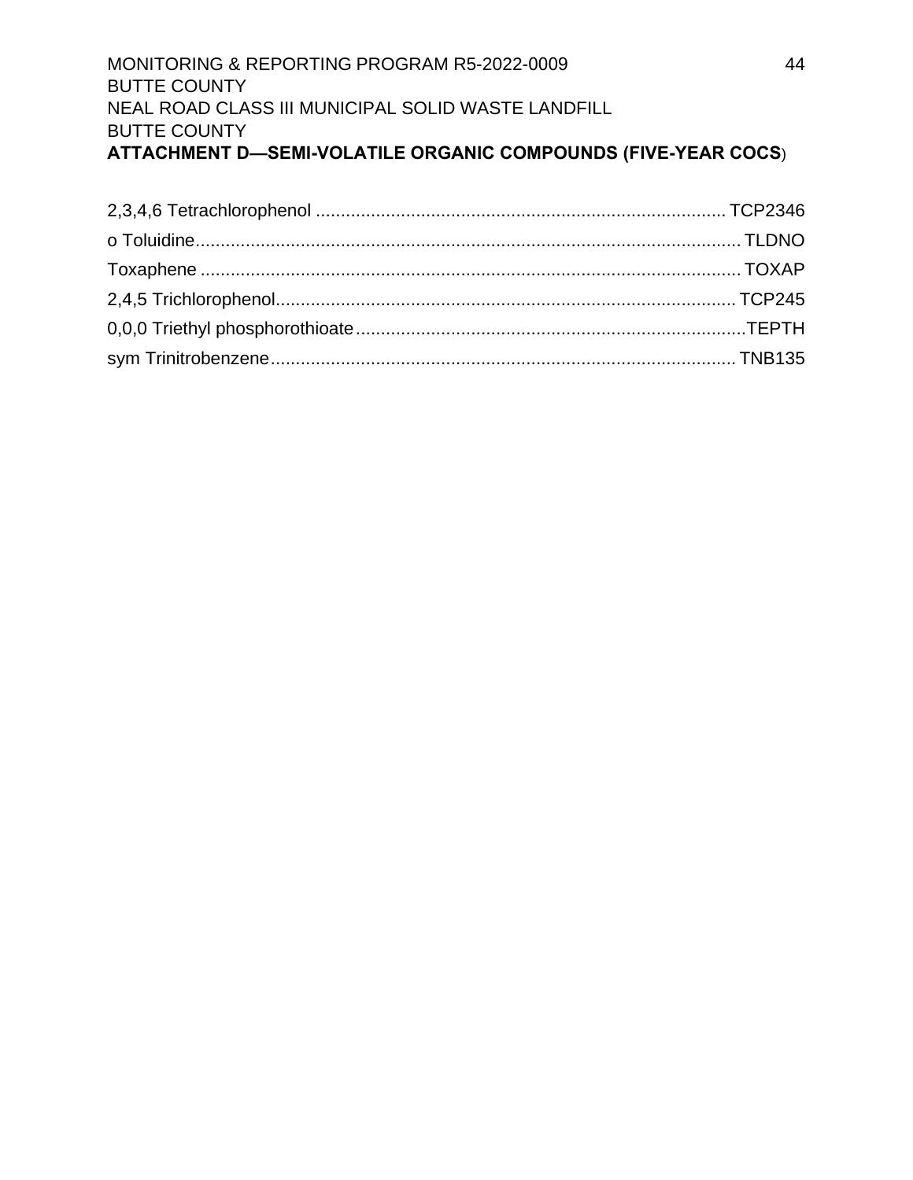2,3,4,6 Tetrachlorophenol ................................................................................ TCP2346

o Toluidine........................................................................................................ TLDNO

Toxaphene ....................................................................................................... TOXAP

2,4,5 Trichlorophenol....................................................................................... TCP245

0,0,0 Triethyl phosphorothioate ..........................................................................TEPTH

sym Trinitrobenzene......................................................................................... TNB135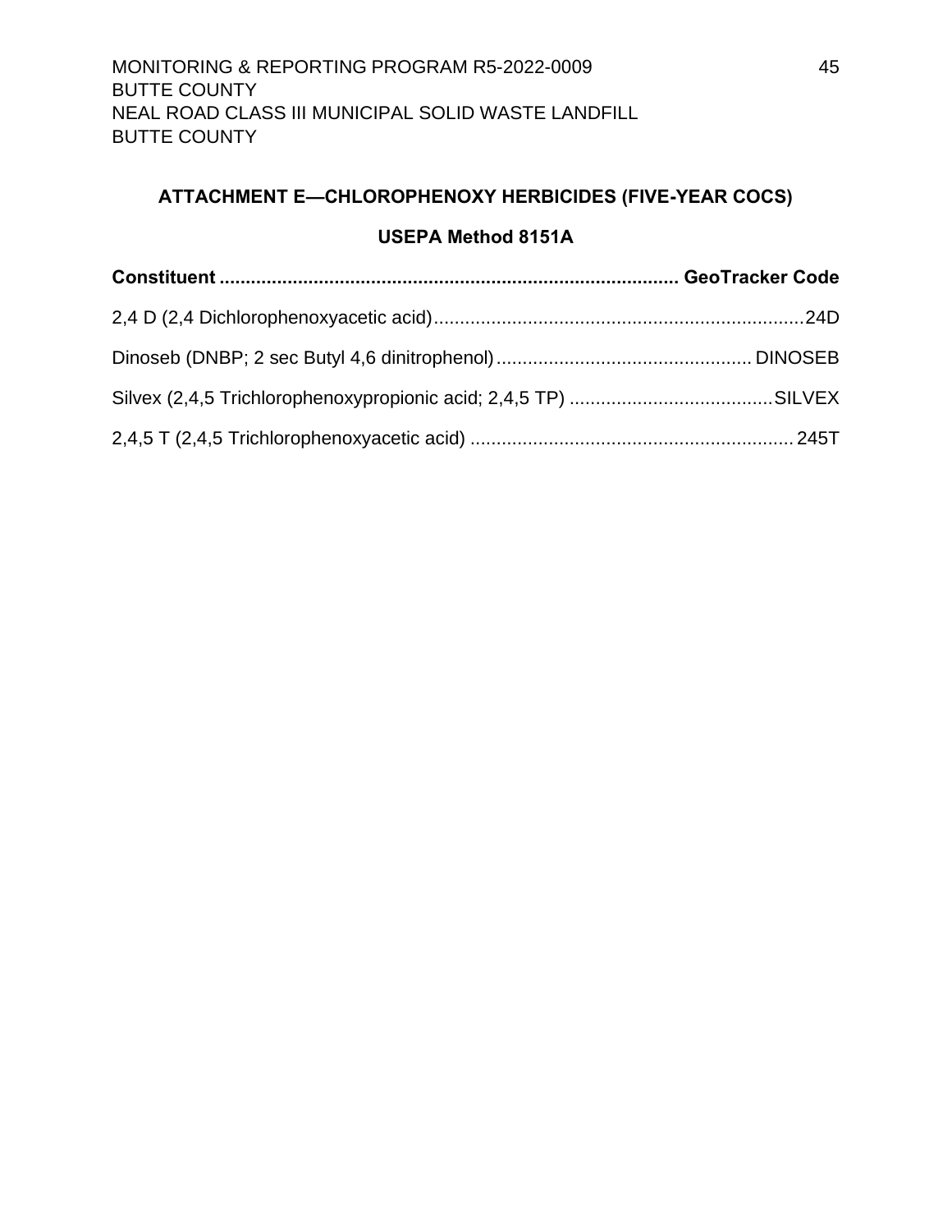## ATTACHMENT E—CHLOROPHENOXY HERBICIDES (FIVE-YEAR COCS)

### USEPA Method 8151A

| Constituent | GeoTracker Code |
|---|---|
| 2,4 D (2,4 Dichlorophenoxyacetic acid) | 24D |
| Dinoseb (DNBP; 2 sec Butyl 4,6 dinitrophenol) | DINOSEB |
| Silvex (2,4,5 Trichlorophenoxypropionic acid; 2,4,5 TP) | SILVEX |
| 2,4,5 T (2,4,5 Trichlorophenoxyacetic acid) | 245T |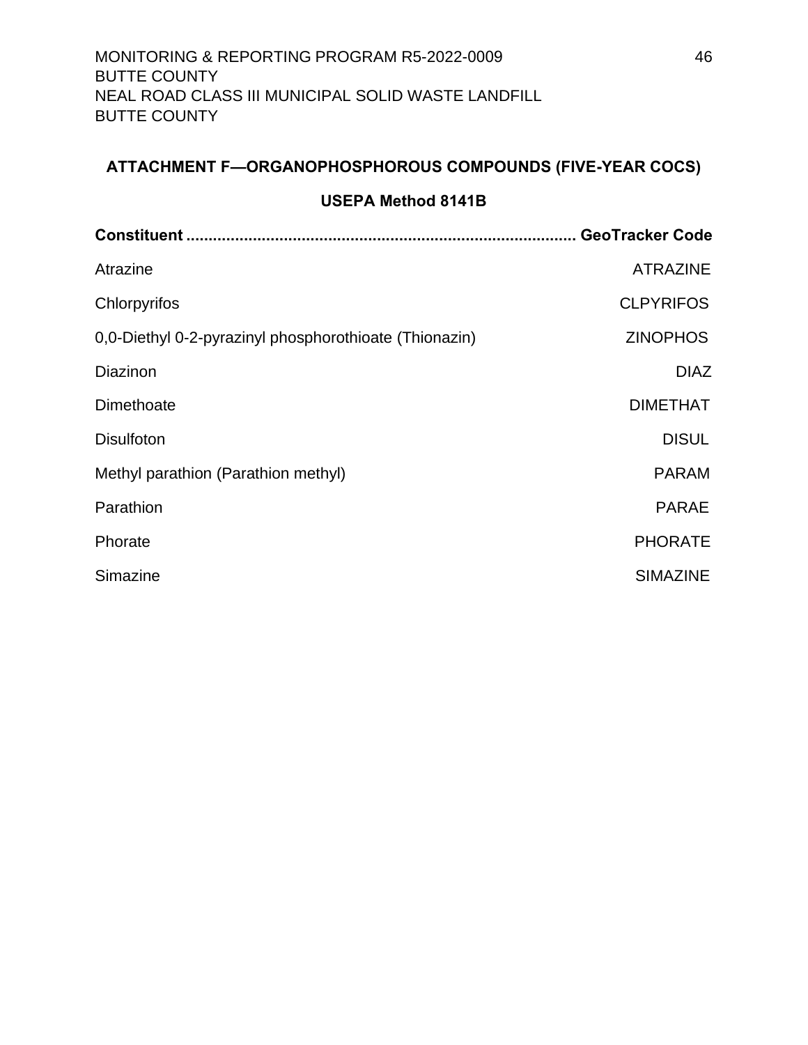## ATTACHMENT F—ORGANOPHOSPHOROUS COMPOUNDS (FIVE-YEAR COCS)

### USEPA Method 8141B

| Constituent | GeoTracker Code |
|---|---|
| Atrazine | ATRAZINE |
| Chlorpyrifos | CLPYRIFOS |
| 0,0-Diethyl 0-2-pyrazinyl phosphorothioate (Thionazin) | ZINOPHOS |
| Diazinon | DIAZ |
| Dimethoate | DIMETHAT |
| Disulfoton | DISUL |
| Methyl parathion (Parathion methyl) | PARAM |
| Parathion | PARAE |
| Phorate | PHORATE |
| Simazine | SIMAZINE |